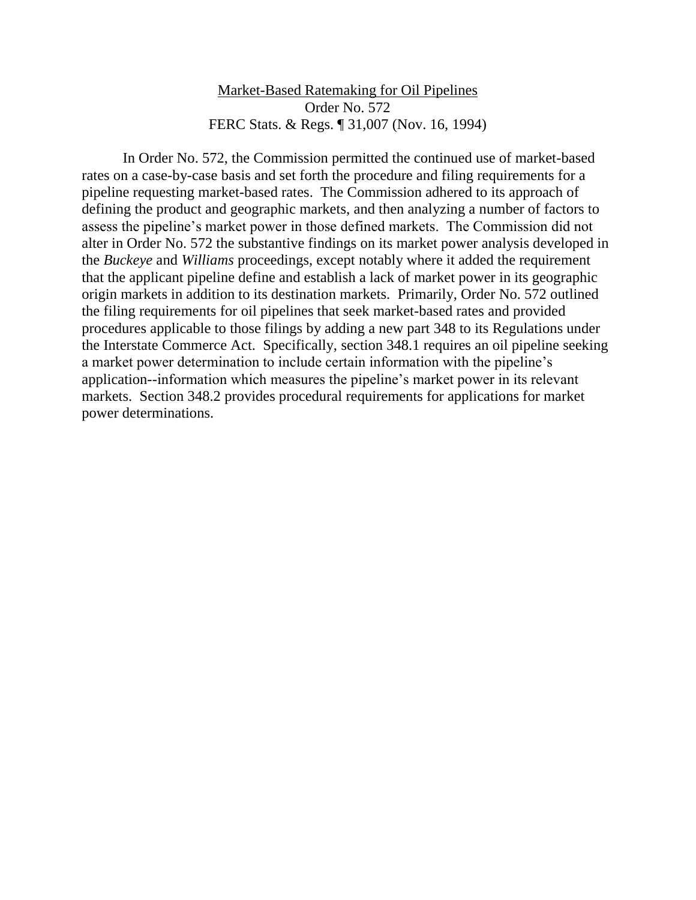<u>Market-Based Ratemaking for Oil Pipelines</u>
Order No. 572
FERC Stats. & Regs. ¶ 31,007 (Nov. 16, 1994)

In Order No. 572, the Commission permitted the continued use of market-based rates on a case-by-case basis and set forth the procedure and filing requirements for a pipeline requesting market-based rates. The Commission adhered to its approach of defining the product and geographic markets, and then analyzing a number of factors to assess the pipeline's market power in those defined markets. The Commission did not alter in Order No. 572 the substantive findings on its market power analysis developed in the *Buckeye* and *Williams* proceedings, except notably where it added the requirement that the applicant pipeline define and establish a lack of market power in its geographic origin markets in addition to its destination markets. Primarily, Order No. 572 outlined the filing requirements for oil pipelines that seek market-based rates and provided procedures applicable to those filings by adding a new part 348 to its Regulations under the Interstate Commerce Act. Specifically, section 348.1 requires an oil pipeline seeking a market power determination to include certain information with the pipeline's application--information which measures the pipeline's market power in its relevant markets. Section 348.2 provides procedural requirements for applications for market power determinations.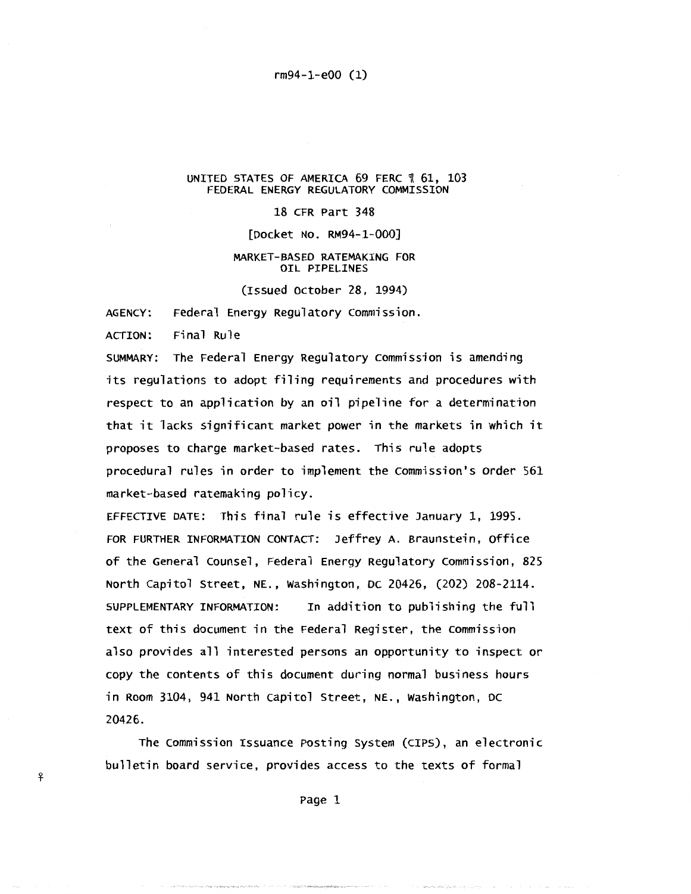rm94-1-e00 (1)

UNITED STATES OF AMERICA 69 FERC ¶ 61, 103
FEDERAL ENERGY REGULATORY COMMISSION

18 CFR Part 348

[Docket No. RM94-1-000]

MARKET-BASED RATEMAKING FOR
OIL PIPELINES

(Issued October 28, 1994)

AGENCY: Federal Energy Regulatory Commission.

ACTION: Final Rule

SUMMARY: The Federal Energy Regulatory Commission is amending its regulations to adopt filing requirements and procedures with respect to an application by an oil pipeline for a determination that it lacks significant market power in the markets in which it proposes to charge market-based rates. This rule adopts procedural rules in order to implement the Commission's Order 561 market-based ratemaking policy.

EFFECTIVE DATE: This final rule is effective January 1, 1995.

FOR FURTHER INFORMATION CONTACT: Jeffrey A. Braunstein, Office of the General Counsel, Federal Energy Regulatory Commission, 825 North Capitol Street, NE., Washington, DC 20426, (202) 208-2114.

SUPPLEMENTARY INFORMATION: In addition to publishing the full text of this document in the Federal Register, the Commission also provides all interested persons an opportunity to inspect or copy the contents of this document during normal business hours in Room 3104, 941 North Capitol Street, NE., Washington, DC 20426.

The Commission Issuance Posting System (CIPS), an electronic bulletin board service, provides access to the texts of formal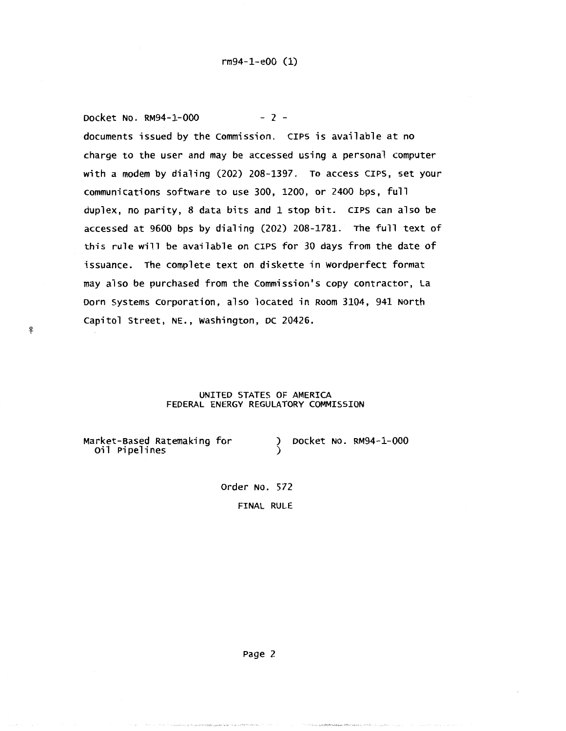documents issued by the Commission. CIPS is available at no charge to the user and may be accessed using a personal computer with a modem by dialing (202) 208-1397. To access CIPS, set your communications software to use 300, 1200, or 2400 bps, full duplex, no parity, 8 data bits and 1 stop bit. CIPS can also be accessed at 9600 bps by dialing (202) 208-1781. The full text of this rule will be available on CIPS for 30 days from the date of issuance. The complete text on diskette in WordPerfect format may also be purchased from the Commission's copy contractor, La Dorn Systems Corporation, also located in Room 3104, 941 North Capitol Street, NE., Washington, DC 20426.

UNITED STATES OF AMERICA
FEDERAL ENERGY REGULATORY COMMISSION

Market-Based Ratemaking for Oil Pipelines ) Docket No. RM94-1-000

Order No. 572

FINAL RULE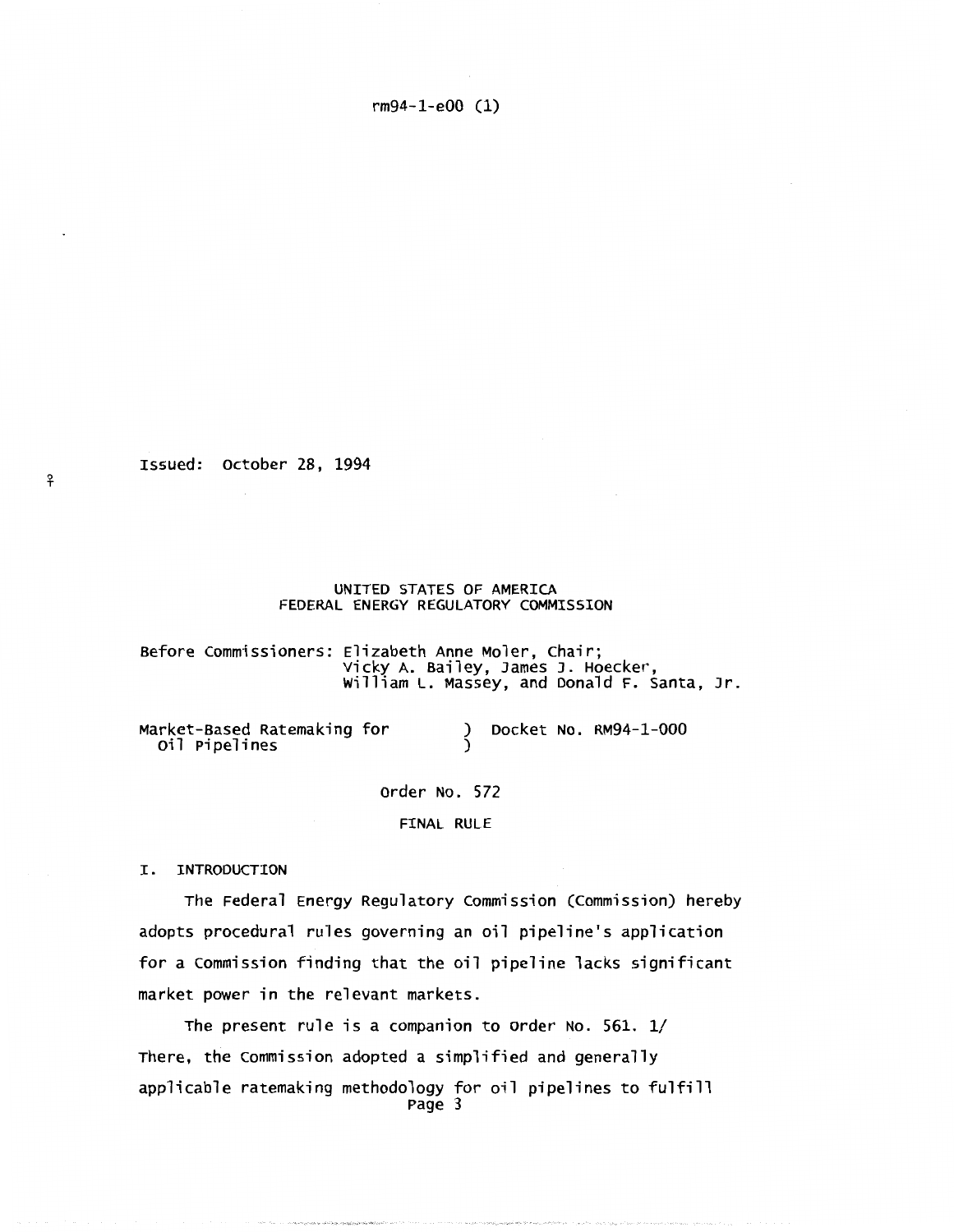Issued: October 28, 1994

UNITED STATES OF AMERICA
FEDERAL ENERGY REGULATORY COMMISSION

Before Commissioners: Elizabeth Anne Moler, Chair;
Vicky A. Bailey, James J. Hoecker,
William L. Massey, and Donald F. Santa, Jr.

Market-Based Ratemaking for Oil Pipelines ) Docket No. RM94-1-000

Order No. 572

FINAL RULE

## I. INTRODUCTION

The Federal Energy Regulatory Commission (Commission) hereby adopts procedural rules governing an oil pipeline's application for a Commission finding that the oil pipeline lacks significant market power in the relevant markets.

The present rule is a companion to Order No. 561. 1/ There, the Commission adopted a simplified and generally applicable ratemaking methodology for oil pipelines to fulfill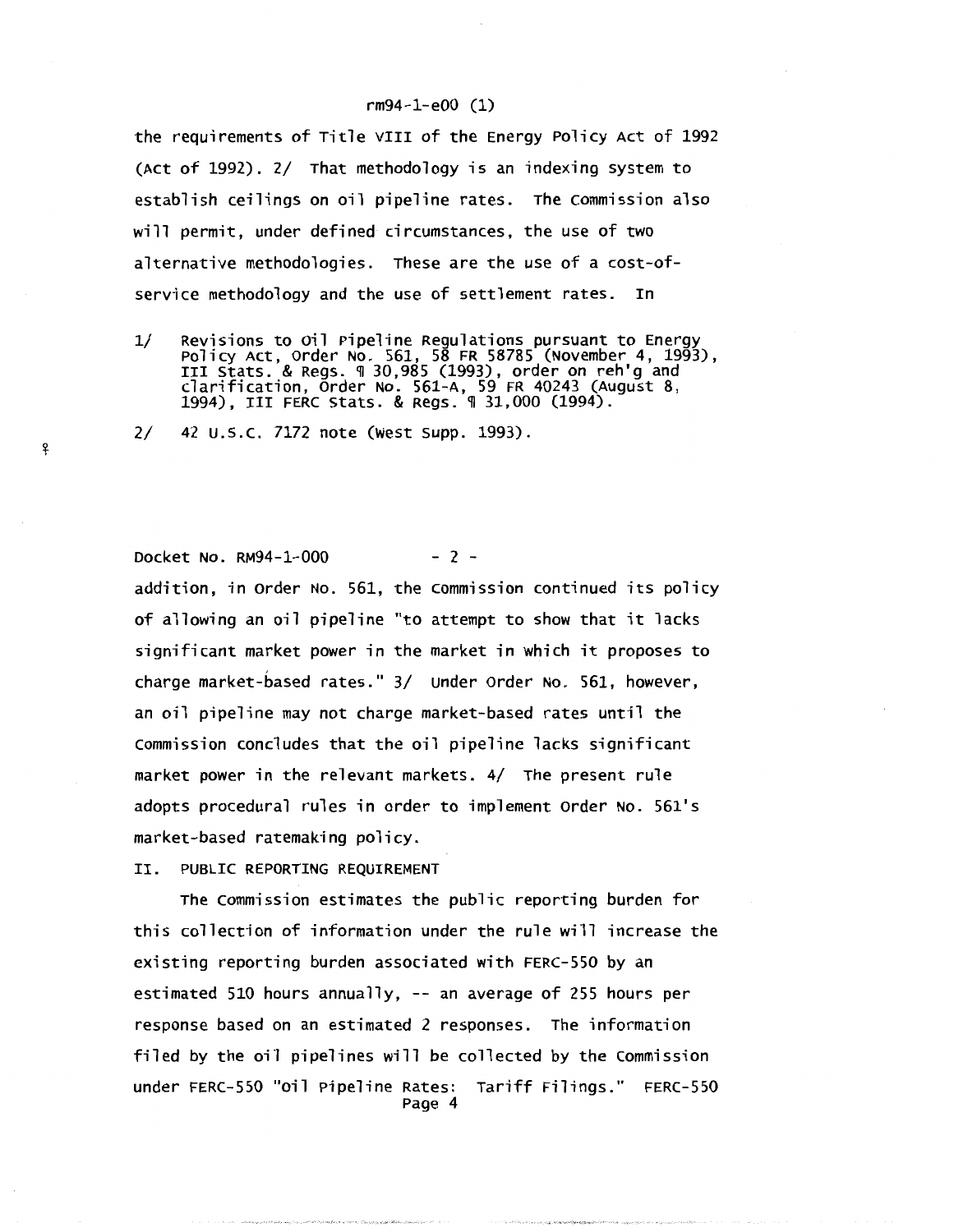the requirements of Title VIII of the Energy Policy Act of 1992 (Act of 1992). 2/ That methodology is an indexing system to establish ceilings on oil pipeline rates. The Commission also will permit, under defined circumstances, the use of two alternative methodologies. These are the use of a cost-of-service methodology and the use of settlement rates. In

1/ Revisions to Oil Pipeline Regulations pursuant to Energy Policy Act, Order No. 561, 58 FR 58785 (November 4, 1993), III Stats. & Regs. ¶ 30,985 (1993), order on reh'g and clarification, Order No. 561-A, 59 FR 40243 (August 8, 1994), III FERC Stats. & Regs. ¶ 31,000 (1994).

2/ 42 U.S.C. 7172 note (West Supp. 1993).

Docket No. RM94-1-000 - 2 -

addition, in Order No. 561, the Commission continued its policy of allowing an oil pipeline "to attempt to show that it lacks significant market power in the market in which it proposes to charge market-based rates." 3/ Under Order No. 561, however, an oil pipeline may not charge market-based rates until the Commission concludes that the oil pipeline lacks significant market power in the relevant markets. 4/ The present rule adopts procedural rules in order to implement Order No. 561's market-based ratemaking policy.

II. PUBLIC REPORTING REQUIREMENT

The Commission estimates the public reporting burden for this collection of information under the rule will increase the existing reporting burden associated with FERC-550 by an estimated 510 hours annually, -- an average of 255 hours per response based on an estimated 2 responses. The information filed by the oil pipelines will be collected by the Commission under FERC-550 "Oil Pipeline Rates: Tariff Filings." FERC-550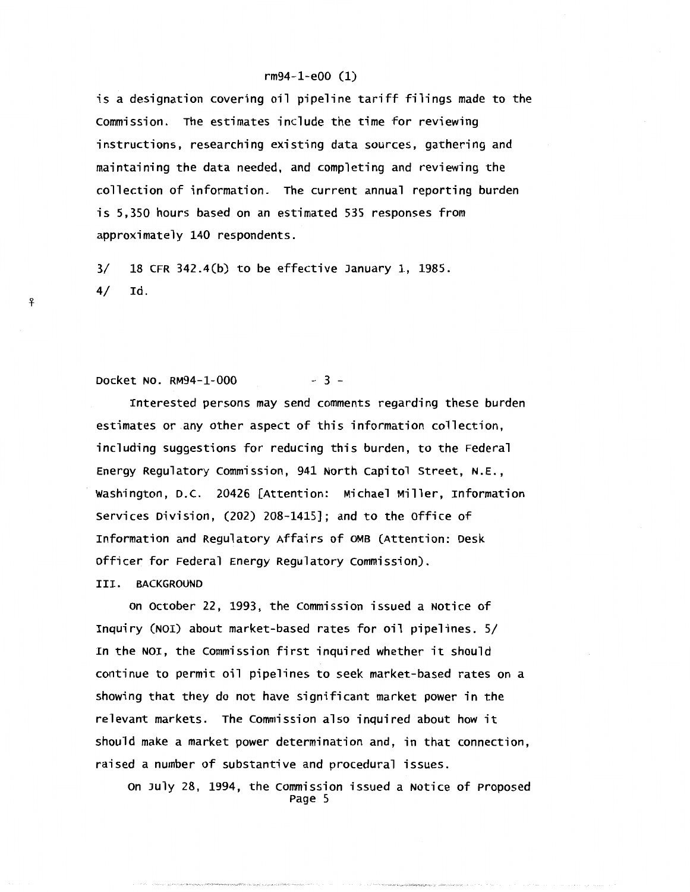is a designation covering oil pipeline tariff filings made to the Commission. The estimates include the time for reviewing instructions, researching existing data sources, gathering and maintaining the data needed, and completing and reviewing the collection of information. The current annual reporting burden is 5,350 hours based on an estimated 535 responses from approximately 140 respondents.

3/ 18 CFR 342.4(b) to be effective January 1, 1985.

4/ Id.

Interested persons may send comments regarding these burden estimates or any other aspect of this information collection, including suggestions for reducing this burden, to the Federal Energy Regulatory Commission, 941 North Capitol Street, N.E., Washington, D.C. 20426 [Attention: Michael Miller, Information Services Division, (202) 208-1415]; and to the Office of Information and Regulatory Affairs of OMB (Attention: Desk Officer for Federal Energy Regulatory Commission).

## III. BACKGROUND

On October 22, 1993, the Commission issued a Notice of Inquiry (NOI) about market-based rates for oil pipelines. 5/ In the NOI, the Commission first inquired whether it should continue to permit oil pipelines to seek market-based rates on a showing that they do not have significant market power in the relevant markets. The Commission also inquired about how it should make a market power determination and, in that connection, raised a number of substantive and procedural issues.

On July 28, 1994, the Commission issued a Notice of Proposed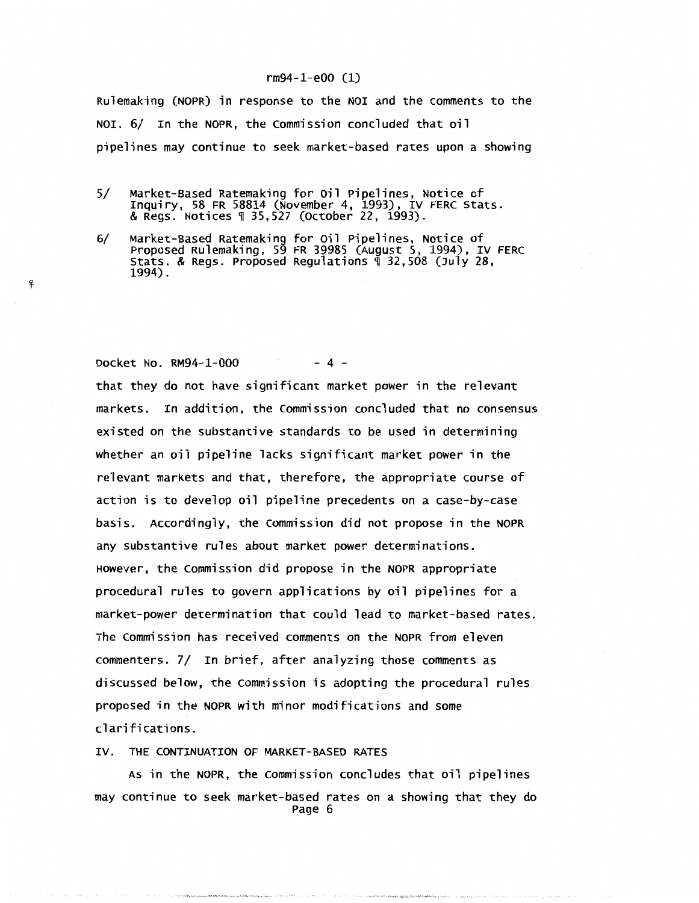Rulemaking (NOPR) in response to the NOI and the comments to the NOI. 6/ In the NOPR, the Commission concluded that oil pipelines may continue to seek market-based rates upon a showing

5/ Market-Based Ratemaking for Oil Pipelines, Notice of Inquiry, 58 FR 58814 (November 4, 1993), IV FERC Stats. & Regs. Notices ¶ 35,527 (October 22, 1993).

6/ Market-Based Ratemaking for Oil Pipelines, Notice of Proposed Rulemaking, 59 FR 39985 (August 5, 1994), IV FERC Stats. & Regs. Proposed Regulations ¶ 32,508 (July 28, 1994).

that they do not have significant market power in the relevant markets. In addition, the Commission concluded that no consensus existed on the substantive standards to be used in determining whether an oil pipeline lacks significant market power in the relevant markets and that, therefore, the appropriate course of action is to develop oil pipeline precedents on a case-by-case basis. Accordingly, the Commission did not propose in the NOPR any substantive rules about market power determinations. However, the Commission did propose in the NOPR appropriate procedural rules to govern applications by oil pipelines for a market-power determination that could lead to market-based rates. The Commission has received comments on the NOPR from eleven commenters. 7/ In brief, after analyzing those comments as discussed below, the Commission is adopting the procedural rules proposed in the NOPR with minor modifications and some clarifications.

## IV. THE CONTINUATION OF MARKET-BASED RATES

As in the NOPR, the Commission concludes that oil pipelines may continue to seek market-based rates on a showing that they do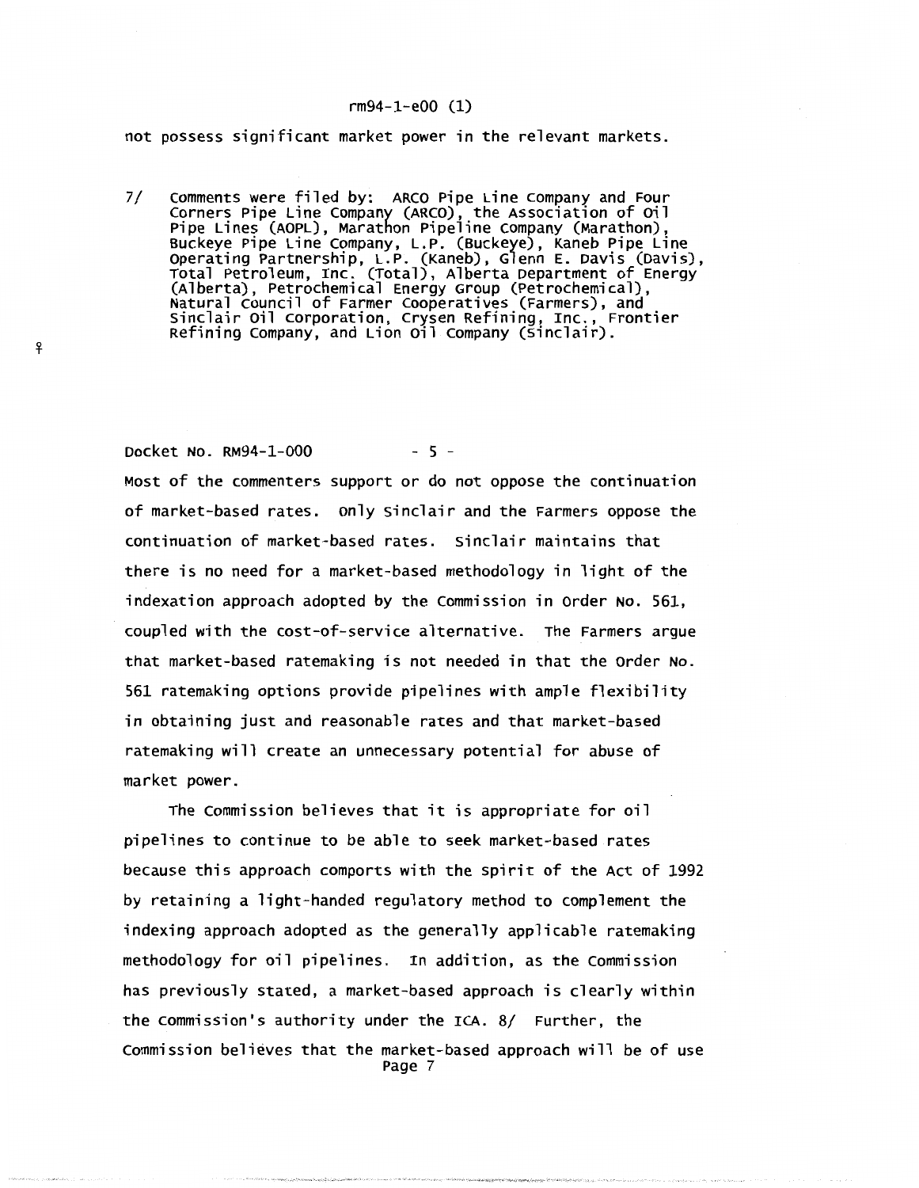not possess significant market power in the relevant markets.

7/ Comments were filed by: ARCO Pipe Line Company and Four Corners Pipe Line Company (ARCO), the Association of Oil Pipe Lines (AOPL), Marathon Pipeline Company (Marathon), Buckeye Pipe Line Company, L.P. (Buckeye), Kaneb Pipe Line Operating Partnership, L.P. (Kaneb), Glenn E. Davis (Davis), Total Petroleum, Inc. (Total), Alberta Department of Energy (Alberta), Petrochemical Energy Group (Petrochemical), Natural Council of Farmer Cooperatives (Farmers), and Sinclair Oil Corporation, Crysen Refining, Inc., Frontier Refining Company, and Lion Oil Company (Sinclair).

Docket No. RM94-1-000 - 5 -

Most of the commenters support or do not oppose the continuation of market-based rates. Only Sinclair and the Farmers oppose the continuation of market-based rates. Sinclair maintains that there is no need for a market-based methodology in light of the indexation approach adopted by the Commission in Order No. 561, coupled with the cost-of-service alternative. The Farmers argue that market-based ratemaking is not needed in that the Order No. 561 ratemaking options provide pipelines with ample flexibility in obtaining just and reasonable rates and that market-based ratemaking will create an unnecessary potential for abuse of market power.

The Commission believes that it is appropriate for oil pipelines to continue to be able to seek market-based rates because this approach comports with the spirit of the Act of 1992 by retaining a light-handed regulatory method to complement the indexing approach adopted as the generally applicable ratemaking methodology for oil pipelines. In addition, as the Commission has previously stated, a market-based approach is clearly within the Commission's authority under the ICA. 8/ Further, the Commission believes that the market-based approach will be of use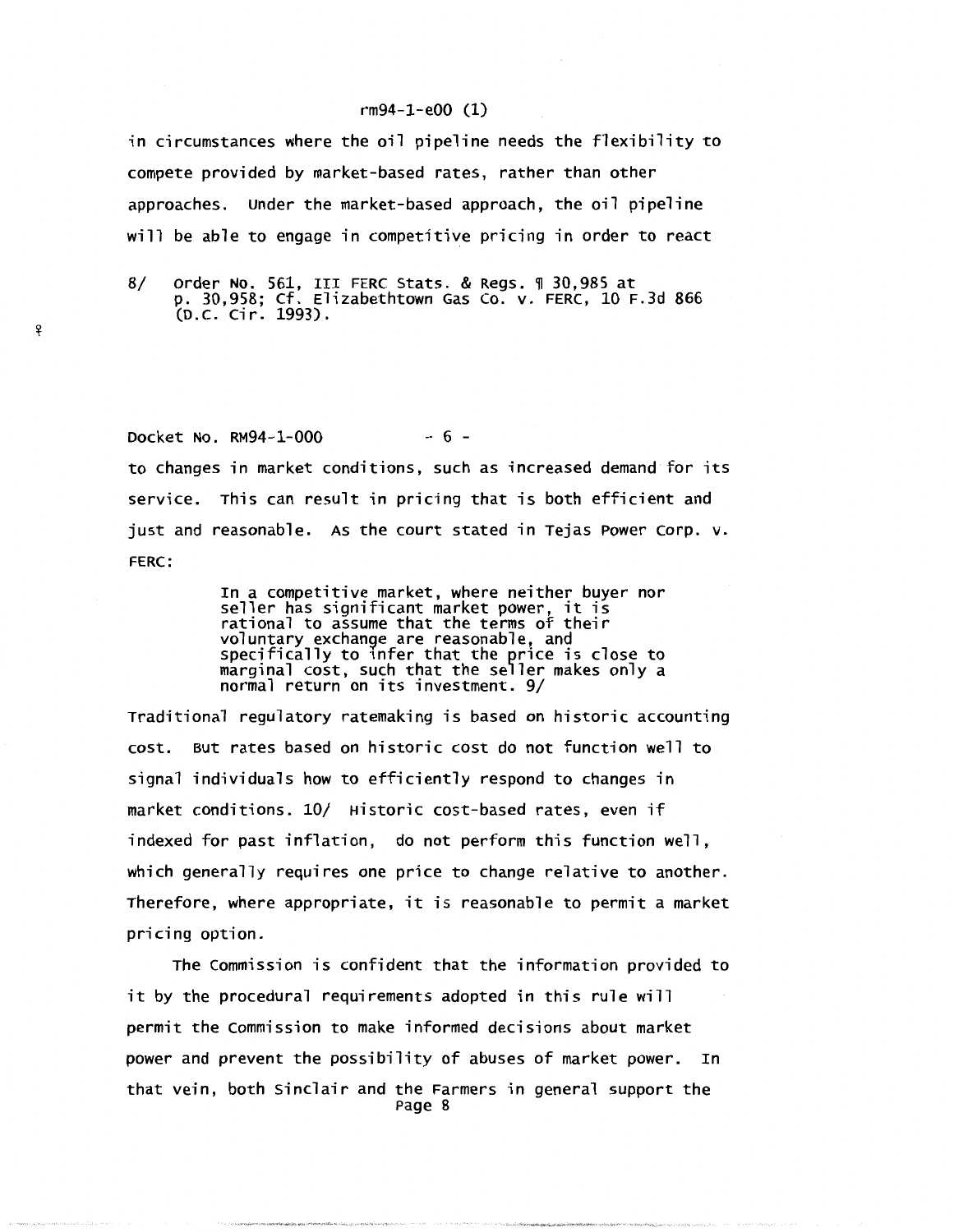in circumstances where the oil pipeline needs the flexibility to compete provided by market-based rates, rather than other approaches. Under the market-based approach, the oil pipeline will be able to engage in competitive pricing in order to react

8/ Order No. 561, III FERC Stats. & Regs. ¶ 30,985 at p. 30,958; Cf. Elizabethtown Gas Co. v. FERC, 10 F.3d 866 (D.C. Cir. 1993).

Docket No. RM94-1-000 - 6 -

to changes in market conditions, such as increased demand for its service. This can result in pricing that is both efficient and just and reasonable. As the court stated in Tejas Power Corp. v. FERC:

> In a competitive market, where neither buyer nor seller has significant market power, it is rational to assume that the terms of their voluntary exchange are reasonable, and specifically to infer that the price is close to marginal cost, such that the seller makes only a normal return on its investment. 9/

Traditional regulatory ratemaking is based on historic accounting cost. But rates based on historic cost do not function well to signal individuals how to efficiently respond to changes in market conditions. 10/ Historic cost-based rates, even if indexed for past inflation, do not perform this function well, which generally requires one price to change relative to another. Therefore, where appropriate, it is reasonable to permit a market pricing option.

The Commission is confident that the information provided to it by the procedural requirements adopted in this rule will permit the Commission to make informed decisions about market power and prevent the possibility of abuses of market power. In that vein, both Sinclair and the Farmers in general support the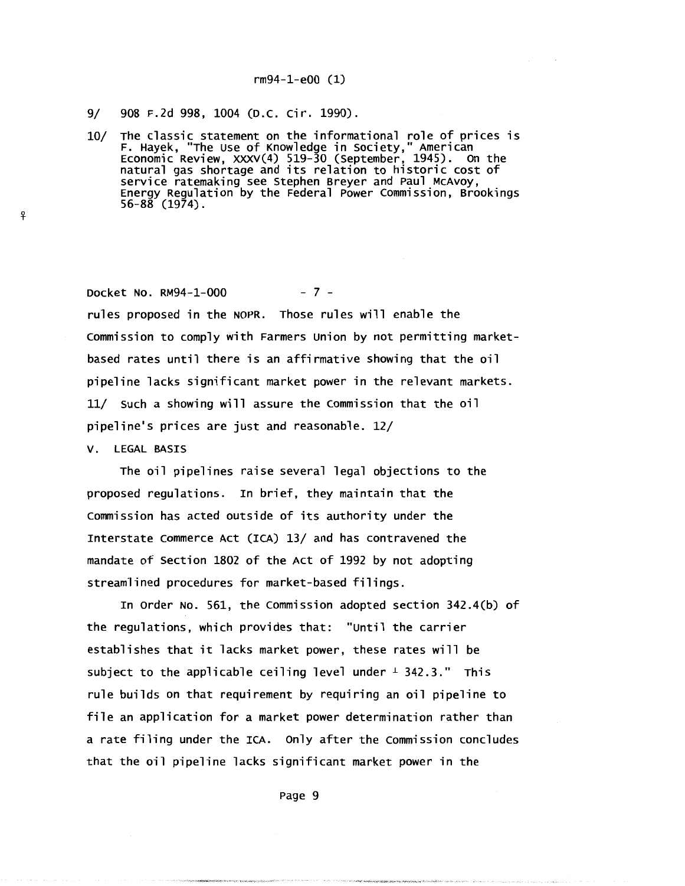9/ 908 F.2d 998, 1004 (D.C. Cir. 1990).

10/ The classic statement on the informational role of prices is F. Hayek, "The Use of Knowledge in Society," American Economic Review, XXXV(4) 519-30 (September, 1945). On the natural gas shortage and its relation to historic cost of service ratemaking see Stephen Breyer and Paul McAvoy, Energy Regulation by the Federal Power Commission, Brookings 56-88 (1974).

rules proposed in the NOPR. Those rules will enable the Commission to comply with Farmers Union by not permitting market-based rates until there is an affirmative showing that the oil pipeline lacks significant market power in the relevant markets. 11/ Such a showing will assure the Commission that the oil pipeline's prices are just and reasonable. 12/

## V. LEGAL BASIS

The oil pipelines raise several legal objections to the proposed regulations. In brief, they maintain that the Commission has acted outside of its authority under the Interstate Commerce Act (ICA) 13/ and has contravened the mandate of Section 1802 of the Act of 1992 by not adopting streamlined procedures for market-based filings.

In Order No. 561, the Commission adopted section 342.4(b) of the regulations, which provides that: "Until the carrier establishes that it lacks market power, these rates will be subject to the applicable ceiling level under § 342.3." This rule builds on that requirement by requiring an oil pipeline to file an application for a market power determination rather than a rate filing under the ICA. Only after the Commission concludes that the oil pipeline lacks significant market power in the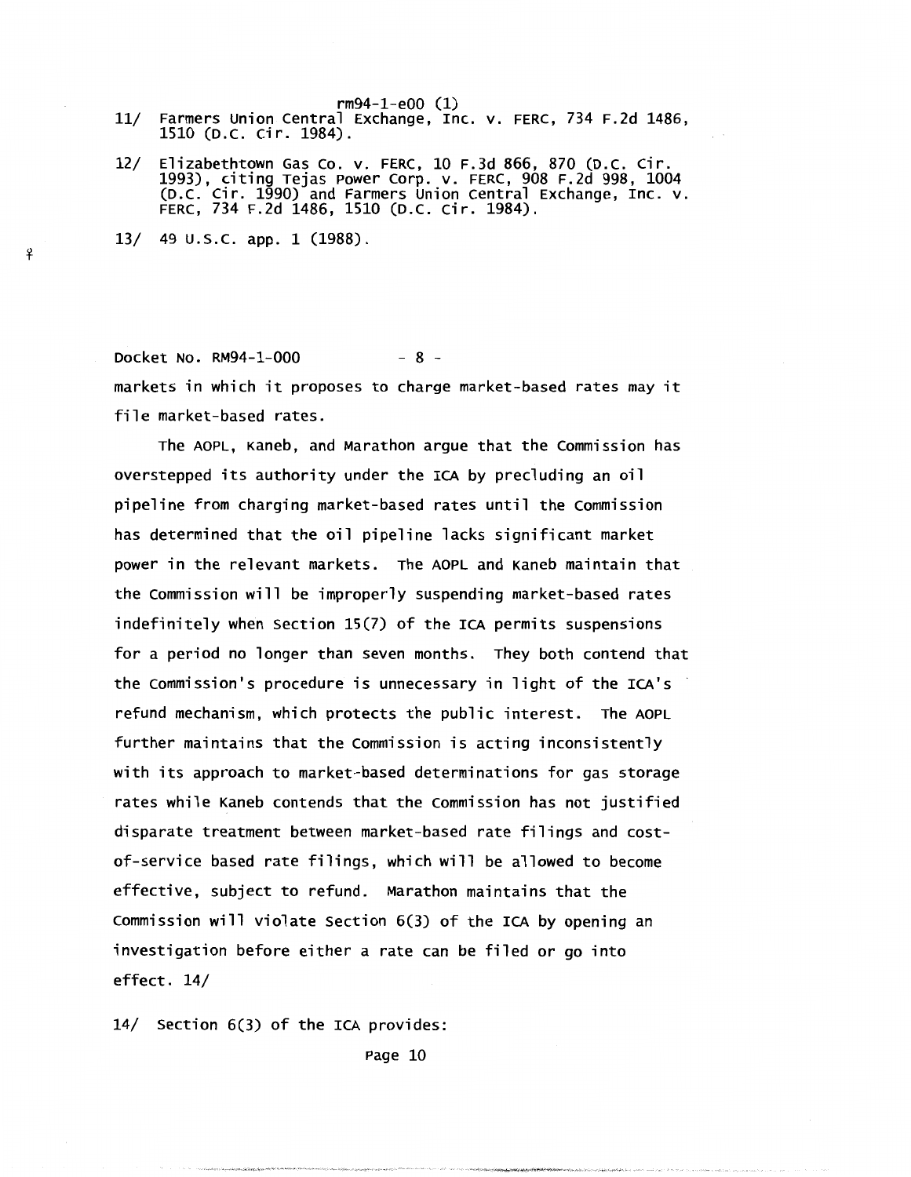11/ Farmers Union Central Exchange, Inc. v. FERC, 734 F.2d 1486, 1510 (D.C. Cir. 1984).

12/ Elizabethtown Gas Co. v. FERC, 10 F.3d 866, 870 (D.C. Cir. 1993), citing Tejas Power Corp. v. FERC, 908 F.2d 998, 1004 (D.C. Cir. 1990) and Farmers Union Central Exchange, Inc. v. FERC, 734 F.2d 1486, 1510 (D.C. Cir. 1984).

13/ 49 U.S.C. app. 1 (1988).

markets in which it proposes to charge market-based rates may it file market-based rates.

The AOPL, Kaneb, and Marathon argue that the Commission has overstepped its authority under the ICA by precluding an oil pipeline from charging market-based rates until the Commission has determined that the oil pipeline lacks significant market power in the relevant markets. The AOPL and Kaneb maintain that the Commission will be improperly suspending market-based rates indefinitely when Section 15(7) of the ICA permits suspensions for a period no longer than seven months. They both contend that the Commission's procedure is unnecessary in light of the ICA's refund mechanism, which protects the public interest. The AOPL further maintains that the Commission is acting inconsistently with its approach to market-based determinations for gas storage rates while Kaneb contends that the Commission has not justified disparate treatment between market-based rate filings and cost-of-service based rate filings, which will be allowed to become effective, subject to refund. Marathon maintains that the Commission will violate Section 6(3) of the ICA by opening an investigation before either a rate can be filed or go into effect. 14/

14/ Section 6(3) of the ICA provides: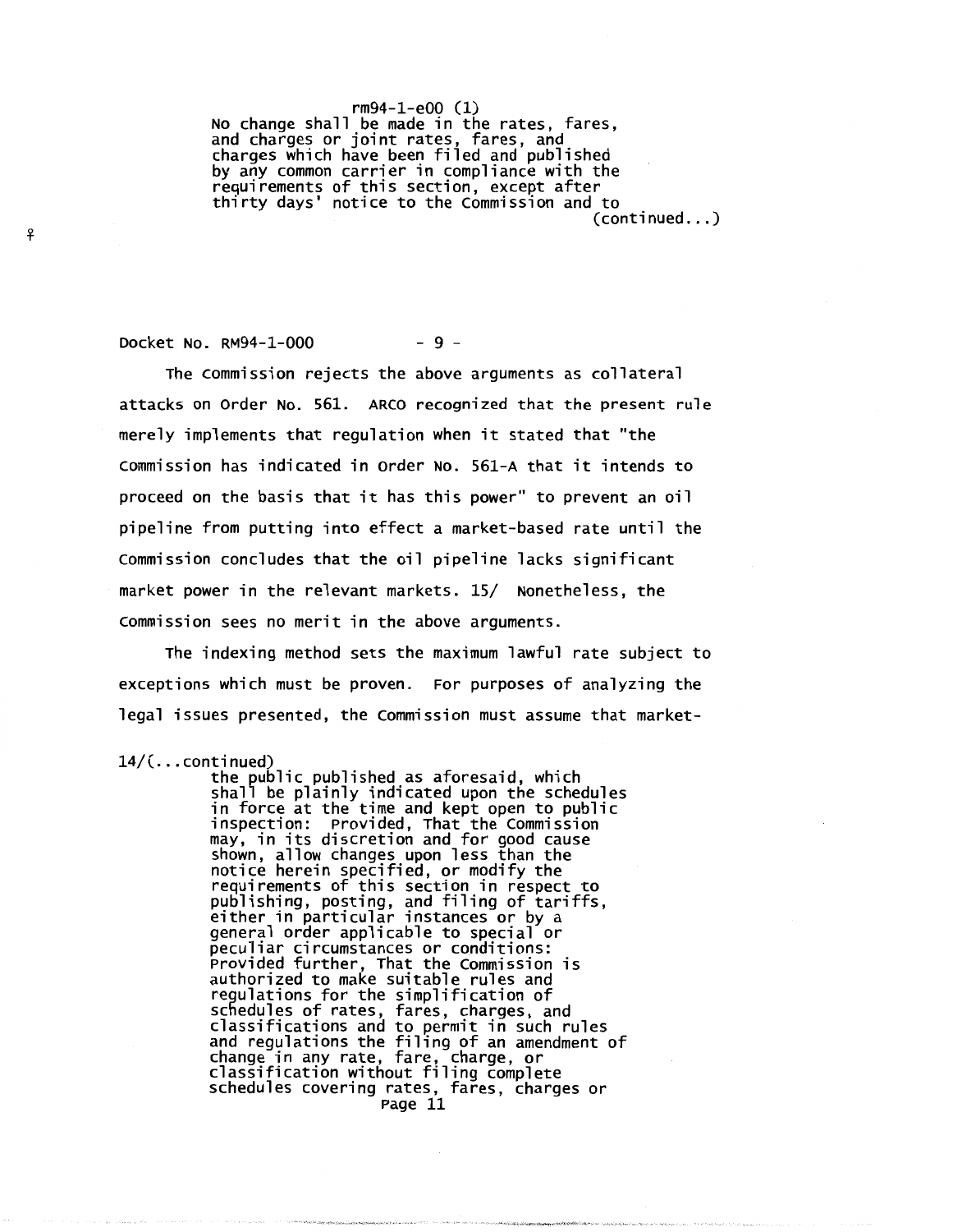No change shall be made in the rates, fares, and charges or joint rates, fares, and charges which have been filed and published by any common carrier in compliance with the requirements of this section, except after thirty days' notice to the Commission and to (continued...)

Docket No. RM94-1-000

The Commission rejects the above arguments as collateral attacks on Order No. 561. ARCO recognized that the present rule merely implements that regulation when it stated that "the Commission has indicated in Order No. 561-A that it intends to proceed on the basis that it has this power" to prevent an oil pipeline from putting into effect a market-based rate until the Commission concludes that the oil pipeline lacks significant market power in the relevant markets. 15/ Nonetheless, the Commission sees no merit in the above arguments.

The indexing method sets the maximum lawful rate subject to exceptions which must be proven. For purposes of analyzing the legal issues presented, the Commission must assume that market-

14/(...continued)
the public published as aforesaid, which shall be plainly indicated upon the schedules in force at the time and kept open to public inspection: Provided, That the Commission may, in its discretion and for good cause shown, allow changes upon less than the notice herein specified, or modify the requirements of this section in respect to publishing, posting, and filing of tariffs, either in particular instances or by a general order applicable to special or peculiar circumstances or conditions: Provided further, That the Commission is authorized to make suitable rules and regulations for the simplification of schedules of rates, fares, charges, and classifications and to permit in such rules and regulations the filing of an amendment of change in any rate, fare, charge, or classification without filing complete schedules covering rates, fares, charges or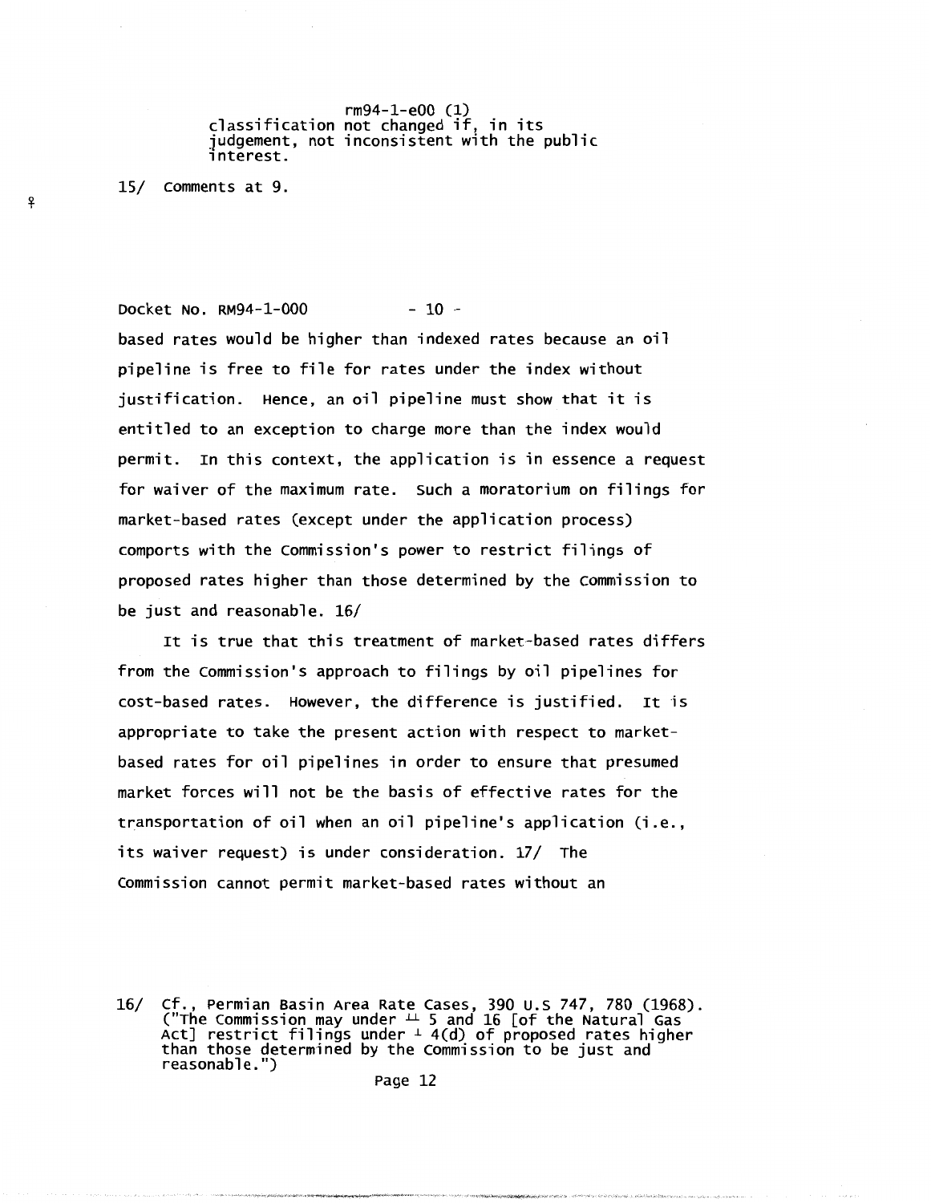classification not changed if, in its judgement, not inconsistent with the public interest.

15/ Comments at 9.

based rates would be higher than indexed rates because an oil pipeline is free to file for rates under the index without justification. Hence, an oil pipeline must show that it is entitled to an exception to charge more than the index would permit. In this context, the application is in essence a request for waiver of the maximum rate. Such a moratorium on filings for market-based rates (except under the application process) comports with the Commission's power to restrict filings of proposed rates higher than those determined by the Commission to be just and reasonable. 16/

It is true that this treatment of market-based rates differs from the Commission's approach to filings by oil pipelines for cost-based rates. However, the difference is justified. It is appropriate to take the present action with respect to market-based rates for oil pipelines in order to ensure that presumed market forces will not be the basis of effective rates for the transportation of oil when an oil pipeline's application (i.e., its waiver request) is under consideration. 17/ The Commission cannot permit market-based rates without an

16/ Cf., Permian Basin Area Rate Cases, 390 U.S 747, 780 (1968). ("The Commission may under ¶¶ 5 and 16 [of the Natural Gas Act] restrict filings under ¶ 4(d) of proposed rates higher than those determined by the Commission to be just and reasonable.")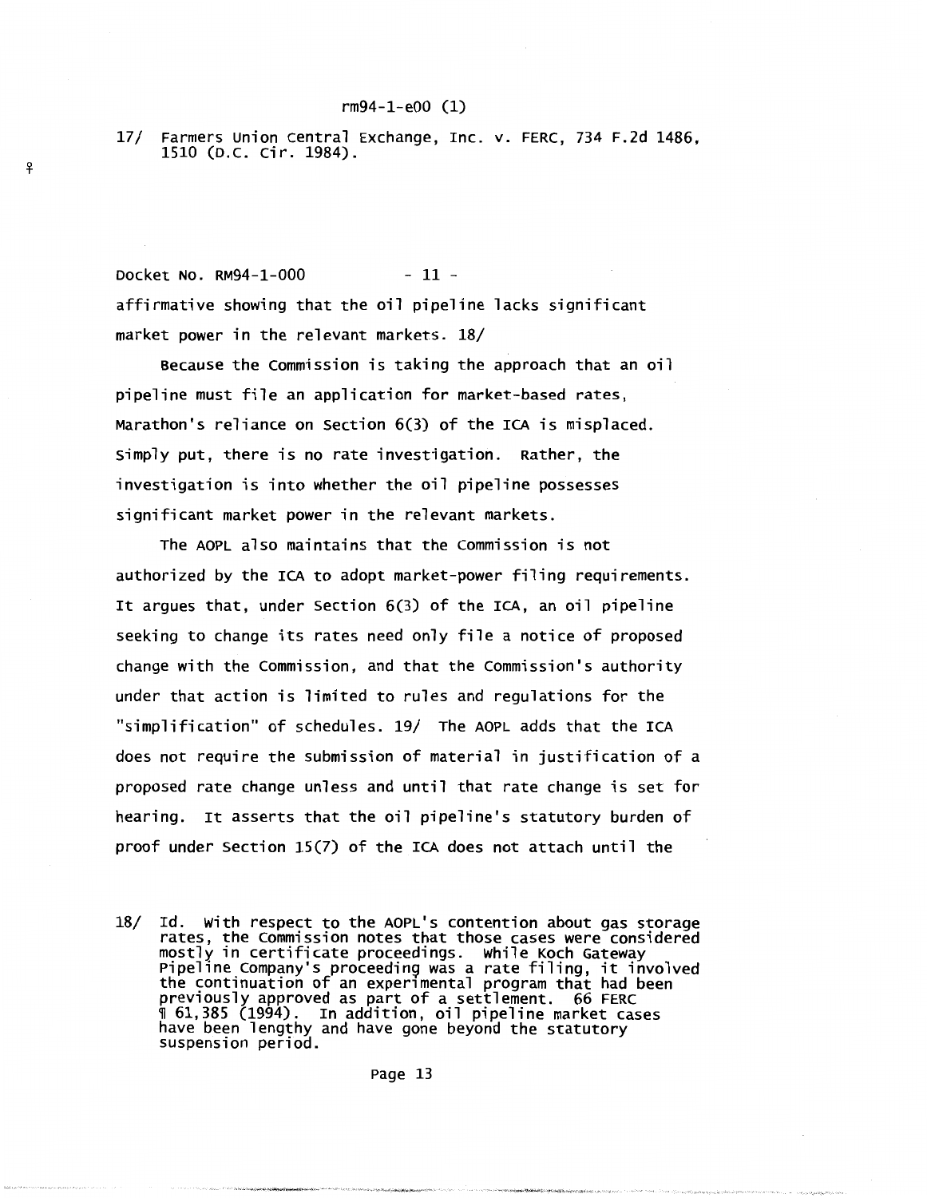17/ Farmers Union Central Exchange, Inc. v. FERC, 734 F.2d 1486, 1510 (D.C. Cir. 1984).

affirmative showing that the oil pipeline lacks significant market power in the relevant markets. 18/

Because the Commission is taking the approach that an oil pipeline must file an application for market-based rates, Marathon's reliance on Section 6(3) of the ICA is misplaced. Simply put, there is no rate investigation. Rather, the investigation is into whether the oil pipeline possesses significant market power in the relevant markets.

The AOPL also maintains that the Commission is not authorized by the ICA to adopt market-power filing requirements. It argues that, under Section 6(3) of the ICA, an oil pipeline seeking to change its rates need only file a notice of proposed change with the Commission, and that the Commission's authority under that action is limited to rules and regulations for the "simplification" of schedules. 19/ The AOPL adds that the ICA does not require the submission of material in justification of a proposed rate change unless and until that rate change is set for hearing. It asserts that the oil pipeline's statutory burden of proof under Section 15(7) of the ICA does not attach until the

18/ Id. With respect to the AOPL's contention about gas storage rates, the Commission notes that those cases were considered mostly in certificate proceedings. While Koch Gateway Pipeline Company's proceeding was a rate filing, it involved the continuation of an experimental program that had been previously approved as part of a settlement. 66 FERC ¶ 61,385 (1994). In addition, oil pipeline market cases have been lengthy and have gone beyond the statutory suspension period.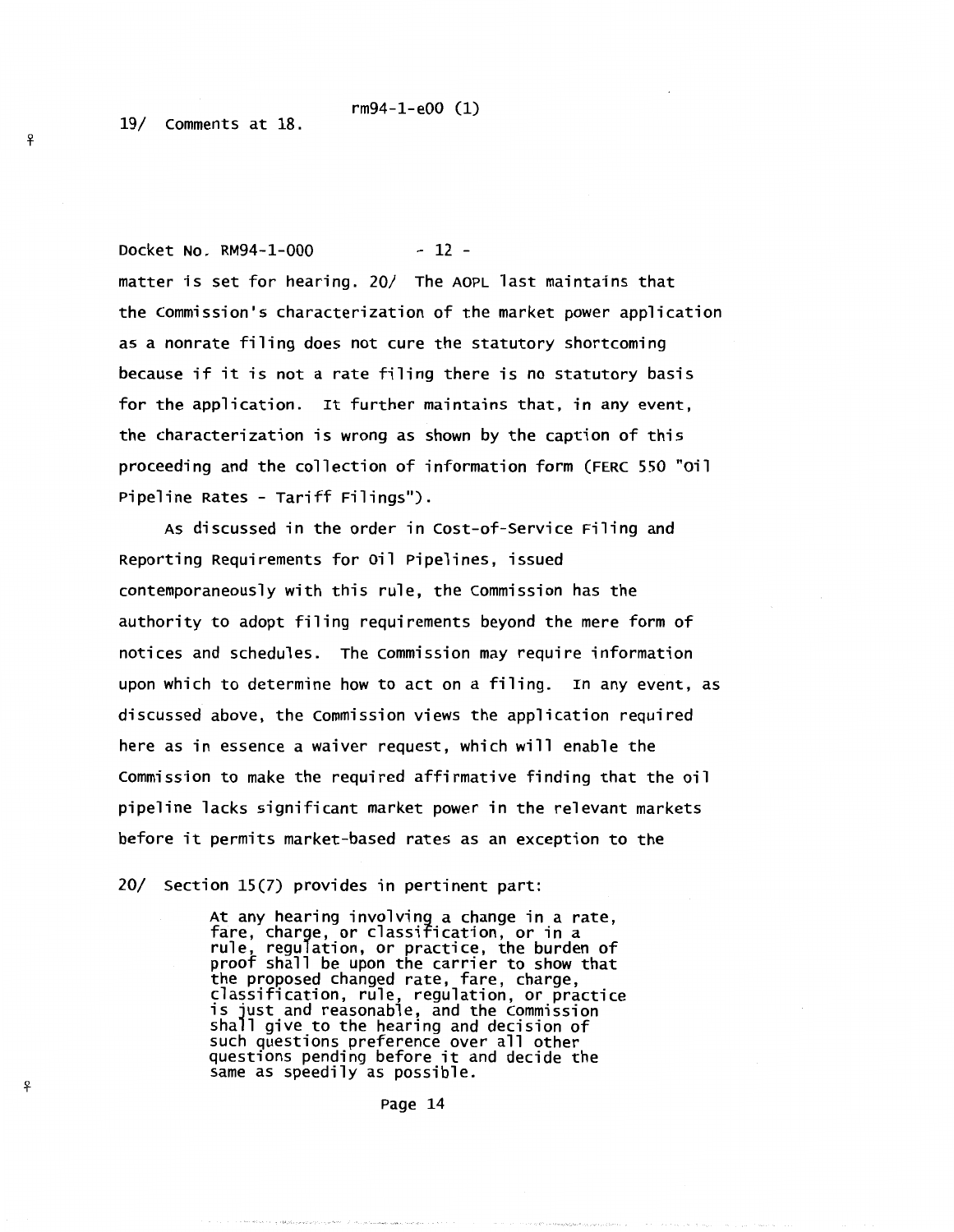19/ Comments at 18.

matter is set for hearing. 20/ The AOPL last maintains that the Commission's characterization of the market power application as a nonrate filing does not cure the statutory shortcoming because if it is not a rate filing there is no statutory basis for the application. It further maintains that, in any event, the characterization is wrong as shown by the caption of this proceeding and the collection of information form (FERC 550 "Oil Pipeline Rates - Tariff Filings").

As discussed in the order in Cost-of-Service Filing and Reporting Requirements for Oil Pipelines, issued contemporaneously with this rule, the Commission has the authority to adopt filing requirements beyond the mere form of notices and schedules. The Commission may require information upon which to determine how to act on a filing. In any event, as discussed above, the Commission views the application required here as in essence a waiver request, which will enable the Commission to make the required affirmative finding that the oil pipeline lacks significant market power in the relevant markets before it permits market-based rates as an exception to the

20/ Section 15(7) provides in pertinent part:

> At any hearing involving a change in a rate, fare, charge, or classification, or in a rule, regulation, or practice, the burden of proof shall be upon the carrier to show that the proposed changed rate, fare, charge, classification, rule, regulation, or practice is just and reasonable, and the Commission shall give to the hearing and decision of such questions preference over all other questions pending before it and decide the same as speedily as possible.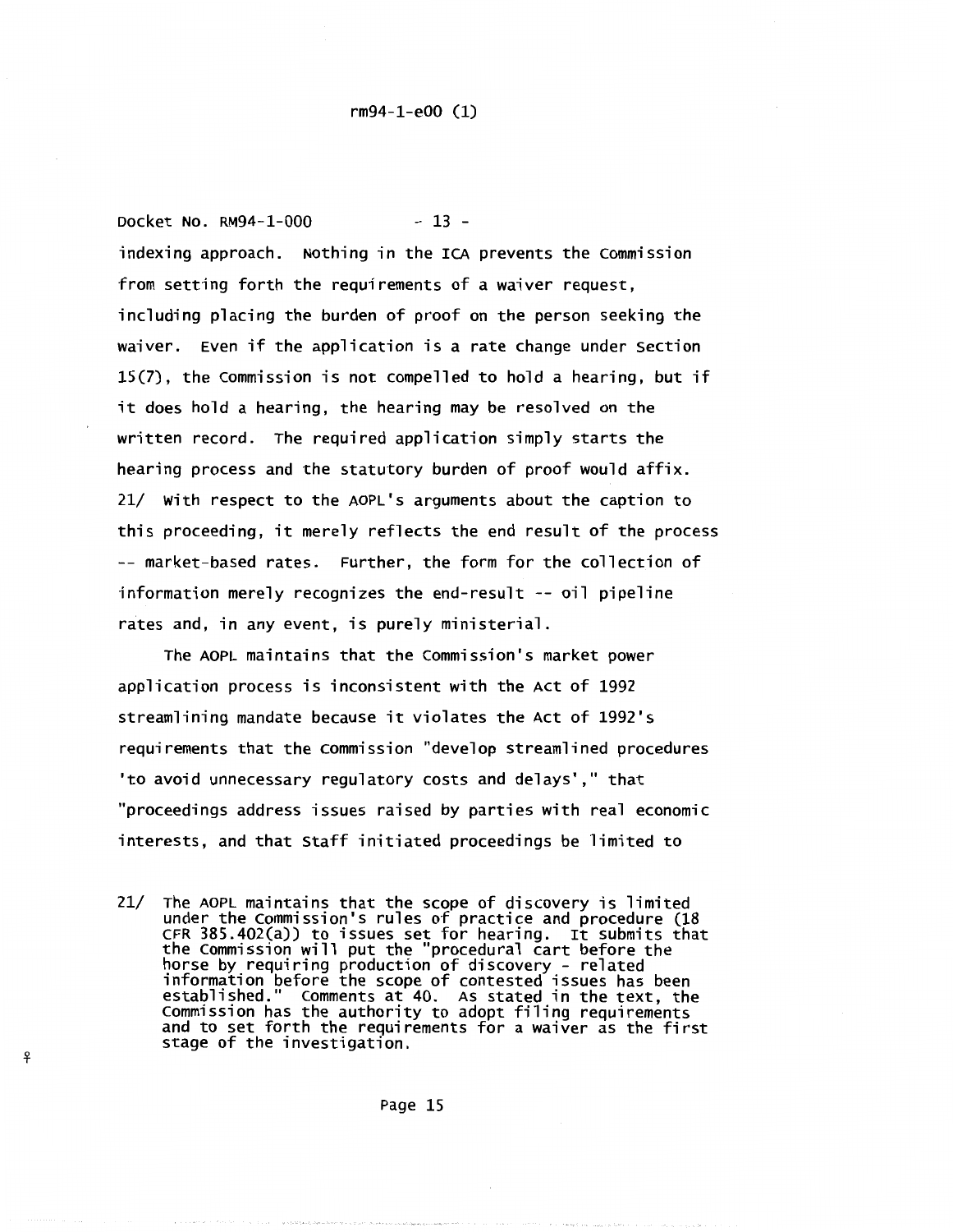indexing approach. Nothing in the ICA prevents the Commission from setting forth the requirements of a waiver request, including placing the burden of proof on the person seeking the waiver. Even if the application is a rate change under Section 15(7), the Commission is not compelled to hold a hearing, but if it does hold a hearing, the hearing may be resolved on the written record. The required application simply starts the hearing process and the statutory burden of proof would affix. 21/ With respect to the AOPL's arguments about the caption to this proceeding, it merely reflects the end result of the process -- market-based rates. Further, the form for the collection of information merely recognizes the end-result -- oil pipeline rates and, in any event, is purely ministerial.

The AOPL maintains that the Commission's market power application process is inconsistent with the Act of 1992 streamlining mandate because it violates the Act of 1992's requirements that the Commission "develop streamlined procedures 'to avoid unnecessary regulatory costs and delays'," that "proceedings address issues raised by parties with real economic interests, and that Staff initiated proceedings be limited to

21/ The AOPL maintains that the scope of discovery is limited under the Commission's rules of practice and procedure (18 CFR 385.402(a)) to issues set for hearing. It submits that the Commission will put the "procedural cart before the horse by requiring production of discovery - related information before the scope of contested issues has been established." Comments at 40. As stated in the text, the Commission has the authority to adopt filing requirements and to set forth the requirements for a waiver as the first stage of the investigation.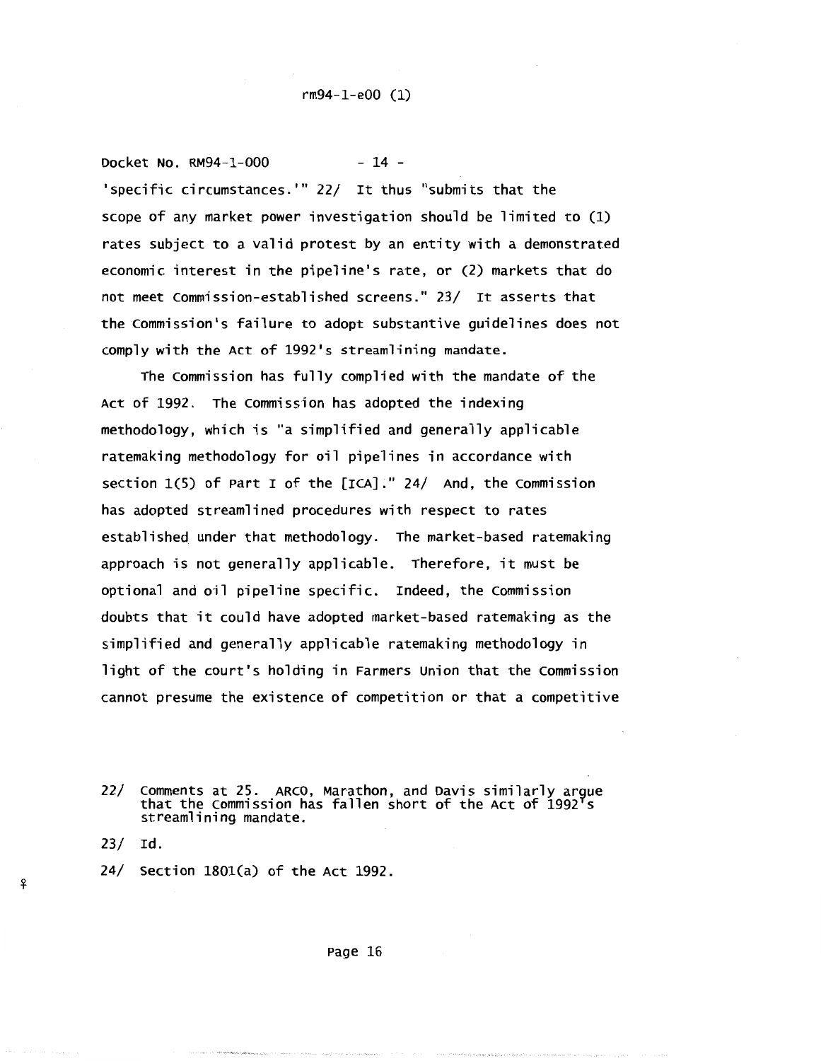'specific circumstances.'" 22/ It thus "submits that the scope of any market power investigation should be limited to (1) rates subject to a valid protest by an entity with a demonstrated economic interest in the pipeline's rate, or (2) markets that do not meet Commission-established screens." 23/ It asserts that the Commission's failure to adopt substantive guidelines does not comply with the Act of 1992's streamlining mandate.

The Commission has fully complied with the mandate of the Act of 1992. The Commission has adopted the indexing methodology, which is "a simplified and generally applicable ratemaking methodology for oil pipelines in accordance with section 1(5) of Part I of the [ICA]." 24/ And, the Commission has adopted streamlined procedures with respect to rates established under that methodology. The market-based ratemaking approach is not generally applicable. Therefore, it must be optional and oil pipeline specific. Indeed, the Commission doubts that it could have adopted market-based ratemaking as the simplified and generally applicable ratemaking methodology in light of the court's holding in Farmers Union that the Commission cannot presume the existence of competition or that a competitive

22/ Comments at 25. ARCO, Marathon, and Davis similarly argue that the Commission has fallen short of the Act of 1992's streamlining mandate.

23/ Id.

24/ Section 1801(a) of the Act 1992.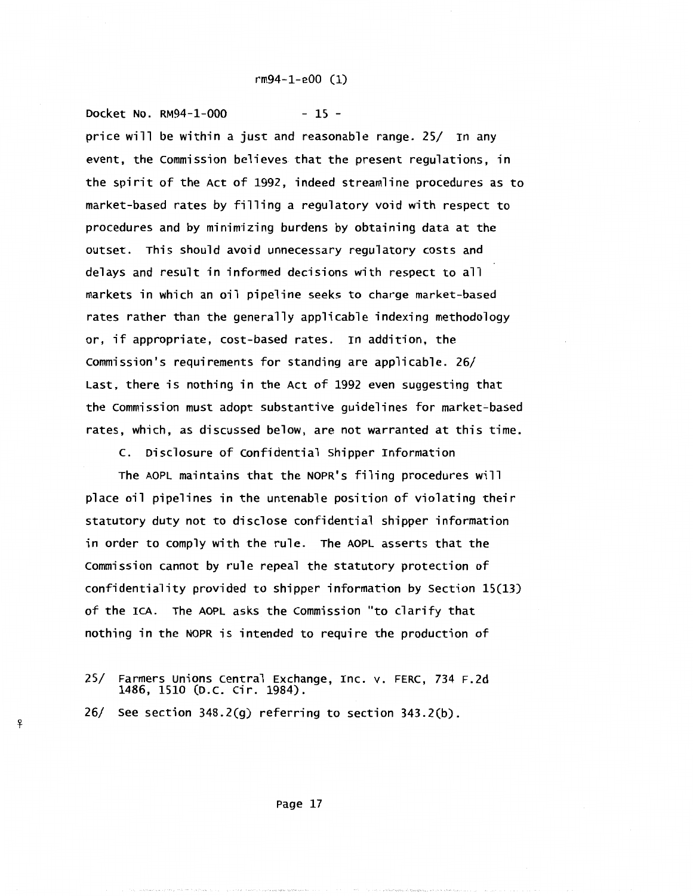price will be within a just and reasonable range. 25/ In any event, the Commission believes that the present regulations, in the spirit of the Act of 1992, indeed streamline procedures as to market-based rates by filling a regulatory void with respect to procedures and by minimizing burdens by obtaining data at the outset. This should avoid unnecessary regulatory costs and delays and result in informed decisions with respect to all markets in which an oil pipeline seeks to charge market-based rates rather than the generally applicable indexing methodology or, if appropriate, cost-based rates. In addition, the Commission's requirements for standing are applicable. 26/ Last, there is nothing in the Act of 1992 even suggesting that the Commission must adopt substantive guidelines for market-based rates, which, as discussed below, are not warranted at this time.

### C. Disclosure of Confidential Shipper Information

The AOPL maintains that the NOPR's filing procedures will place oil pipelines in the untenable position of violating their statutory duty not to disclose confidential shipper information in order to comply with the rule. The AOPL asserts that the Commission cannot by rule repeal the statutory protection of confidentiality provided to shipper information by Section 15(13) of the ICA. The AOPL asks the Commission "to clarify that nothing in the NOPR is intended to require the production of

25/ Farmers Unions Central Exchange, Inc. v. FERC, 734 F.2d 1486, 1510 (D.C. Cir. 1984).

26/ See section 348.2(g) referring to section 343.2(b).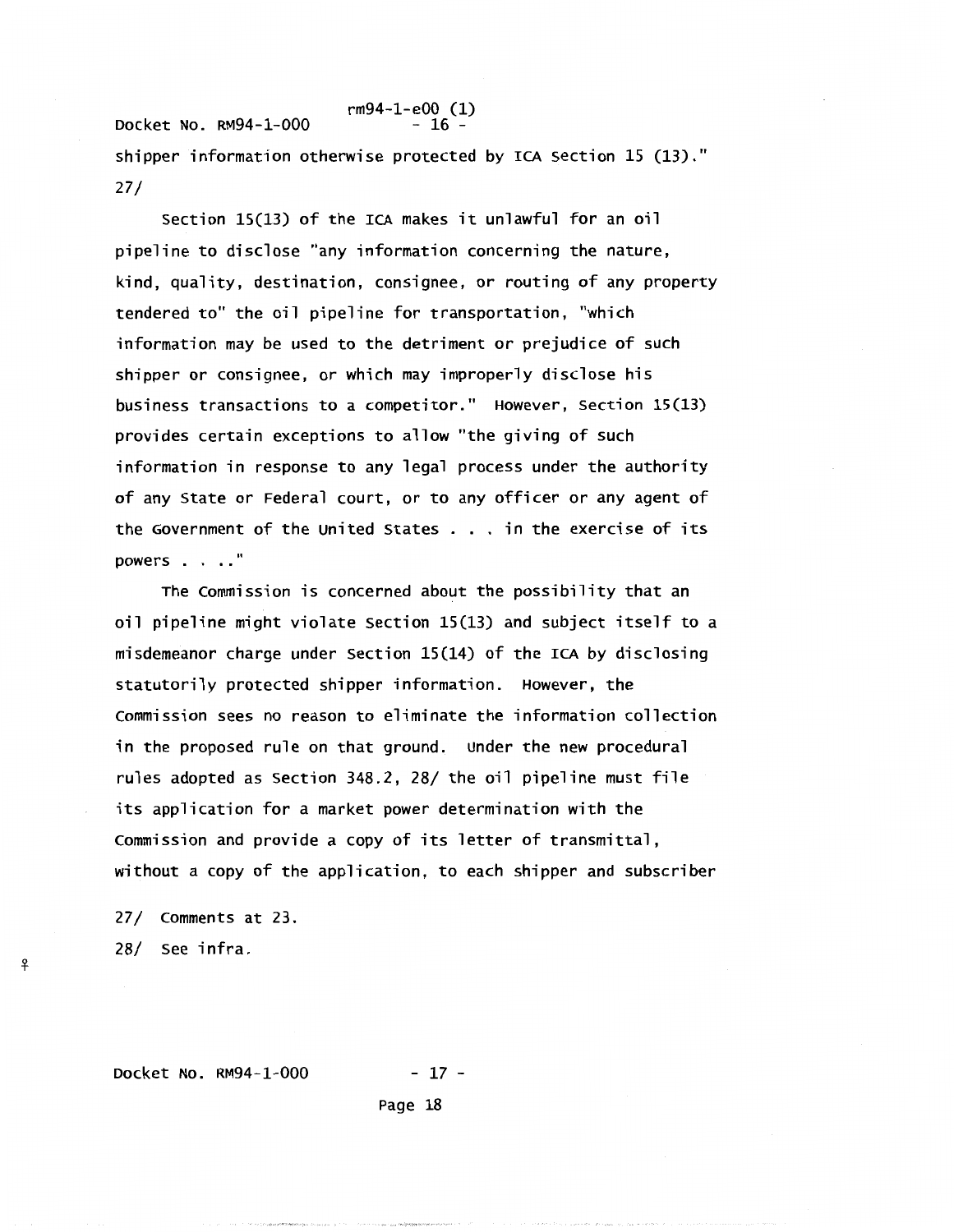shipper information otherwise protected by ICA Section 15 (13)." 27/

Section 15(13) of the ICA makes it unlawful for an oil pipeline to disclose "any information concerning the nature, kind, quality, destination, consignee, or routing of any property tendered to" the oil pipeline for transportation, "which information may be used to the detriment or prejudice of such shipper or consignee, or which may improperly disclose his business transactions to a competitor." However, Section 15(13) provides certain exceptions to allow "the giving of such information in response to any legal process under the authority of any State or Federal court, or to any officer or any agent of the Government of the United States . . . in the exercise of its powers . . .."

The Commission is concerned about the possibility that an oil pipeline might violate Section 15(13) and subject itself to a misdemeanor charge under Section 15(14) of the ICA by disclosing statutorily protected shipper information. However, the Commission sees no reason to eliminate the information collection in the proposed rule on that ground. Under the new procedural rules adopted as Section 348.2, 28/ the oil pipeline must file its application for a market power determination with the Commission and provide a copy of its letter of transmittal, without a copy of the application, to each shipper and subscriber

27/ Comments at 23.

28/ See infra.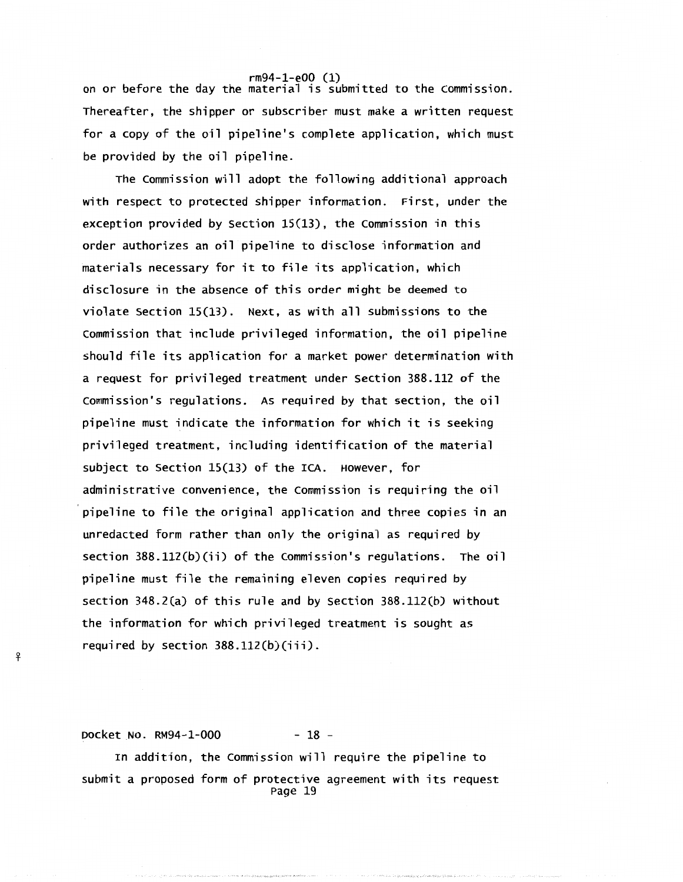on or before the day the material is submitted to the Commission. Thereafter, the shipper or subscriber must make a written request for a copy of the oil pipeline's complete application, which must be provided by the oil pipeline.

The Commission will adopt the following additional approach with respect to protected shipper information. First, under the exception provided by Section 15(13), the Commission in this order authorizes an oil pipeline to disclose information and materials necessary for it to file its application, which disclosure in the absence of this order might be deemed to violate Section 15(13). Next, as with all submissions to the Commission that include privileged information, the oil pipeline should file its application for a market power determination with a request for privileged treatment under Section 388.112 of the Commission's regulations. As required by that section, the oil pipeline must indicate the information for which it is seeking privileged treatment, including identification of the material subject to Section 15(13) of the ICA. However, for administrative convenience, the Commission is requiring the oil pipeline to file the original application and three copies in an unredacted form rather than only the original as required by section 388.112(b)(ii) of the Commission's regulations. The oil pipeline must file the remaining eleven copies required by section 348.2(a) of this rule and by Section 388.112(b) without the information for which privileged treatment is sought as required by section 388.112(b)(iii).

In addition, the Commission will require the pipeline to submit a proposed form of protective agreement with its request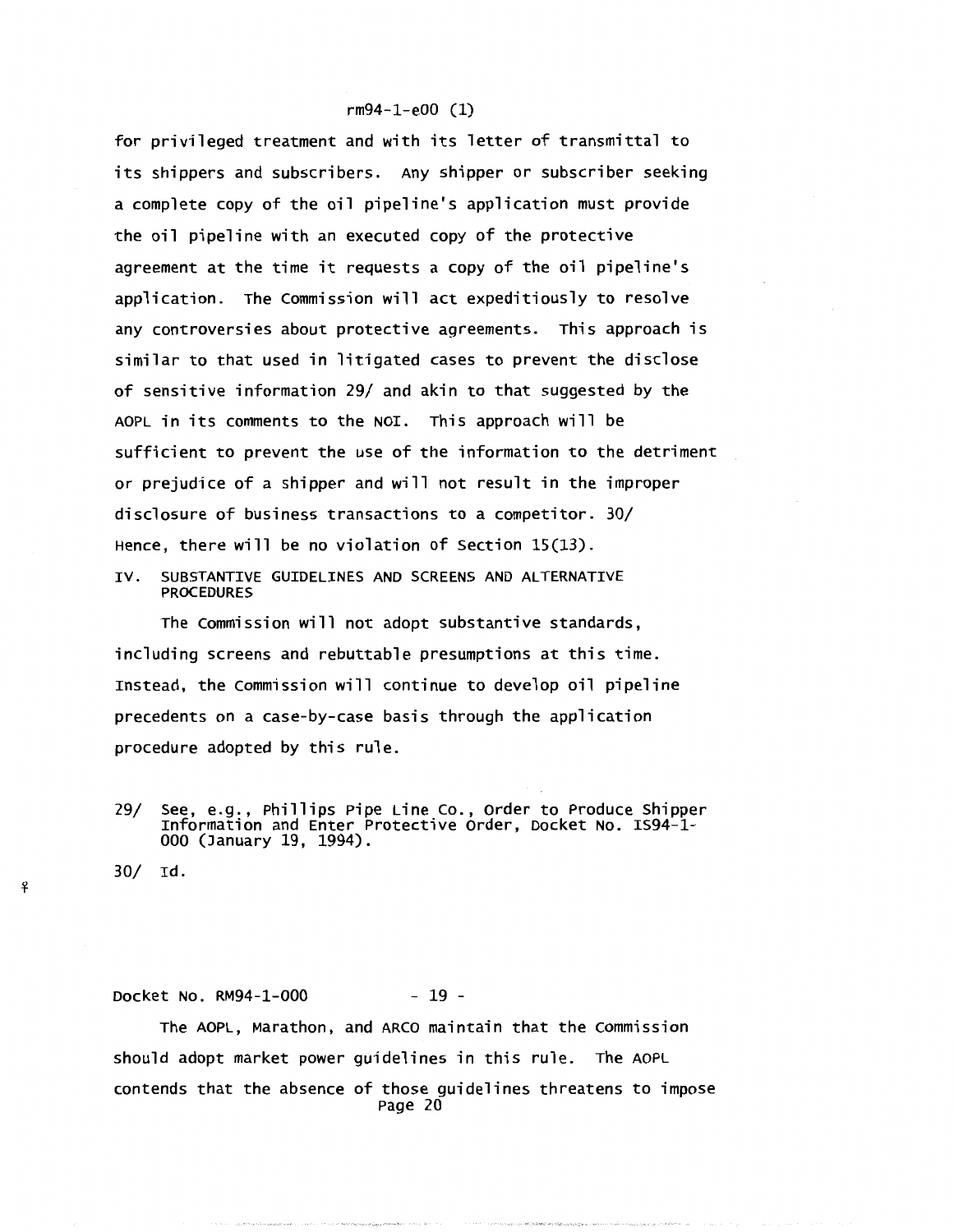for privileged treatment and with its letter of transmittal to its shippers and subscribers. Any shipper or subscriber seeking a complete copy of the oil pipeline's application must provide the oil pipeline with an executed copy of the protective agreement at the time it requests a copy of the oil pipeline's application. The Commission will act expeditiously to resolve any controversies about protective agreements. This approach is similar to that used in litigated cases to prevent the disclose of sensitive information 29/ and akin to that suggested by the AOPL in its comments to the NOI. This approach will be sufficient to prevent the use of the information to the detriment or prejudice of a shipper and will not result in the improper disclosure of business transactions to a competitor. 30/ Hence, there will be no violation of Section 15(13).

## IV. SUBSTANTIVE GUIDELINES AND SCREENS AND ALTERNATIVE PROCEDURES

The Commission will not adopt substantive standards, including screens and rebuttable presumptions at this time. Instead, the Commission will continue to develop oil pipeline precedents on a case-by-case basis through the application procedure adopted by this rule.

29/ See, e.g., Phillips Pipe Line Co., Order to Produce Shipper Information and Enter Protective Order, Docket No. IS94-1-000 (January 19, 1994).

30/ Id.

Docket No. RM94-1-000 - 19 -

The AOPL, Marathon, and ARCO maintain that the Commission should adopt market power guidelines in this rule. The AOPL contends that the absence of those guidelines threatens to impose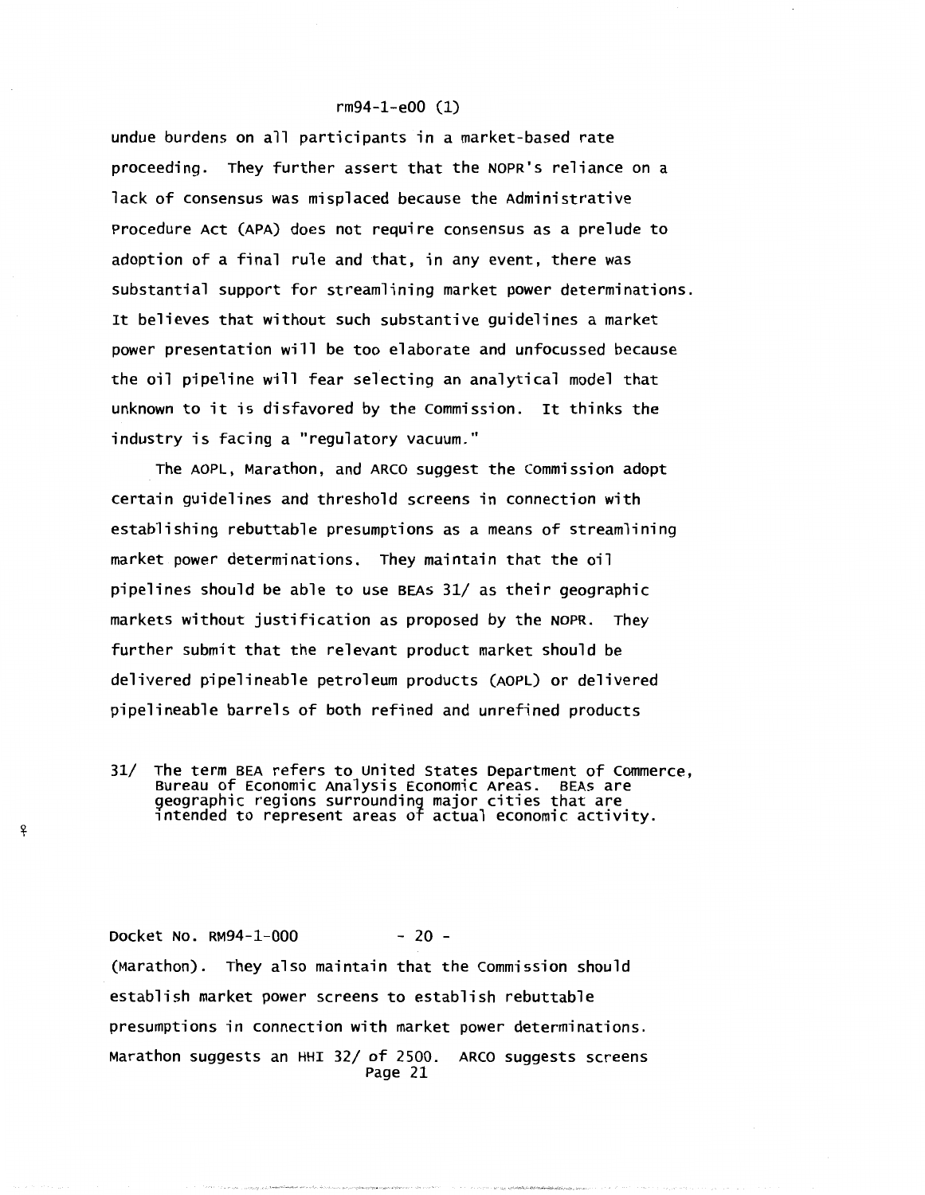undue burdens on all participants in a market-based rate proceeding. They further assert that the NOPR's reliance on a lack of consensus was misplaced because the Administrative Procedure Act (APA) does not require consensus as a prelude to adoption of a final rule and that, in any event, there was substantial support for streamlining market power determinations. It believes that without such substantive guidelines a market power presentation will be too elaborate and unfocussed because the oil pipeline will fear selecting an analytical model that unknown to it is disfavored by the Commission. It thinks the industry is facing a "regulatory vacuum."

The AOPL, Marathon, and ARCO suggest the Commission adopt certain guidelines and threshold screens in connection with establishing rebuttable presumptions as a means of streamlining market power determinations. They maintain that the oil pipelines should be able to use BEAs 31/ as their geographic markets without justification as proposed by the NOPR. They further submit that the relevant product market should be delivered pipelineable petroleum products (AOPL) or delivered pipelineable barrels of both refined and unrefined products

31/ The term BEA refers to United States Department of Commerce, Bureau of Economic Analysis Economic Areas. BEAs are geographic regions surrounding major cities that are intended to represent areas of actual economic activity.

(Marathon). They also maintain that the Commission should establish market power screens to establish rebuttable presumptions in connection with market power determinations. Marathon suggests an HHI 32/ of 2500. ARCO suggests screens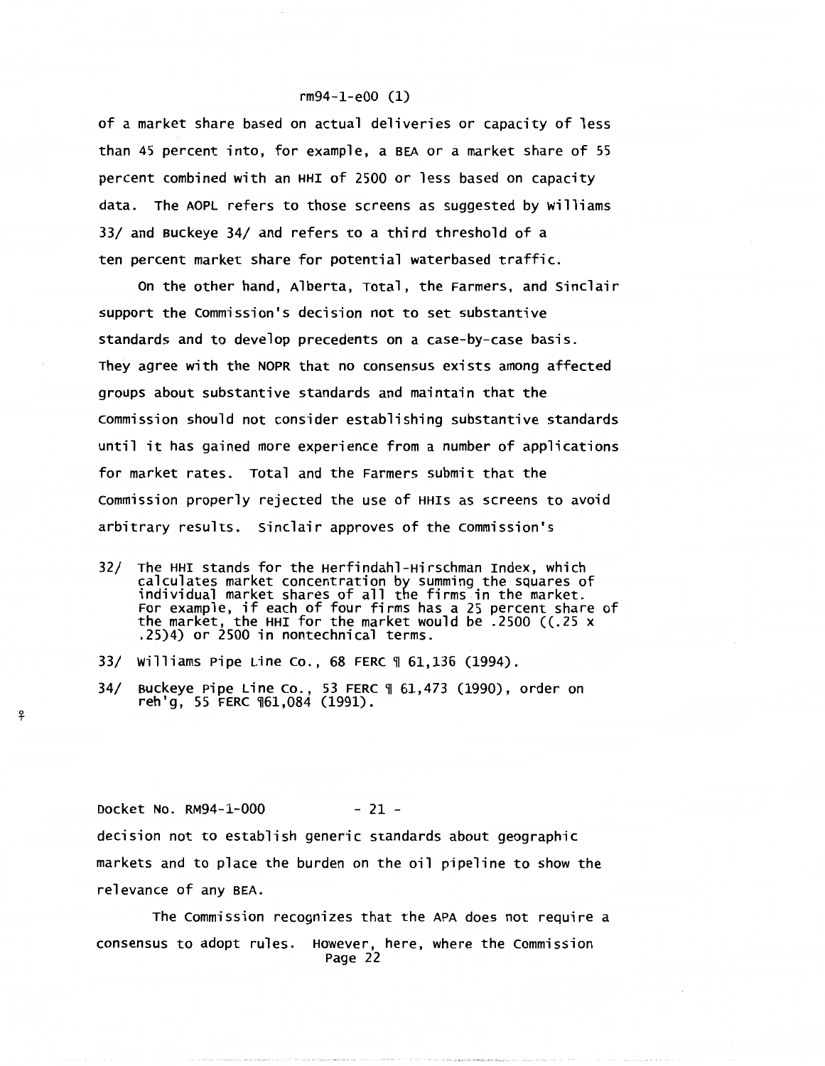of a market share based on actual deliveries or capacity of less than 45 percent into, for example, a BEA or a market share of 55 percent combined with an HHI of 2500 or less based on capacity data. The AOPL refers to those screens as suggested by Williams 33/ and Buckeye 34/ and refers to a third threshold of a ten percent market share for potential waterbased traffic.

On the other hand, Alberta, Total, the Farmers, and Sinclair support the Commission's decision not to set substantive standards and to develop precedents on a case-by-case basis. They agree with the NOPR that no consensus exists among affected groups about substantive standards and maintain that the Commission should not consider establishing substantive standards until it has gained more experience from a number of applications for market rates. Total and the Farmers submit that the Commission properly rejected the use of HHIs as screens to avoid arbitrary results. Sinclair approves of the Commission's

32/ The HHI stands for the Herfindahl-Hirschman Index, which calculates market concentration by summing the squares of individual market shares of all the firms in the market. For example, if each of four firms has a 25 percent share of the market, the HHI for the market would be .2500 ((.25 x .25)4) or 2500 in nontechnical terms.

33/ Williams Pipe Line Co., 68 FERC ¶ 61,136 (1994).

34/ Buckeye Pipe Line Co., 53 FERC ¶ 61,473 (1990), order on reh'g, 55 FERC ¶61,084 (1991).

decision not to establish generic standards about geographic markets and to place the burden on the oil pipeline to show the relevance of any BEA.

The Commission recognizes that the APA does not require a consensus to adopt rules. However, here, where the Commission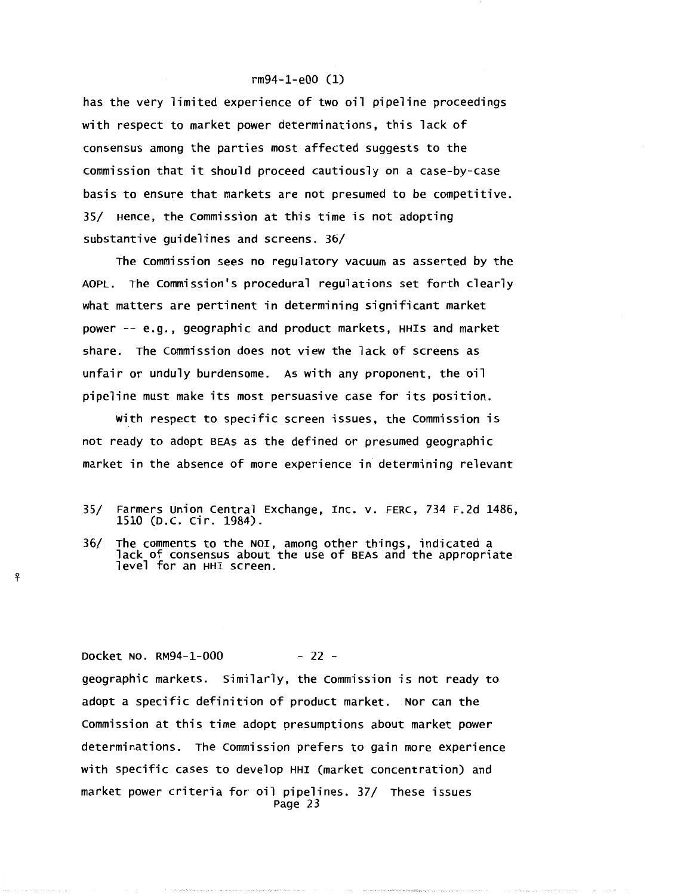has the very limited experience of two oil pipeline proceedings with respect to market power determinations, this lack of consensus among the parties most affected suggests to the Commission that it should proceed cautiously on a case-by-case basis to ensure that markets are not presumed to be competitive. 35/ Hence, the Commission at this time is not adopting substantive guidelines and screens. 36/

The Commission sees no regulatory vacuum as asserted by the AOPL. The Commission's procedural regulations set forth clearly what matters are pertinent in determining significant market power -- e.g., geographic and product markets, HHIs and market share. The Commission does not view the lack of screens as unfair or unduly burdensome. As with any proponent, the oil pipeline must make its most persuasive case for its position.

With respect to specific screen issues, the Commission is not ready to adopt BEAs as the defined or presumed geographic market in the absence of more experience in determining relevant

35/ Farmers Union Central Exchange, Inc. v. FERC, 734 F.2d 1486, 1510 (D.C. Cir. 1984).

36/ The comments to the NOI, among other things, indicated a lack of consensus about the use of BEAS and the appropriate level for an HHI screen.

geographic markets. Similarly, the Commission is not ready to adopt a specific definition of product market. Nor can the Commission at this time adopt presumptions about market power determinations. The Commission prefers to gain more experience with specific cases to develop HHI (market concentration) and market power criteria for oil pipelines. 37/ These issues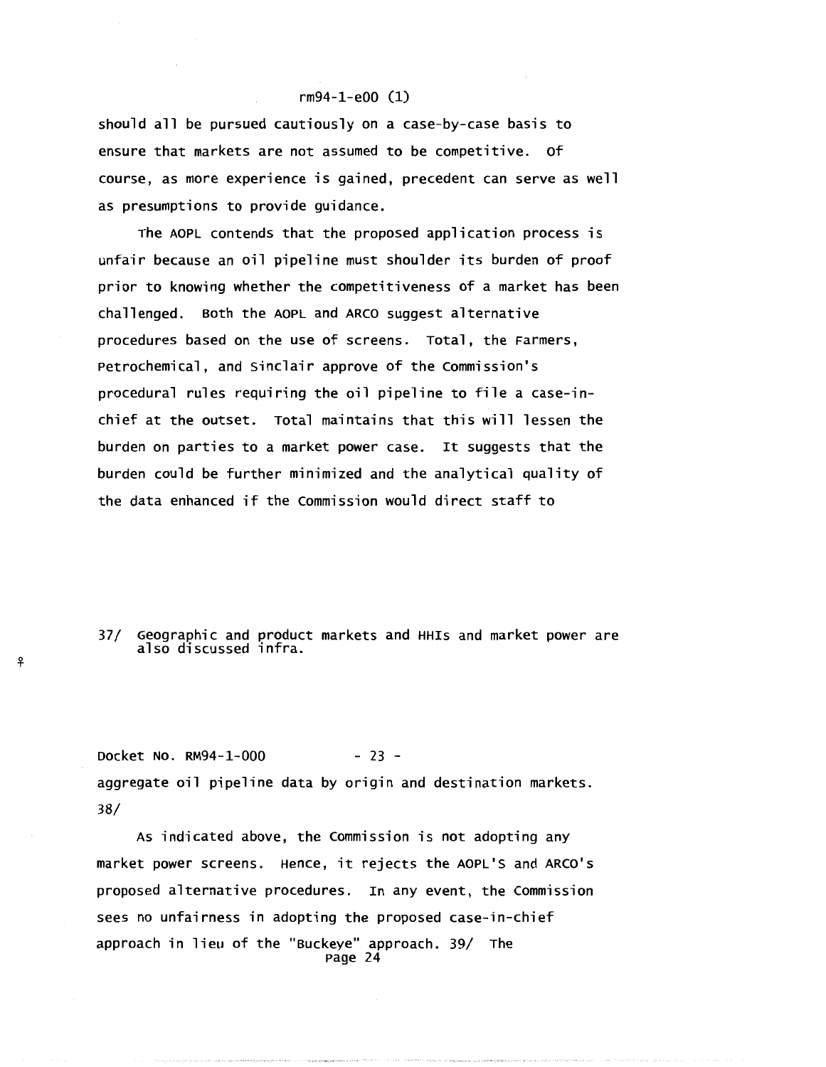should all be pursued cautiously on a case-by-case basis to ensure that markets are not assumed to be competitive. Of course, as more experience is gained, precedent can serve as well as presumptions to provide guidance.

The AOPL contends that the proposed application process is unfair because an oil pipeline must shoulder its burden of proof prior to knowing whether the competitiveness of a market has been challenged. Both the AOPL and ARCO suggest alternative procedures based on the use of screens. Total, the Farmers, Petrochemical, and Sinclair approve of the Commission's procedural rules requiring the oil pipeline to file a case-in-chief at the outset. Total maintains that this will lessen the burden on parties to a market power case. It suggests that the burden could be further minimized and the analytical quality of the data enhanced if the Commission would direct staff to

37/ Geographic and product markets and HHIs and market power are also discussed infra.

aggregate oil pipeline data by origin and destination markets. 38/

As indicated above, the Commission is not adopting any market power screens. Hence, it rejects the AOPL'S and ARCO's proposed alternative procedures. In any event, the Commission sees no unfairness in adopting the proposed case-in-chief approach in lieu of the "Buckeye" approach. 39/ The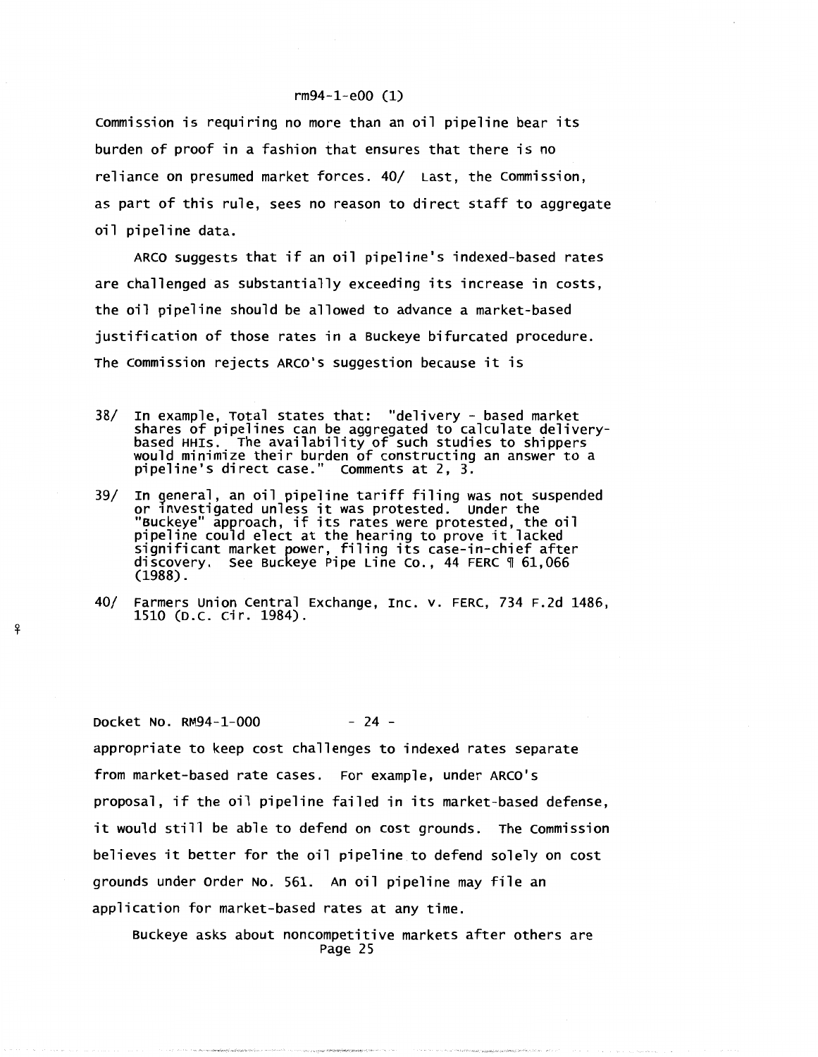Commission is requiring no more than an oil pipeline bear its burden of proof in a fashion that ensures that there is no reliance on presumed market forces. 40/ Last, the Commission, as part of this rule, sees no reason to direct staff to aggregate oil pipeline data.

ARCO suggests that if an oil pipeline's indexed-based rates are challenged as substantially exceeding its increase in costs, the oil pipeline should be allowed to advance a market-based justification of those rates in a Buckeye bifurcated procedure. The Commission rejects ARCO's suggestion because it is

38/ In example, Total states that: "delivery - based market shares of pipelines can be aggregated to calculate delivery-based HHIs. The availability of such studies to shippers would minimize their burden of constructing an answer to a pipeline's direct case." Comments at 2, 3.

39/ In general, an oil pipeline tariff filing was not suspended or investigated unless it was protested. Under the "Buckeye" approach, if its rates were protested, the oil pipeline could elect at the hearing to prove it lacked significant market power, filing its case-in-chief after discovery. See Buckeye Pipe Line Co., 44 FERC ¶ 61,066 (1988).

40/ Farmers Union Central Exchange, Inc. v. FERC, 734 F.2d 1486, 1510 (D.C. Cir. 1984).

appropriate to keep cost challenges to indexed rates separate from market-based rate cases. For example, under ARCO's proposal, if the oil pipeline failed in its market-based defense, it would still be able to defend on cost grounds. The Commission believes it better for the oil pipeline to defend solely on cost grounds under Order No. 561. An oil pipeline may file an application for market-based rates at any time.

Buckeye asks about noncompetitive markets after others are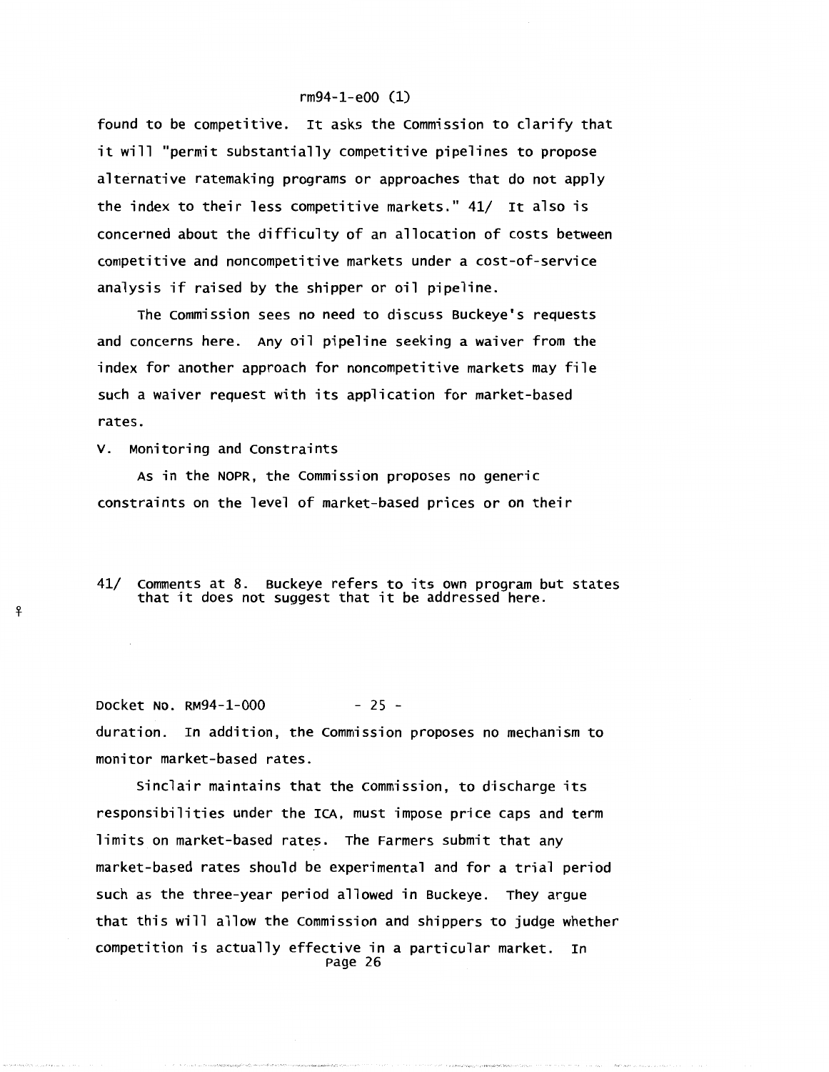found to be competitive. It asks the Commission to clarify that it will "permit substantially competitive pipelines to propose alternative ratemaking programs or approaches that do not apply the index to their less competitive markets." 41/ It also is concerned about the difficulty of an allocation of costs between competitive and noncompetitive markets under a cost-of-service analysis if raised by the shipper or oil pipeline.

The Commission sees no need to discuss Buckeye's requests and concerns here. Any oil pipeline seeking a waiver from the index for another approach for noncompetitive markets may file such a waiver request with its application for market-based rates.

## V. Monitoring and Constraints

As in the NOPR, the Commission proposes no generic constraints on the level of market-based prices or on their duration. In addition, the Commission proposes no mechanism to monitor market-based rates.

Sinclair maintains that the Commission, to discharge its responsibilities under the ICA, must impose price caps and term limits on market-based rates. The Farmers submit that any market-based rates should be experimental and for a trial period such as the three-year period allowed in Buckeye. They argue that this will allow the Commission and shippers to judge whether competition is actually effective in a particular market. In

---

41/ Comments at 8. Buckeye refers to its own program but states that it does not suggest that it be addressed here.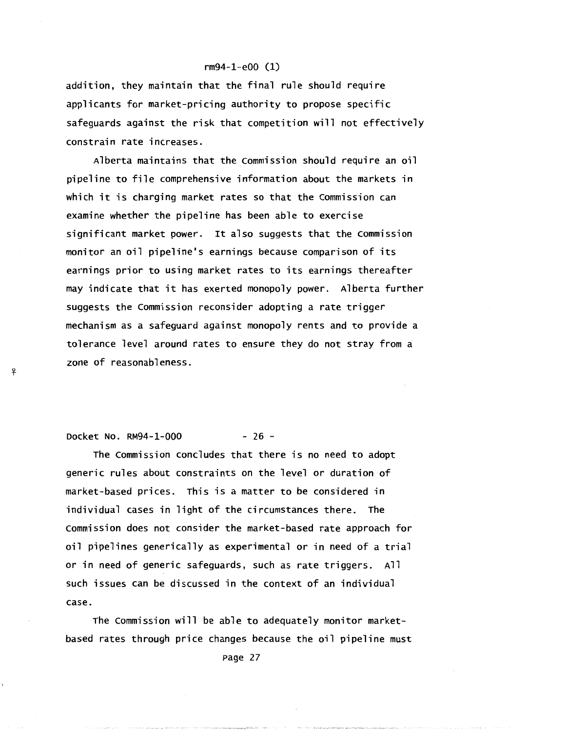addition, they maintain that the final rule should require applicants for market-pricing authority to propose specific safeguards against the risk that competition will not effectively constrain rate increases.

Alberta maintains that the Commission should require an oil pipeline to file comprehensive information about the markets in which it is charging market rates so that the Commission can examine whether the pipeline has been able to exercise significant market power. It also suggests that the Commission monitor an oil pipeline's earnings because comparison of its earnings prior to using market rates to its earnings thereafter may indicate that it has exerted monopoly power. Alberta further suggests the Commission reconsider adopting a rate trigger mechanism as a safeguard against monopoly rents and to provide a tolerance level around rates to ensure they do not stray from a zone of reasonableness.

The Commission concludes that there is no need to adopt generic rules about constraints on the level or duration of market-based prices. This is a matter to be considered in individual cases in light of the circumstances there. The Commission does not consider the market-based rate approach for oil pipelines generically as experimental or in need of a trial or in need of generic safeguards, such as rate triggers. All such issues can be discussed in the context of an individual case.

The Commission will be able to adequately monitor market-based rates through price changes because the oil pipeline must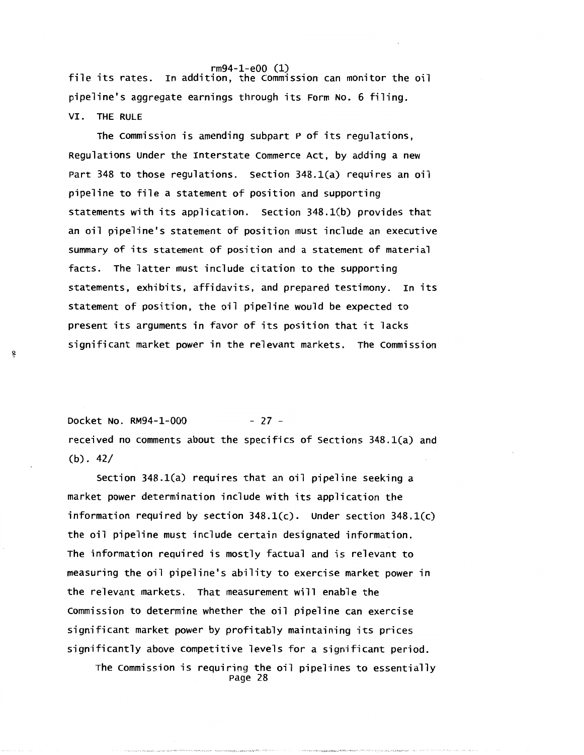file its rates. In addition, the Commission can monitor the oil pipeline's aggregate earnings through its Form No. 6 filing.

## VI. THE RULE

The Commission is amending subpart P of its regulations, Regulations Under the Interstate Commerce Act, by adding a new Part 348 to those regulations. Section 348.1(a) requires an oil pipeline to file a statement of position and supporting statements with its application. Section 348.1(b) provides that an oil pipeline's statement of position must include an executive summary of its statement of position and a statement of material facts. The latter must include citation to the supporting statements, exhibits, affidavits, and prepared testimony. In its statement of position, the oil pipeline would be expected to present its arguments in favor of its position that it lacks significant market power in the relevant markets. The Commission received no comments about the specifics of Sections 348.1(a) and (b). 42/

Section 348.1(a) requires that an oil pipeline seeking a market power determination include with its application the information required by section 348.1(c). Under section 348.1(c) the oil pipeline must include certain designated information. The information required is mostly factual and is relevant to measuring the oil pipeline's ability to exercise market power in the relevant markets. That measurement will enable the Commission to determine whether the oil pipeline can exercise significant market power by profitably maintaining its prices significantly above competitive levels for a significant period.

The Commission is requiring the oil pipelines to essentially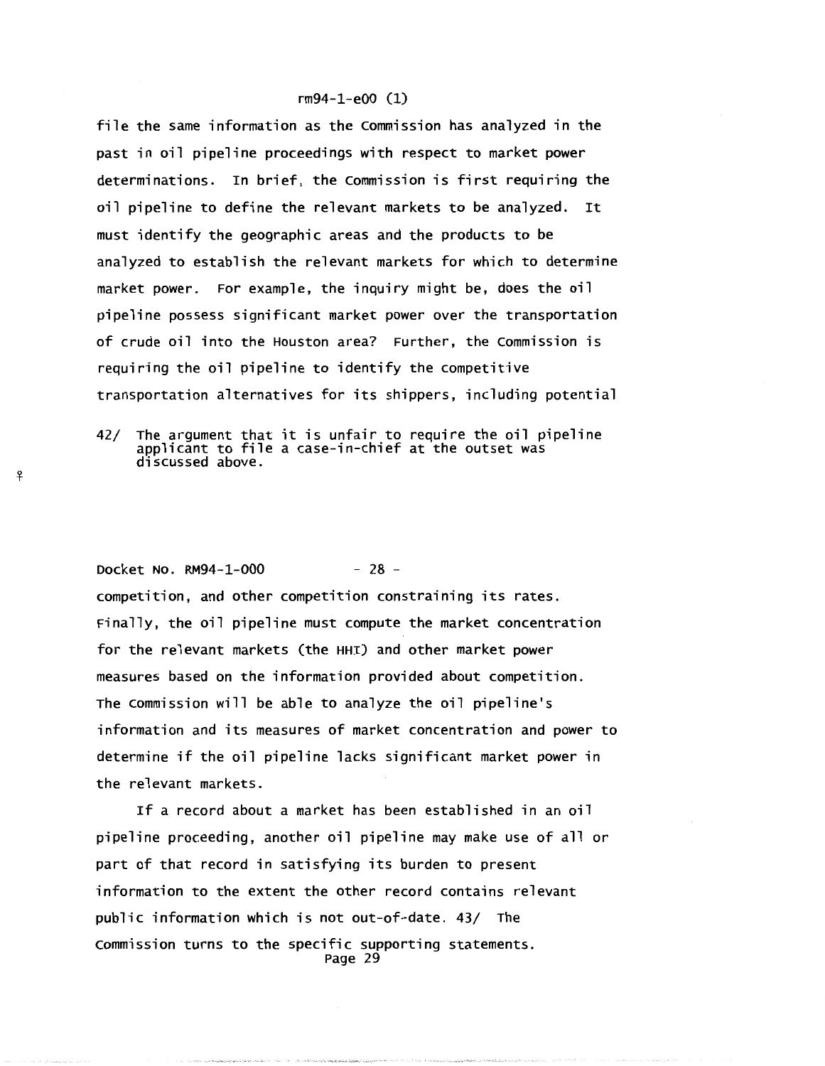file the same information as the Commission has analyzed in the past in oil pipeline proceedings with respect to market power determinations. In brief, the Commission is first requiring the oil pipeline to define the relevant markets to be analyzed. It must identify the geographic areas and the products to be analyzed to establish the relevant markets for which to determine market power. For example, the inquiry might be, does the oil pipeline possess significant market power over the transportation of crude oil into the Houston area? Further, the Commission is requiring the oil pipeline to identify the competitive transportation alternatives for its shippers, including potential

42/ The argument that it is unfair to require the oil pipeline applicant to file a case-in-chief at the outset was discussed above.

competition, and other competition constraining its rates. Finally, the oil pipeline must compute the market concentration for the relevant markets (the HHI) and other market power measures based on the information provided about competition. The Commission will be able to analyze the oil pipeline's information and its measures of market concentration and power to determine if the oil pipeline lacks significant market power in the relevant markets.

If a record about a market has been established in an oil pipeline proceeding, another oil pipeline may make use of all or part of that record in satisfying its burden to present information to the extent the other record contains relevant public information which is not out-of-date. 43/ The Commission turns to the specific supporting statements.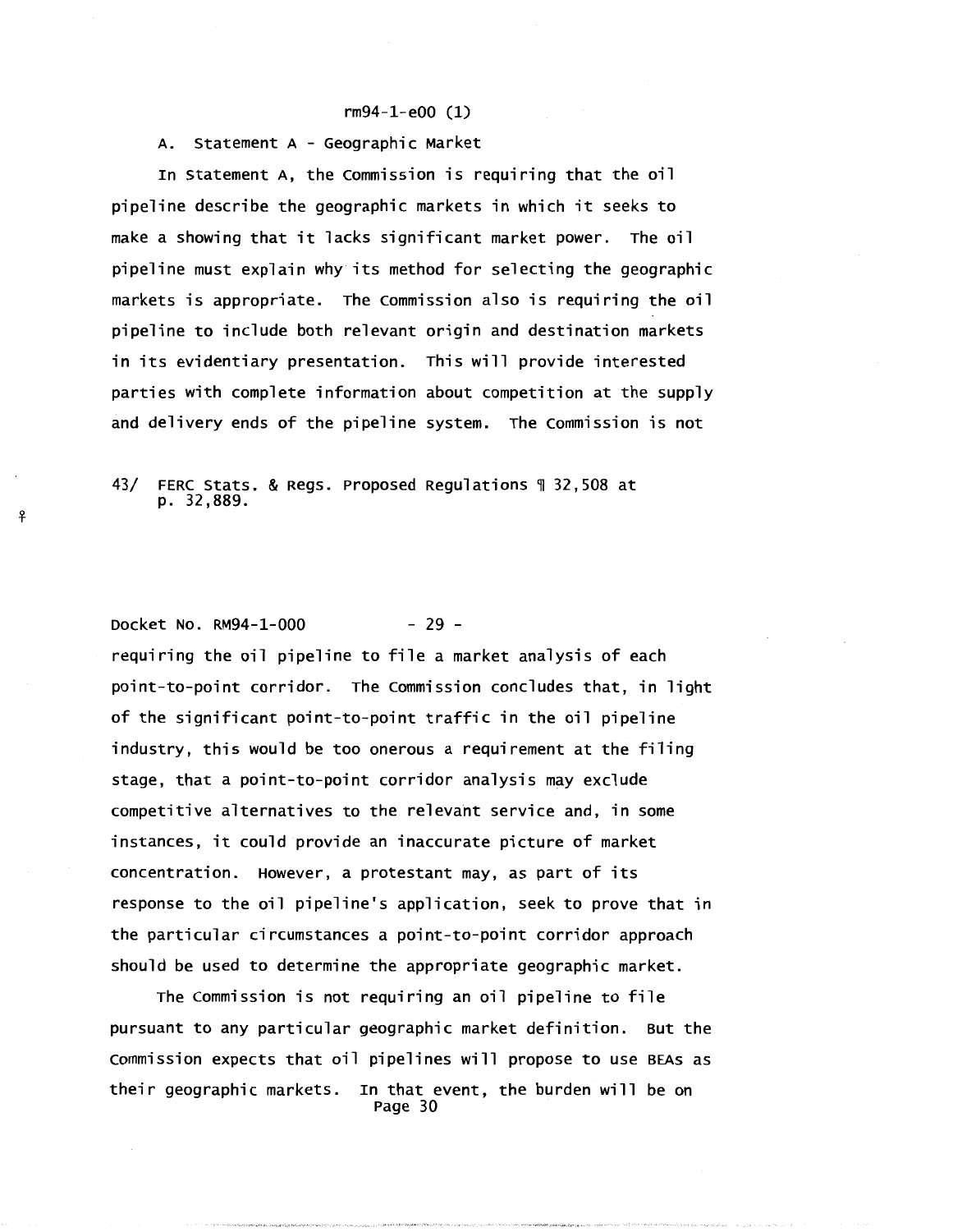A. Statement A - Geographic Market

In Statement A, the Commission is requiring that the oil pipeline describe the geographic markets in which it seeks to make a showing that it lacks significant market power. The oil pipeline must explain why its method for selecting the geographic markets is appropriate. The Commission also is requiring the oil pipeline to include both relevant origin and destination markets in its evidentiary presentation. This will provide interested parties with complete information about competition at the supply and delivery ends of the pipeline system. The Commission is not

43/ FERC Stats. & Regs. Proposed Regulations ¶ 32,508 at p. 32,889.

requiring the oil pipeline to file a market analysis of each point-to-point corridor. The Commission concludes that, in light of the significant point-to-point traffic in the oil pipeline industry, this would be too onerous a requirement at the filing stage, that a point-to-point corridor analysis may exclude competitive alternatives to the relevant service and, in some instances, it could provide an inaccurate picture of market concentration. However, a protestant may, as part of its response to the oil pipeline's application, seek to prove that in the particular circumstances a point-to-point corridor approach should be used to determine the appropriate geographic market.

The Commission is not requiring an oil pipeline to file pursuant to any particular geographic market definition. But the Commission expects that oil pipelines will propose to use BEAs as their geographic markets. In that event, the burden will be on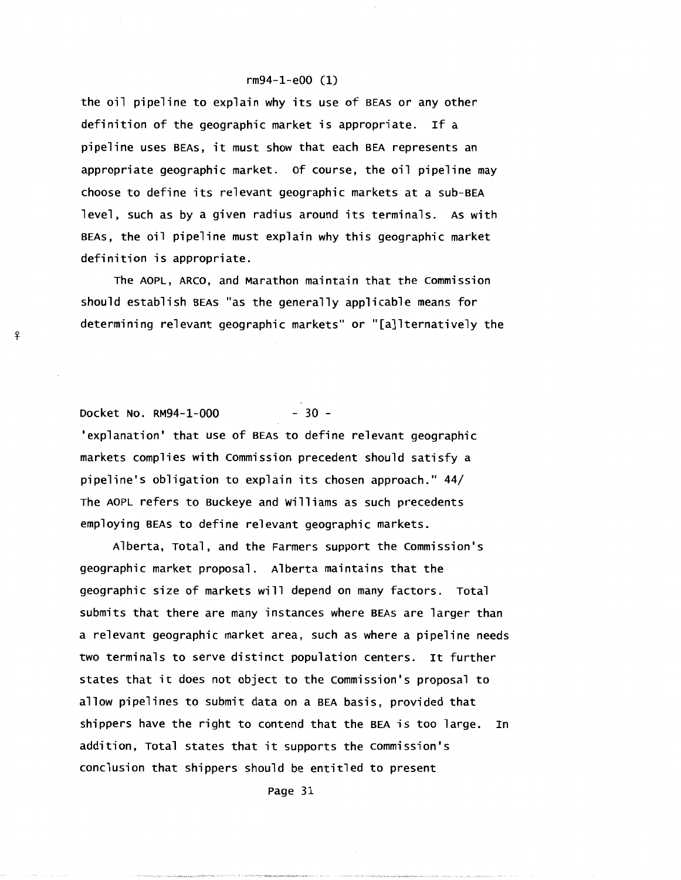the oil pipeline to explain why its use of BEAs or any other definition of the geographic market is appropriate. If a pipeline uses BEAs, it must show that each BEA represents an appropriate geographic market. Of course, the oil pipeline may choose to define its relevant geographic markets at a sub-BEA level, such as by a given radius around its terminals. As with BEAs, the oil pipeline must explain why this geographic market definition is appropriate.

The AOPL, ARCO, and Marathon maintain that the Commission should establish BEAs "as the generally applicable means for determining relevant geographic markets" or "[a]lternatively the 'explanation' that use of BEAs to define relevant geographic markets complies with Commission precedent should satisfy a pipeline's obligation to explain its chosen approach." 44/ The AOPL refers to Buckeye and Williams as such precedents employing BEAs to define relevant geographic markets.

Alberta, Total, and the Farmers support the Commission's geographic market proposal. Alberta maintains that the geographic size of markets will depend on many factors. Total submits that there are many instances where BEAs are larger than a relevant geographic market area, such as where a pipeline needs two terminals to serve distinct population centers. It further states that it does not object to the Commission's proposal to allow pipelines to submit data on a BEA basis, provided that shippers have the right to contend that the BEA is too large. In addition, Total states that it supports the Commission's conclusion that shippers should be entitled to present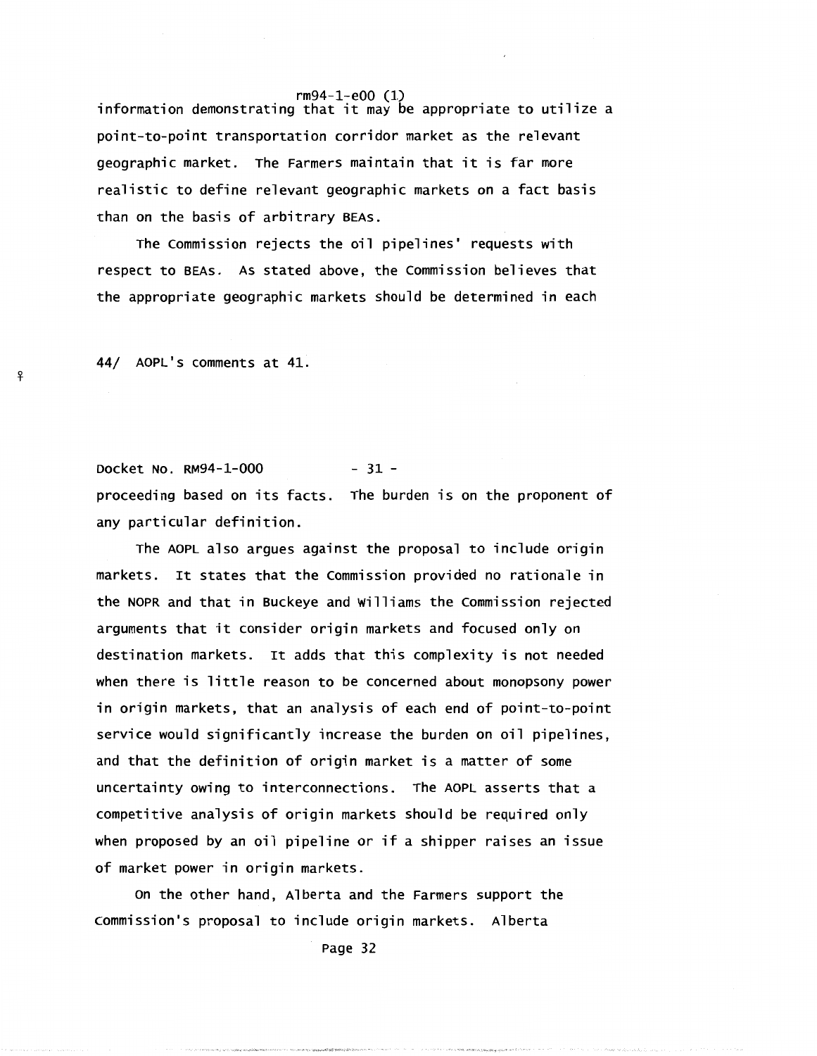information demonstrating that it may be appropriate to utilize a point-to-point transportation corridor market as the relevant geographic market. The Farmers maintain that it is far more realistic to define relevant geographic markets on a fact basis than on the basis of arbitrary BEAs.

The Commission rejects the oil pipelines' requests with respect to BEAs. As stated above, the Commission believes that the appropriate geographic markets should be determined in each

44/ AOPL's comments at 41.

proceeding based on its facts. The burden is on the proponent of any particular definition.

The AOPL also argues against the proposal to include origin markets. It states that the Commission provided no rationale in the NOPR and that in Buckeye and Williams the Commission rejected arguments that it consider origin markets and focused only on destination markets. It adds that this complexity is not needed when there is little reason to be concerned about monopsony power in origin markets, that an analysis of each end of point-to-point service would significantly increase the burden on oil pipelines, and that the definition of origin market is a matter of some uncertainty owing to interconnections. The AOPL asserts that a competitive analysis of origin markets should be required only when proposed by an oil pipeline or if a shipper raises an issue of market power in origin markets.

On the other hand, Alberta and the Farmers support the Commission's proposal to include origin markets. Alberta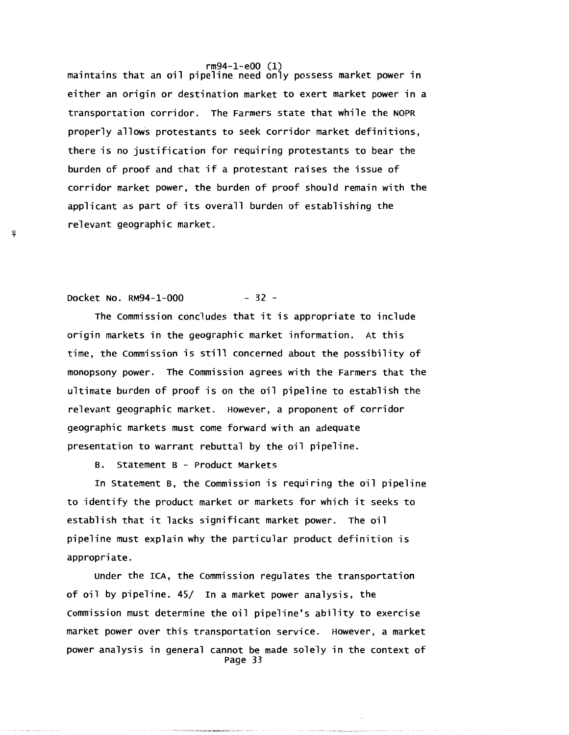maintains that an oil pipeline need only possess market power in either an origin or destination market to exert market power in a transportation corridor. The Farmers state that while the NOPR properly allows protestants to seek corridor market definitions, there is no justification for requiring protestants to bear the burden of proof and that if a protestant raises the issue of corridor market power, the burden of proof should remain with the applicant as part of its overall burden of establishing the relevant geographic market.

The Commission concludes that it is appropriate to include origin markets in the geographic market information. At this time, the Commission is still concerned about the possibility of monopsony power. The Commission agrees with the Farmers that the ultimate burden of proof is on the oil pipeline to establish the relevant geographic market. However, a proponent of corridor geographic markets must come forward with an adequate presentation to warrant rebuttal by the oil pipeline.

### B. Statement B - Product Markets

In Statement B, the Commission is requiring the oil pipeline to identify the product market or markets for which it seeks to establish that it lacks significant market power. The oil pipeline must explain why the particular product definition is appropriate.

Under the ICA, the Commission regulates the transportation of oil by pipeline. 45/ In a market power analysis, the Commission must determine the oil pipeline's ability to exercise market power over this transportation service. However, a market power analysis in general cannot be made solely in the context of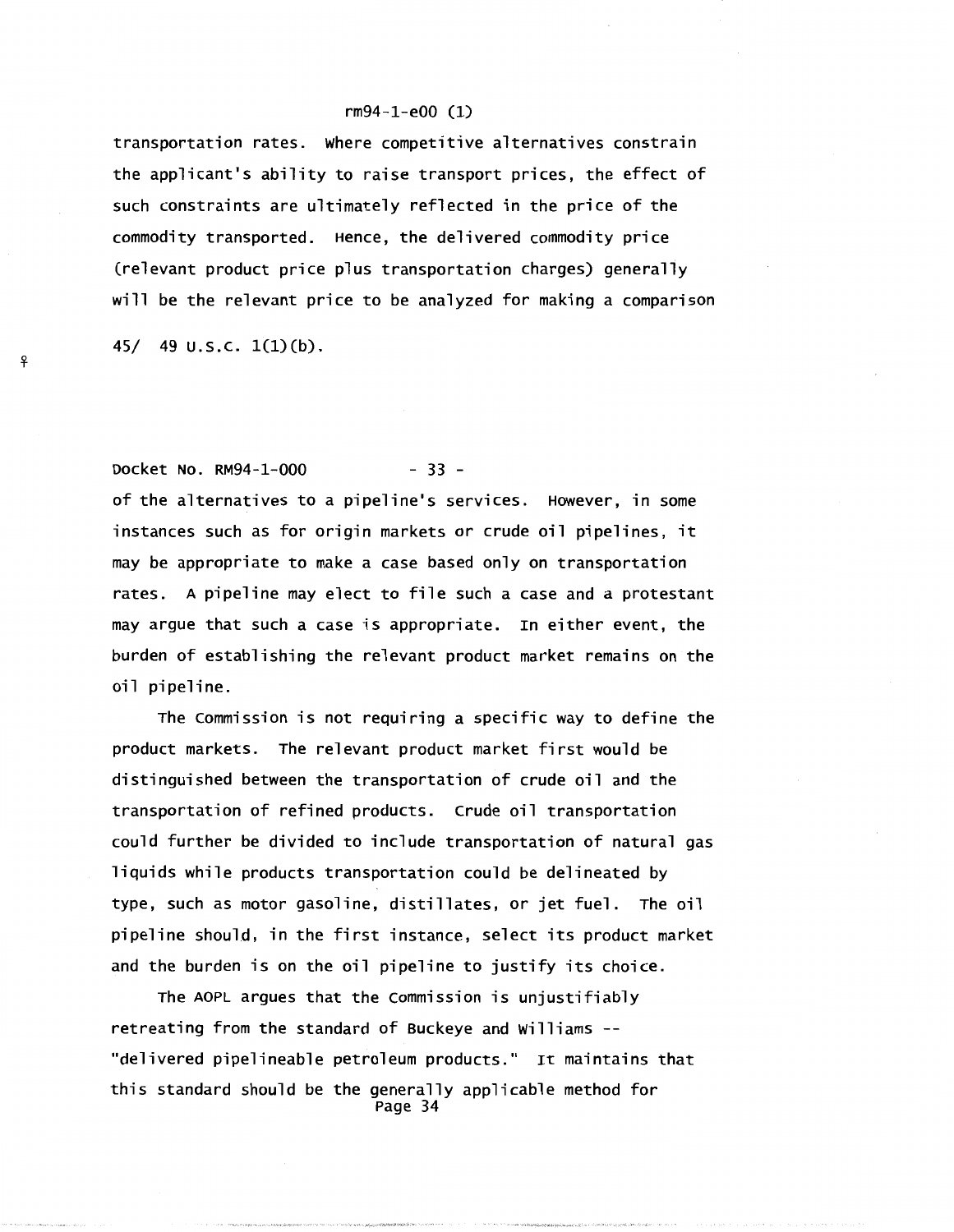transportation rates. Where competitive alternatives constrain the applicant's ability to raise transport prices, the effect of such constraints are ultimately reflected in the price of the commodity transported. Hence, the delivered commodity price (relevant product price plus transportation charges) generally will be the relevant price to be analyzed for making a comparison

45/ 49 U.S.C. 1(1)(b).

of the alternatives to a pipeline's services. However, in some instances such as for origin markets or crude oil pipelines, it may be appropriate to make a case based only on transportation rates. A pipeline may elect to file such a case and a protestant may argue that such a case is appropriate. In either event, the burden of establishing the relevant product market remains on the oil pipeline.

The Commission is not requiring a specific way to define the product markets. The relevant product market first would be distinguished between the transportation of crude oil and the transportation of refined products. Crude oil transportation could further be divided to include transportation of natural gas liquids while products transportation could be delineated by type, such as motor gasoline, distillates, or jet fuel. The oil pipeline should, in the first instance, select its product market and the burden is on the oil pipeline to justify its choice.

The AOPL argues that the Commission is unjustifiably retreating from the standard of Buckeye and Williams -- "delivered pipelineable petroleum products." It maintains that this standard should be the generally applicable method for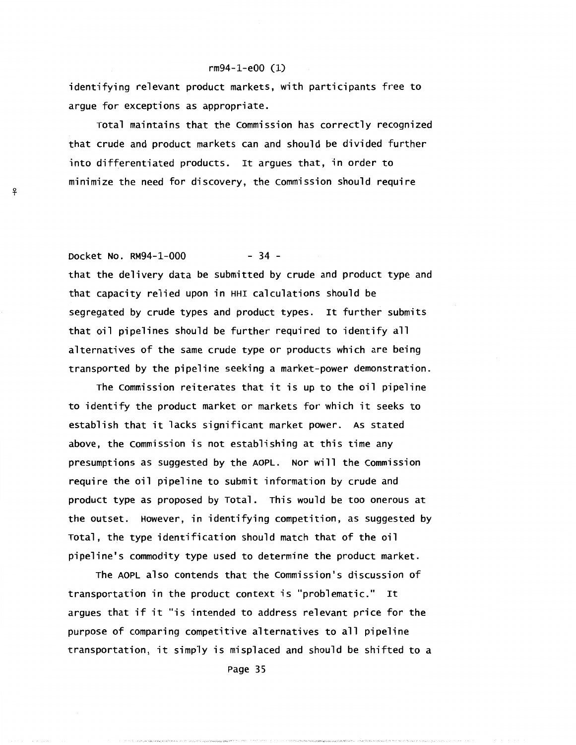identifying relevant product markets, with participants free to argue for exceptions as appropriate.

Total maintains that the Commission has correctly recognized that crude and product markets can and should be divided further into differentiated products. It argues that, in order to minimize the need for discovery, the Commission should require that the delivery data be submitted by crude and product type and that capacity relied upon in HHI calculations should be segregated by crude types and product types. It further submits that oil pipelines should be further required to identify all alternatives of the same crude type or products which are being transported by the pipeline seeking a market-power demonstration.

The Commission reiterates that it is up to the oil pipeline to identify the product market or markets for which it seeks to establish that it lacks significant market power. As stated above, the Commission is not establishing at this time any presumptions as suggested by the AOPL. Nor will the Commission require the oil pipeline to submit information by crude and product type as proposed by Total. This would be too onerous at the outset. However, in identifying competition, as suggested by Total, the type identification should match that of the oil pipeline's commodity type used to determine the product market.

The AOPL also contends that the Commission's discussion of transportation in the product context is "problematic." It argues that if it "is intended to address relevant price for the purpose of comparing competitive alternatives to all pipeline transportation, it simply is misplaced and should be shifted to a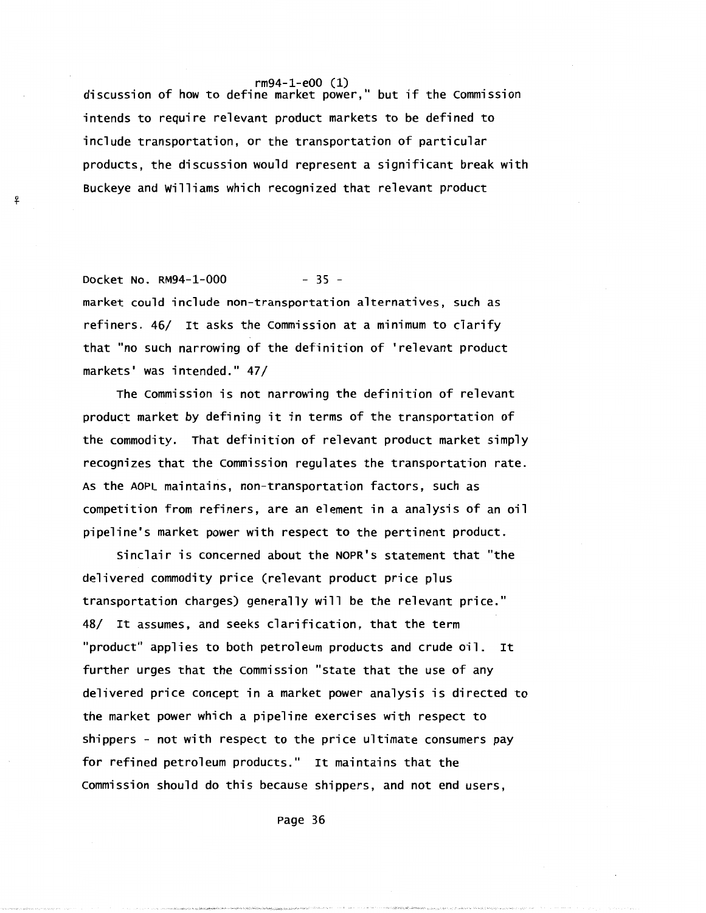discussion of how to define market power," but if the Commission intends to require relevant product markets to be defined to include transportation, or the transportation of particular products, the discussion would represent a significant break with Buckeye and Williams which recognized that relevant product

Docket No. RM94-1-000 - 35 -

market could include non-transportation alternatives, such as refiners. 46/ It asks the Commission at a minimum to clarify that "no such narrowing of the definition of 'relevant product markets' was intended." 47/

The Commission is not narrowing the definition of relevant product market by defining it in terms of the transportation of the commodity. That definition of relevant product market simply recognizes that the Commission regulates the transportation rate. As the AOPL maintains, non-transportation factors, such as competition from refiners, are an element in a analysis of an oil pipeline's market power with respect to the pertinent product.

Sinclair is concerned about the NOPR's statement that "the delivered commodity price (relevant product price plus transportation charges) generally will be the relevant price." 48/ It assumes, and seeks clarification, that the term "product" applies to both petroleum products and crude oil. It further urges that the Commission "state that the use of any delivered price concept in a market power analysis is directed to the market power which a pipeline exercises with respect to shippers - not with respect to the price ultimate consumers pay for refined petroleum products." It maintains that the Commission should do this because shippers, and not end users,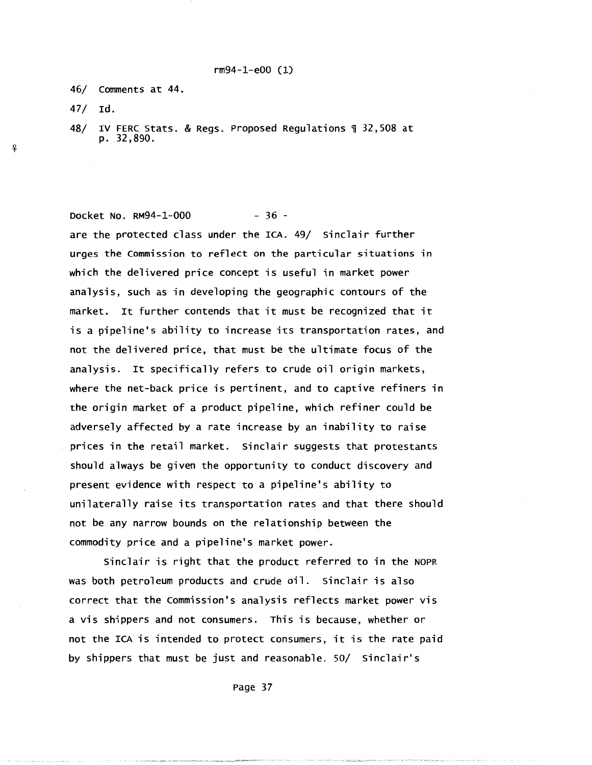46/ Comments at 44.

47/ Id.

48/ IV FERC Stats. & Regs. Proposed Regulations ¶ 32,508 at p. 32,890.

are the protected class under the ICA. 49/ Sinclair further urges the Commission to reflect on the particular situations in which the delivered price concept is useful in market power analysis, such as in developing the geographic contours of the market. It further contends that it must be recognized that it is a pipeline's ability to increase its transportation rates, and not the delivered price, that must be the ultimate focus of the analysis. It specifically refers to crude oil origin markets, where the net-back price is pertinent, and to captive refiners in the origin market of a product pipeline, which refiner could be adversely affected by a rate increase by an inability to raise prices in the retail market. Sinclair suggests that protestants should always be given the opportunity to conduct discovery and present evidence with respect to a pipeline's ability to unilaterally raise its transportation rates and that there should not be any narrow bounds on the relationship between the commodity price and a pipeline's market power.

Sinclair is right that the product referred to in the NOPR was both petroleum products and crude oil. Sinclair is also correct that the Commission's analysis reflects market power vis a vis shippers and not consumers. This is because, whether or not the ICA is intended to protect consumers, it is the rate paid by shippers that must be just and reasonable. 50/ Sinclair's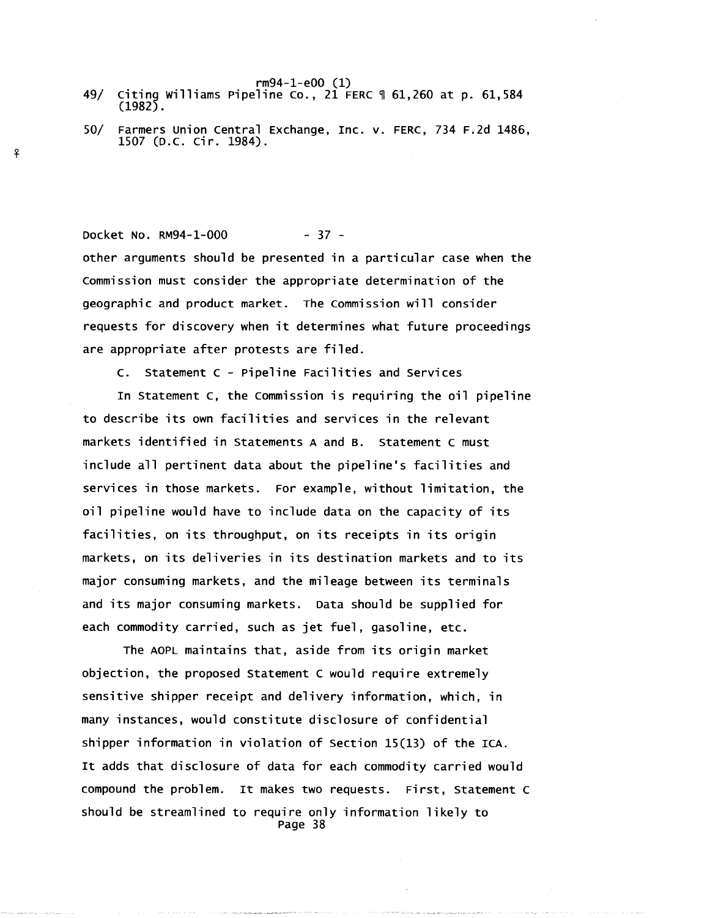49/ Citing Williams Pipeline Co., 21 FERC ¶ 61,260 at p. 61,584 (1982).

50/ Farmers Union Central Exchange, Inc. v. FERC, 734 F.2d 1486, 1507 (D.C. Cir. 1984).

other arguments should be presented in a particular case when the Commission must consider the appropriate determination of the geographic and product market. The Commission will consider requests for discovery when it determines what future proceedings are appropriate after protests are filed.

C. Statement C - Pipeline Facilities and Services

In Statement C, the Commission is requiring the oil pipeline to describe its own facilities and services in the relevant markets identified in Statements A and B. Statement C must include all pertinent data about the pipeline's facilities and services in those markets. For example, without limitation, the oil pipeline would have to include data on the capacity of its facilities, on its throughput, on its receipts in its origin markets, on its deliveries in its destination markets and to its major consuming markets, and the mileage between its terminals and its major consuming markets. Data should be supplied for each commodity carried, such as jet fuel, gasoline, etc.

The AOPL maintains that, aside from its origin market objection, the proposed Statement C would require extremely sensitive shipper receipt and delivery information, which, in many instances, would constitute disclosure of confidential shipper information in violation of Section 15(13) of the ICA. It adds that disclosure of data for each commodity carried would compound the problem. It makes two requests. First, Statement C should be streamlined to require only information likely to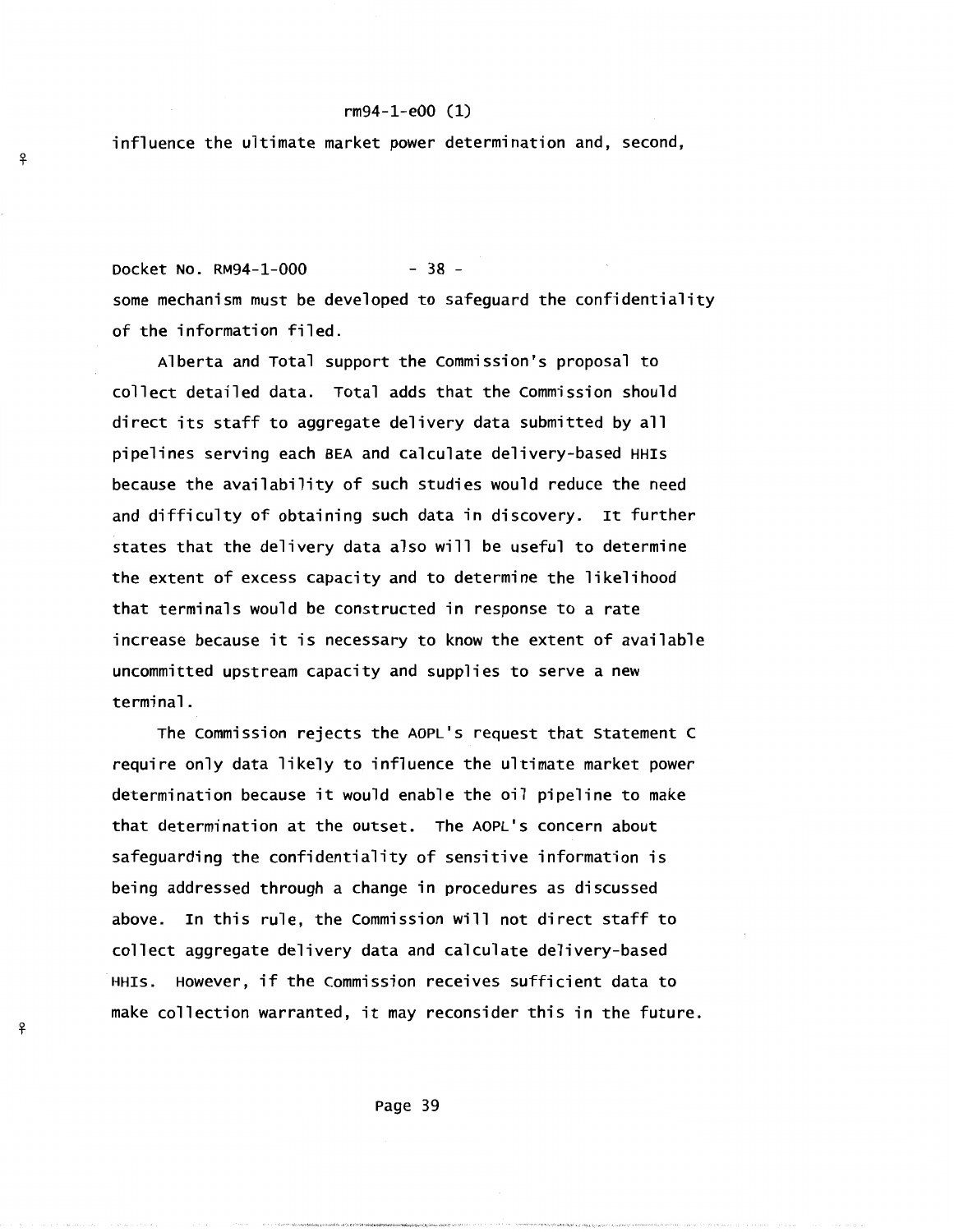influence the ultimate market power determination and, second,

some mechanism must be developed to safeguard the confidentiality of the information filed.

Alberta and Total support the Commission's proposal to collect detailed data. Total adds that the Commission should direct its staff to aggregate delivery data submitted by all pipelines serving each BEA and calculate delivery-based HHIs because the availability of such studies would reduce the need and difficulty of obtaining such data in discovery. It further states that the delivery data also will be useful to determine the extent of excess capacity and to determine the likelihood that terminals would be constructed in response to a rate increase because it is necessary to know the extent of available uncommitted upstream capacity and supplies to serve a new terminal.

The Commission rejects the AOPL's request that Statement C require only data likely to influence the ultimate market power determination because it would enable the oil pipeline to make that determination at the outset. The AOPL's concern about safeguarding the confidentiality of sensitive information is being addressed through a change in procedures as discussed above. In this rule, the Commission will not direct staff to collect aggregate delivery data and calculate delivery-based HHIs. However, if the Commission receives sufficient data to make collection warranted, it may reconsider this in the future.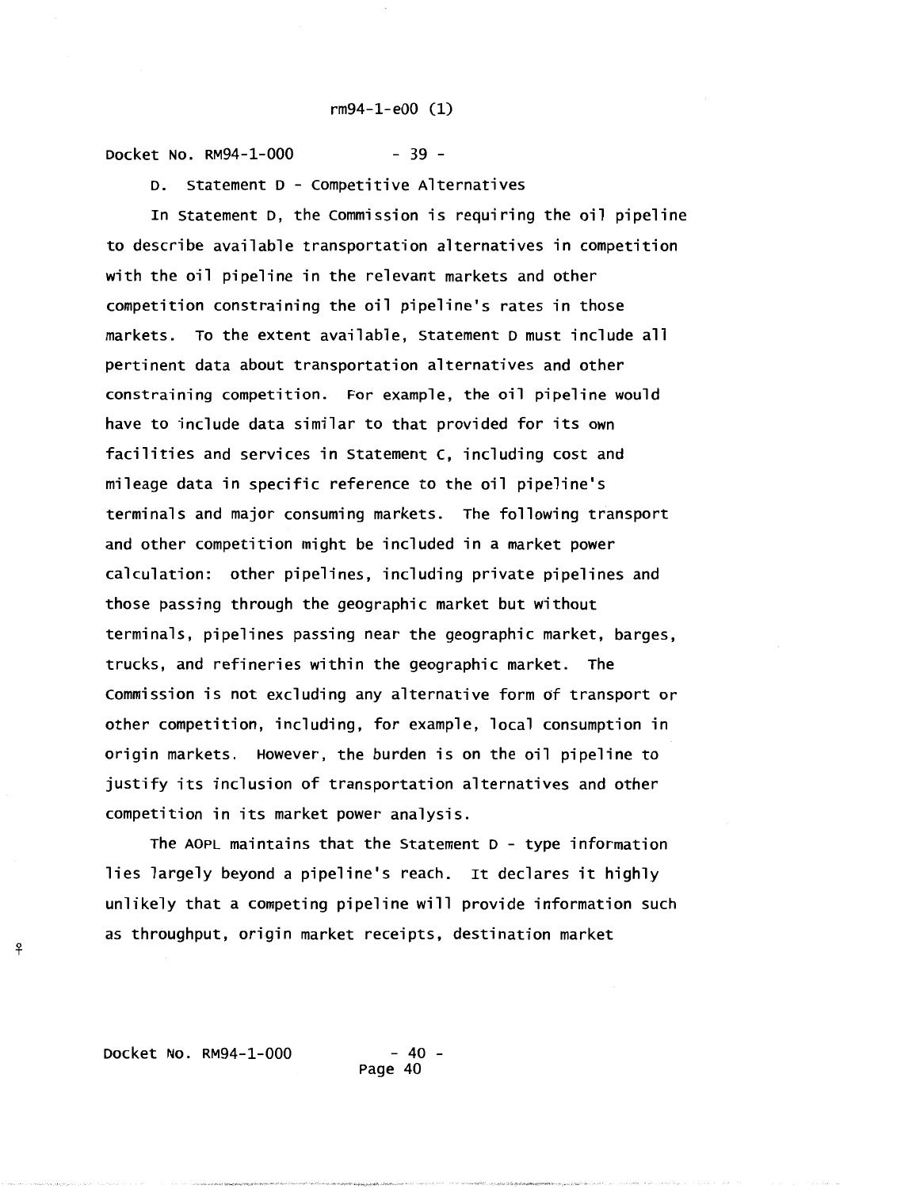D. Statement D - Competitive Alternatives

In Statement D, the Commission is requiring the oil pipeline to describe available transportation alternatives in competition with the oil pipeline in the relevant markets and other competition constraining the oil pipeline's rates in those markets. To the extent available, Statement D must include all pertinent data about transportation alternatives and other constraining competition. For example, the oil pipeline would have to include data similar to that provided for its own facilities and services in Statement C, including cost and mileage data in specific reference to the oil pipeline's terminals and major consuming markets. The following transport and other competition might be included in a market power calculation: other pipelines, including private pipelines and those passing through the geographic market but without terminals, pipelines passing near the geographic market, barges, trucks, and refineries within the geographic market. The Commission is not excluding any alternative form of transport or other competition, including, for example, local consumption in origin markets. However, the burden is on the oil pipeline to justify its inclusion of transportation alternatives and other competition in its market power analysis.

The AOPL maintains that the Statement D - type information lies largely beyond a pipeline's reach. It declares it highly unlikely that a competing pipeline will provide information such as throughput, origin market receipts, destination market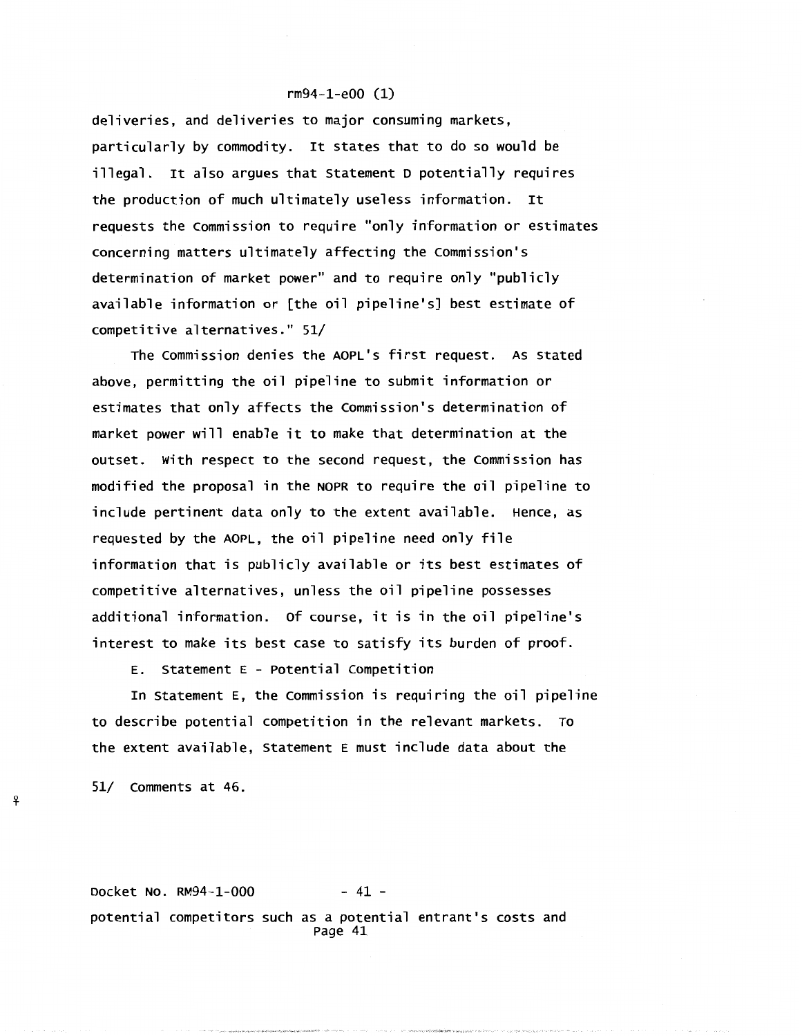deliveries, and deliveries to major consuming markets, particularly by commodity. It states that to do so would be illegal. It also argues that Statement D potentially requires the production of much ultimately useless information. It requests the Commission to require "only information or estimates concerning matters ultimately affecting the Commission's determination of market power" and to require only "publicly available information or [the oil pipeline's] best estimate of competitive alternatives." 51/

The Commission denies the AOPL's first request. As stated above, permitting the oil pipeline to submit information or estimates that only affects the Commission's determination of market power will enable it to make that determination at the outset. With respect to the second request, the Commission has modified the proposal in the NOPR to require the oil pipeline to include pertinent data only to the extent available. Hence, as requested by the AOPL, the oil pipeline need only file information that is publicly available or its best estimates of competitive alternatives, unless the oil pipeline possesses additional information. Of course, it is in the oil pipeline's interest to make its best case to satisfy its burden of proof.

E. Statement E - Potential Competition

In Statement E, the Commission is requiring the oil pipeline to describe potential competition in the relevant markets. To the extent available, Statement E must include data about the

51/ Comments at 46.

potential competitors such as a potential entrant's costs and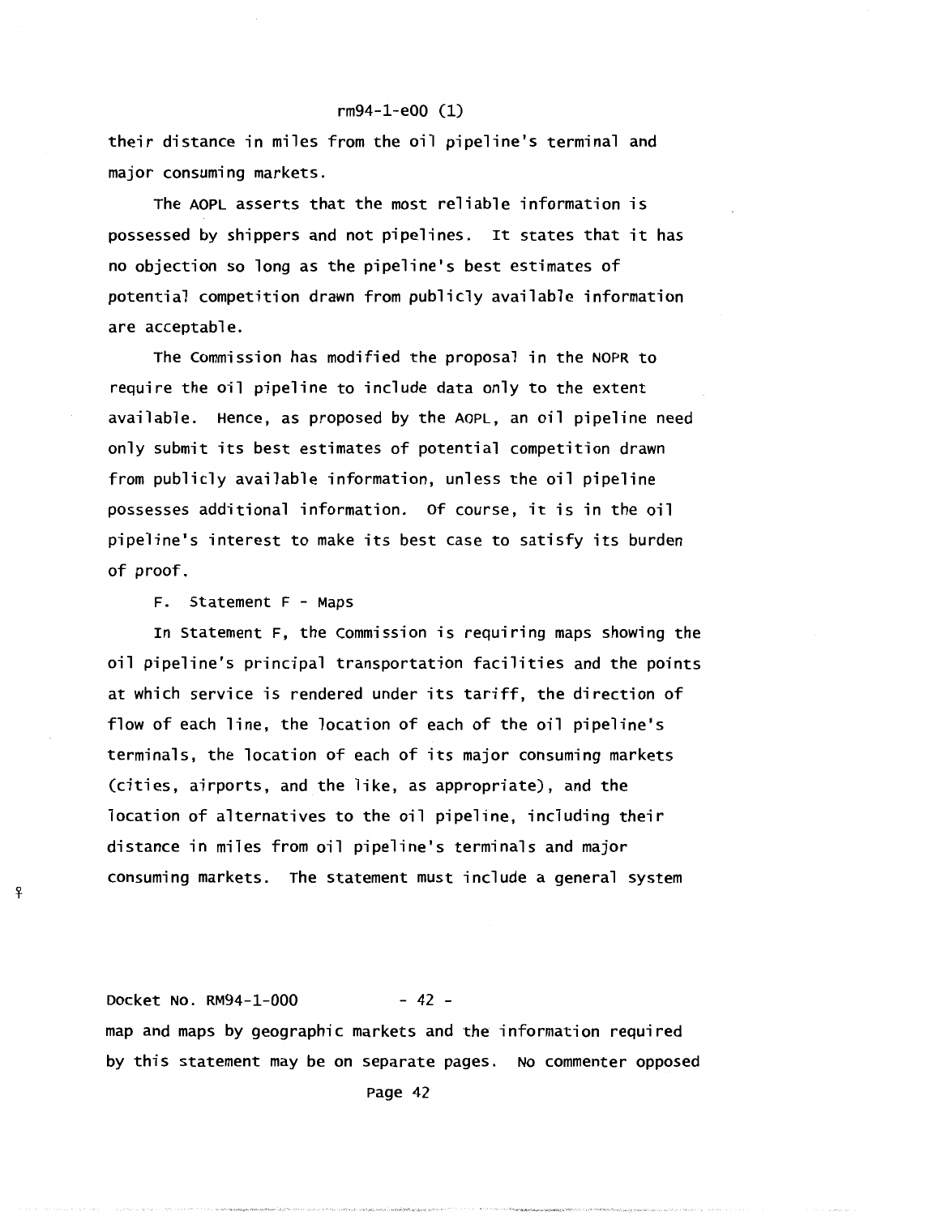their distance in miles from the oil pipeline's terminal and major consuming markets.

The AOPL asserts that the most reliable information is possessed by shippers and not pipelines. It states that it has no objection so long as the pipeline's best estimates of potential competition drawn from publicly available information are acceptable.

The Commission has modified the proposal in the NOPR to require the oil pipeline to include data only to the extent available. Hence, as proposed by the AOPL, an oil pipeline need only submit its best estimates of potential competition drawn from publicly available information, unless the oil pipeline possesses additional information. Of course, it is in the oil pipeline's interest to make its best case to satisfy its burden of proof.

F. Statement F - Maps

In Statement F, the Commission is requiring maps showing the oil pipeline's principal transportation facilities and the points at which service is rendered under its tariff, the direction of flow of each line, the location of each of the oil pipeline's terminals, the location of each of its major consuming markets (cities, airports, and the like, as appropriate), and the location of alternatives to the oil pipeline, including their distance in miles from oil pipeline's terminals and major consuming markets. The statement must include a general system

map and maps by geographic markets and the information required by this statement may be on separate pages. No commenter opposed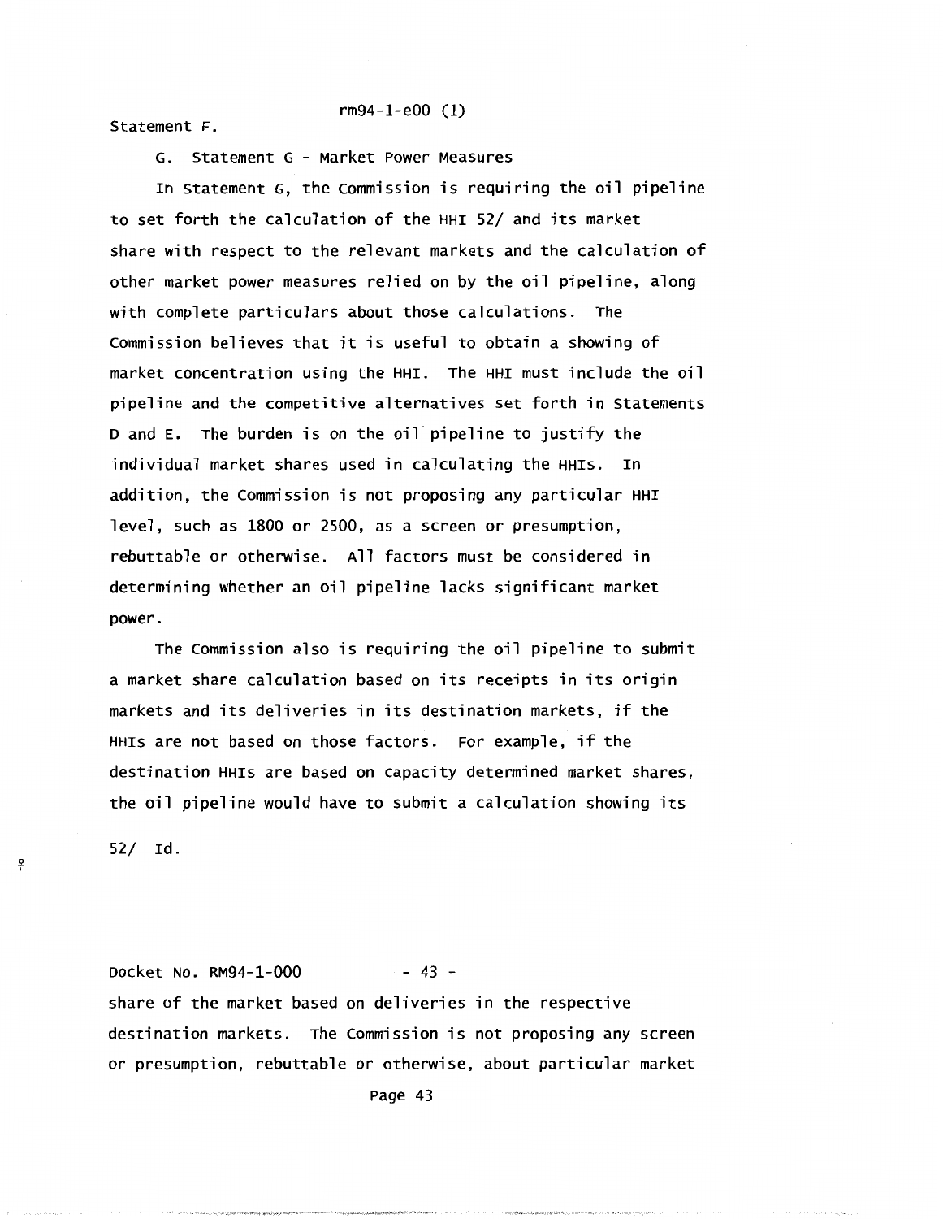Statement F.

G. Statement G - Market Power Measures

In Statement G, the Commission is requiring the oil pipeline to set forth the calculation of the HHI 52/ and its market share with respect to the relevant markets and the calculation of other market power measures relied on by the oil pipeline, along with complete particulars about those calculations. The Commission believes that it is useful to obtain a showing of market concentration using the HHI. The HHI must include the oil pipeline and the competitive alternatives set forth in Statements D and E. The burden is on the oil pipeline to justify the individual market shares used in calculating the HHIs. In addition, the Commission is not proposing any particular HHI level, such as 1800 or 2500, as a screen or presumption, rebuttable or otherwise. All factors must be considered in determining whether an oil pipeline lacks significant market power.

The Commission also is requiring the oil pipeline to submit a market share calculation based on its receipts in its origin markets and its deliveries in its destination markets, if the HHIs are not based on those factors. For example, if the destination HHIs are based on capacity determined market shares, the oil pipeline would have to submit a calculation showing its

52/ Id.

share of the market based on deliveries in the respective destination markets. The Commission is not proposing any screen or presumption, rebuttable or otherwise, about particular market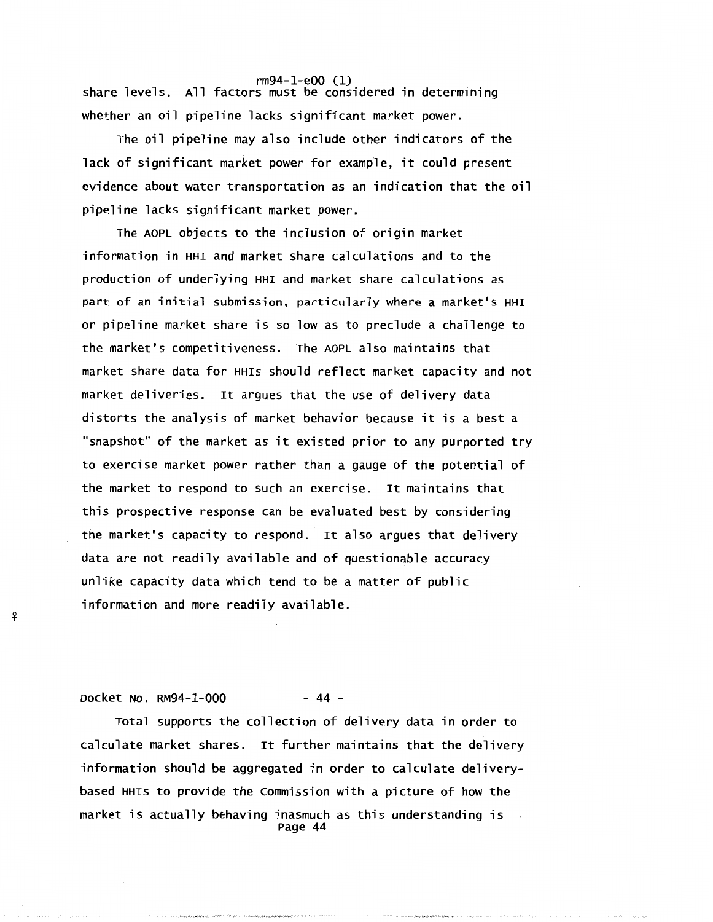share levels. All factors must be considered in determining whether an oil pipeline lacks significant market power.

The oil pipeline may also include other indicators of the lack of significant market power for example, it could present evidence about water transportation as an indication that the oil pipeline lacks significant market power.

The AOPL objects to the inclusion of origin market information in HHI and market share calculations and to the production of underlying HHI and market share calculations as part of an initial submission, particularly where a market's HHI or pipeline market share is so low as to preclude a challenge to the market's competitiveness. The AOPL also maintains that market share data for HHIs should reflect market capacity and not market deliveries. It argues that the use of delivery data distorts the analysis of market behavior because it is a best a "snapshot" of the market as it existed prior to any purported try to exercise market power rather than a gauge of the potential of the market to respond to such an exercise. It maintains that this prospective response can be evaluated best by considering the market's capacity to respond. It also argues that delivery data are not readily available and of questionable accuracy unlike capacity data which tend to be a matter of public information and more readily available.

Total supports the collection of delivery data in order to calculate market shares. It further maintains that the delivery information should be aggregated in order to calculate delivery-based HHIs to provide the Commission with a picture of how the market is actually behaving inasmuch as this understanding is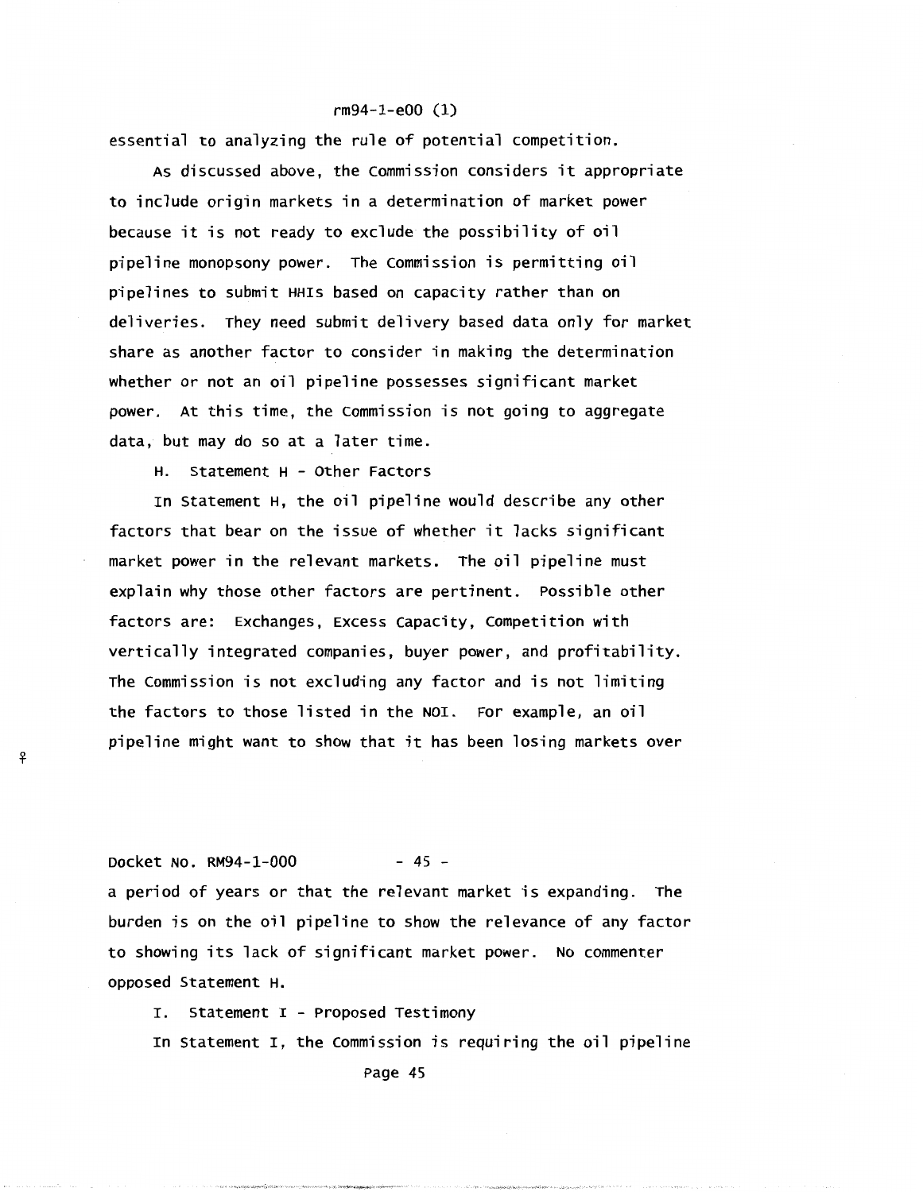essential to analyzing the rule of potential competition.

As discussed above, the Commission considers it appropriate to include origin markets in a determination of market power because it is not ready to exclude the possibility of oil pipeline monopsony power. The Commission is permitting oil pipelines to submit HHIs based on capacity rather than on deliveries. They need submit delivery based data only for market share as another factor to consider in making the determination whether or not an oil pipeline possesses significant market power. At this time, the Commission is not going to aggregate data, but may do so at a later time.

### H. Statement H - Other Factors

In Statement H, the oil pipeline would describe any other factors that bear on the issue of whether it lacks significant market power in the relevant markets. The oil pipeline must explain why those other factors are pertinent. Possible other factors are: Exchanges, Excess Capacity, Competition with vertically integrated companies, buyer power, and profitability. The Commission is not excluding any factor and is not limiting the factors to those listed in the NOI. For example, an oil pipeline might want to show that it has been losing markets over a period of years or that the relevant market is expanding. The burden is on the oil pipeline to show the relevance of any factor to showing its lack of significant market power. No commenter opposed Statement H.

### I. Statement I - Proposed Testimony

In Statement I, the Commission is requiring the oil pipeline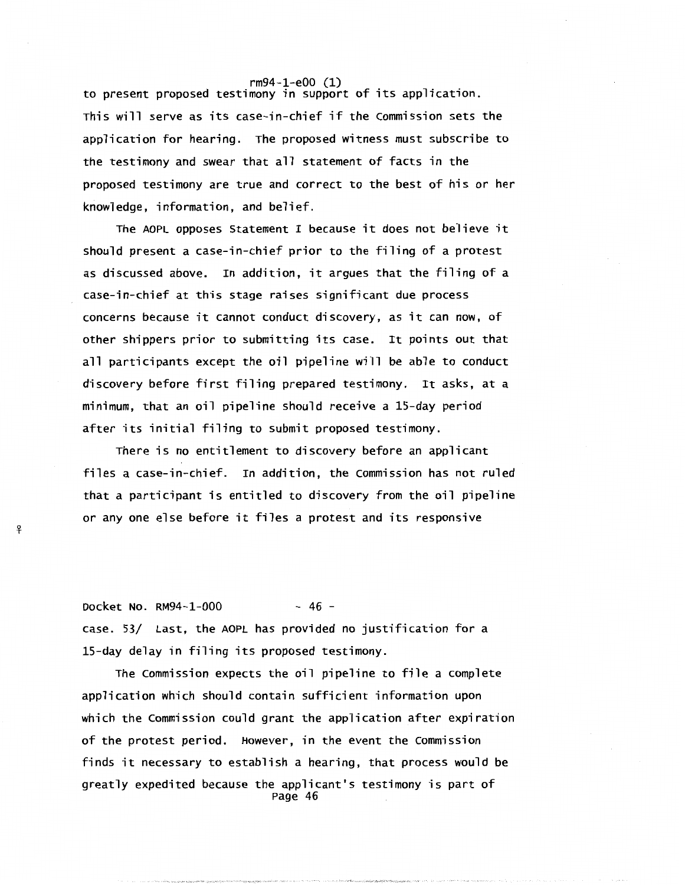to present proposed testimony in support of its application. This will serve as its case-in-chief if the Commission sets the application for hearing. The proposed witness must subscribe to the testimony and swear that all statement of facts in the proposed testimony are true and correct to the best of his or her knowledge, information, and belief.

The AOPL opposes Statement I because it does not believe it should present a case-in-chief prior to the filing of a protest as discussed above. In addition, it argues that the filing of a case-in-chief at this stage raises significant due process concerns because it cannot conduct discovery, as it can now, of other shippers prior to submitting its case. It points out that all participants except the oil pipeline will be able to conduct discovery before first filing prepared testimony. It asks, at a minimum, that an oil pipeline should receive a 15-day period after its initial filing to submit proposed testimony.

There is no entitlement to discovery before an applicant files a case-in-chief. In addition, the Commission has not ruled that a participant is entitled to discovery from the oil pipeline or any one else before it files a protest and its responsive case. 53/ Last, the AOPL has provided no justification for a 15-day delay in filing its proposed testimony.

The Commission expects the oil pipeline to file a complete application which should contain sufficient information upon which the Commission could grant the application after expiration of the protest period. However, in the event the Commission finds it necessary to establish a hearing, that process would be greatly expedited because the applicant's testimony is part of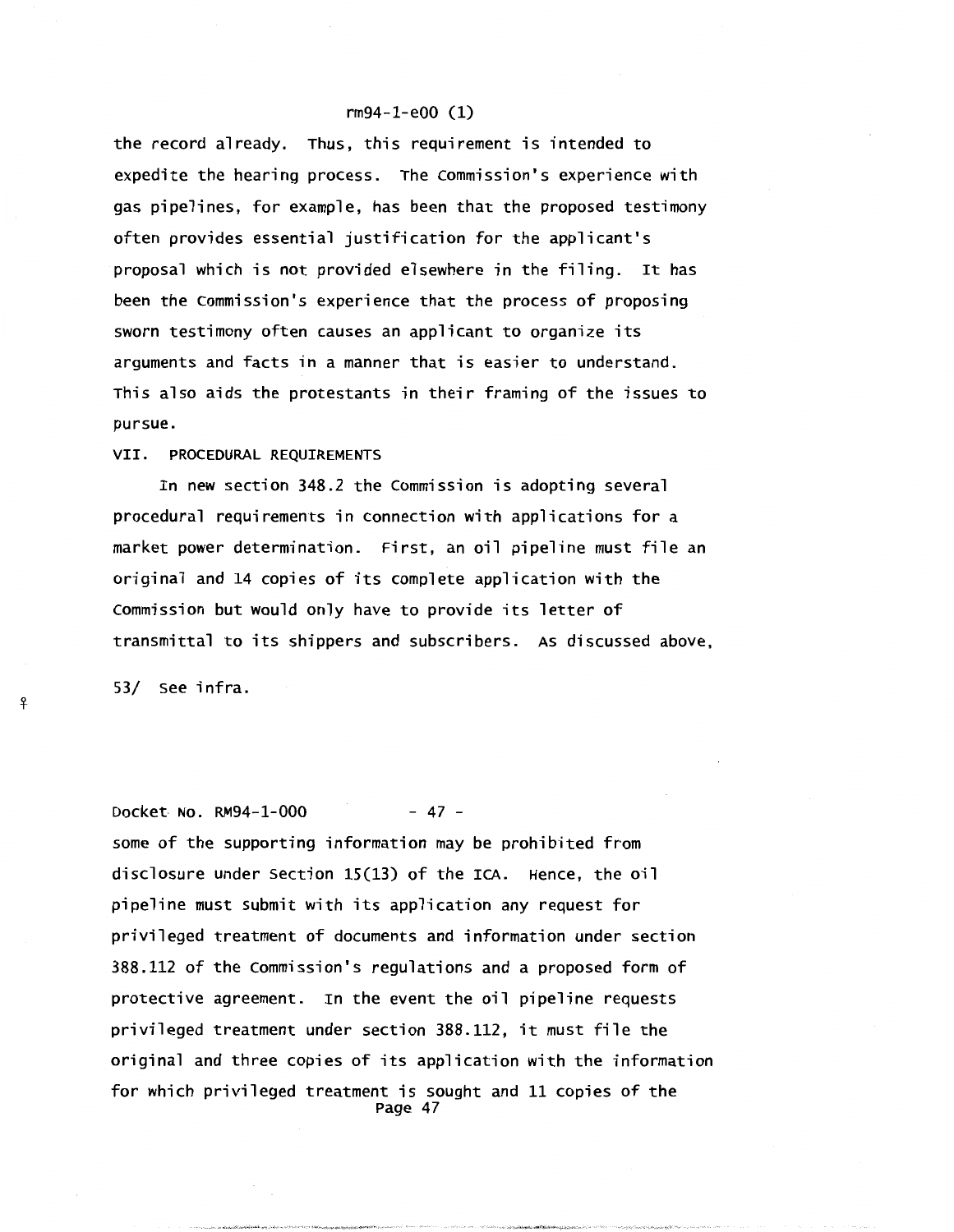the record already. Thus, this requirement is intended to expedite the hearing process. The Commission's experience with gas pipelines, for example, has been that the proposed testimony often provides essential justification for the applicant's proposal which is not provided elsewhere in the filing. It has been the Commission's experience that the process of proposing sworn testimony often causes an applicant to organize its arguments and facts in a manner that is easier to understand. This also aids the protestants in their framing of the issues to pursue.

## VII. PROCEDURAL REQUIREMENTS

In new section 348.2 the Commission is adopting several procedural requirements in connection with applications for a market power determination. First, an oil pipeline must file an original and 14 copies of its complete application with the Commission but would only have to provide its letter of transmittal to its shippers and subscribers. As discussed above,

53/ See infra.

some of the supporting information may be prohibited from disclosure under Section 15(13) of the ICA. Hence, the oil pipeline must submit with its application any request for privileged treatment of documents and information under section 388.112 of the Commission's regulations and a proposed form of protective agreement. In the event the oil pipeline requests privileged treatment under section 388.112, it must file the original and three copies of its application with the information for which privileged treatment is sought and 11 copies of the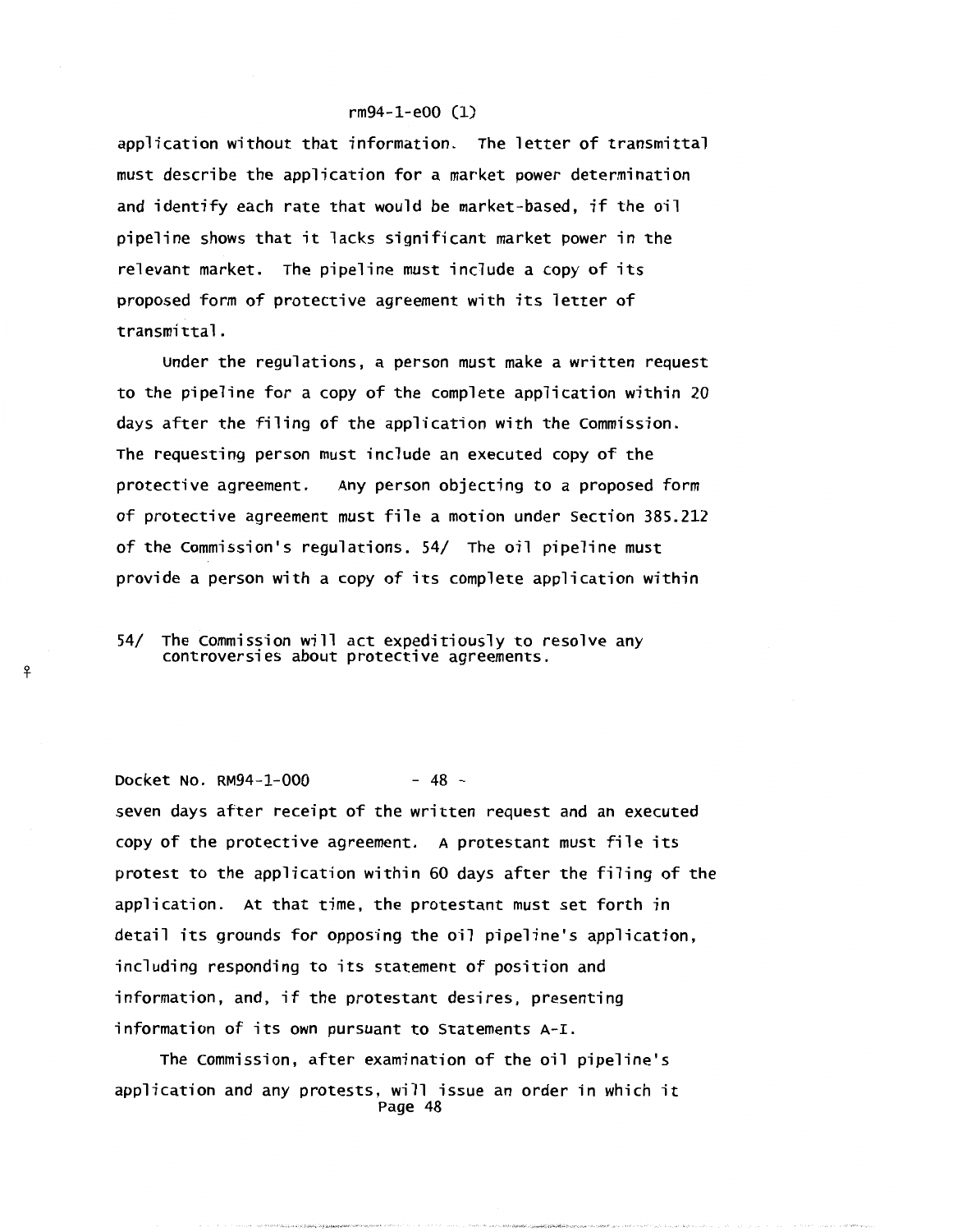application without that information. The letter of transmittal must describe the application for a market power determination and identify each rate that would be market-based, if the oil pipeline shows that it lacks significant market power in the relevant market. The pipeline must include a copy of its proposed form of protective agreement with its letter of transmittal.

Under the regulations, a person must make a written request to the pipeline for a copy of the complete application within 20 days after the filing of the application with the Commission. The requesting person must include an executed copy of the protective agreement. Any person objecting to a proposed form of protective agreement must file a motion under Section 385.212 of the Commission's regulations. 54/ The oil pipeline must provide a person with a copy of its complete application within seven days after receipt of the written request and an executed copy of the protective agreement. A protestant must file its protest to the application within 60 days after the filing of the application. At that time, the protestant must set forth in detail its grounds for opposing the oil pipeline's application, including responding to its statement of position and information, and, if the protestant desires, presenting information of its own pursuant to Statements A-I.

The Commission, after examination of the oil pipeline's application and any protests, will issue an order in which it

54/ The Commission will act expeditiously to resolve any controversies about protective agreements.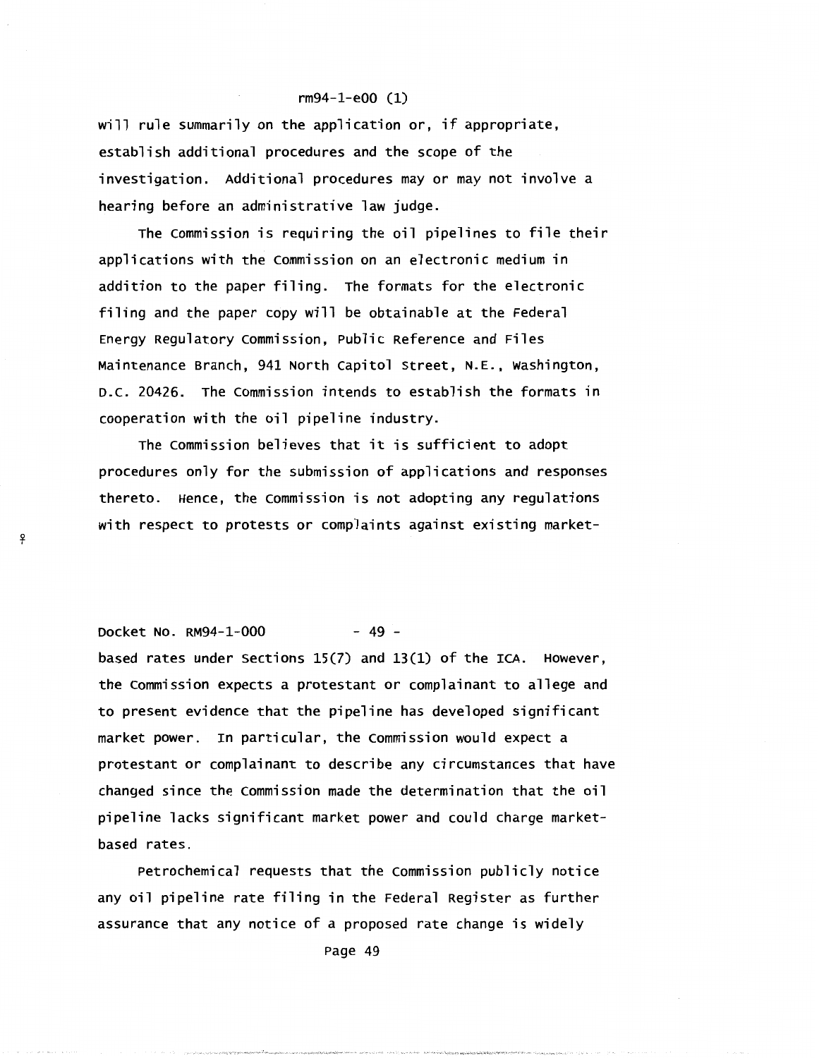will rule summarily on the application or, if appropriate, establish additional procedures and the scope of the investigation. Additional procedures may or may not involve a hearing before an administrative law judge.

The Commission is requiring the oil pipelines to file their applications with the Commission on an electronic medium in addition to the paper filing. The formats for the electronic filing and the paper copy will be obtainable at the Federal Energy Regulatory Commission, Public Reference and Files Maintenance Branch, 941 North Capitol Street, N.E., Washington, D.C. 20426. The Commission intends to establish the formats in cooperation with the oil pipeline industry.

The Commission believes that it is sufficient to adopt procedures only for the submission of applications and responses thereto. Hence, the Commission is not adopting any regulations with respect to protests or complaints against existing market-based rates under Sections 15(7) and 13(1) of the ICA. However, the Commission expects a protestant or complainant to allege and to present evidence that the pipeline has developed significant market power. In particular, the Commission would expect a protestant or complainant to describe any circumstances that have changed since the Commission made the determination that the oil pipeline lacks significant market power and could charge market-based rates.

Petrochemical requests that the Commission publicly notice any oil pipeline rate filing in the Federal Register as further assurance that any notice of a proposed rate change is widely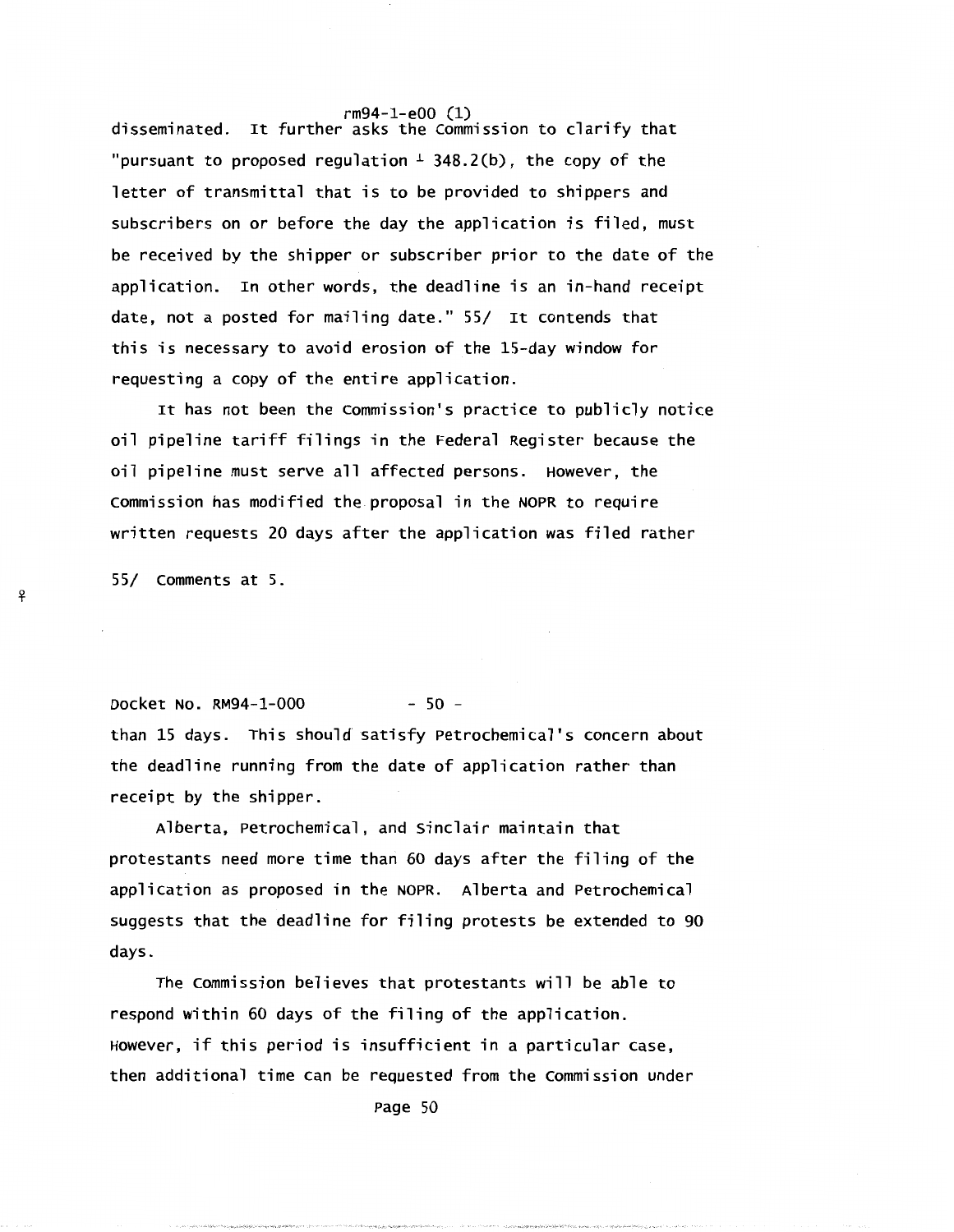disseminated. It further asks the Commission to clarify that "pursuant to proposed regulation § 348.2(b), the copy of the letter of transmittal that is to be provided to shippers and subscribers on or before the day the application is filed, must be received by the shipper or subscriber prior to the date of the application. In other words, the deadline is an in-hand receipt date, not a posted for mailing date." 55/ It contends that this is necessary to avoid erosion of the 15-day window for requesting a copy of the entire application.

It has not been the Commission's practice to publicly notice oil pipeline tariff filings in the Federal Register because the oil pipeline must serve all affected persons. However, the Commission has modified the proposal in the NOPR to require written requests 20 days after the application was filed rather than 15 days. This should satisfy Petrochemical's concern about the deadline running from the date of application rather than receipt by the shipper.

Alberta, Petrochemical, and Sinclair maintain that protestants need more time than 60 days after the filing of the application as proposed in the NOPR. Alberta and Petrochemical suggests that the deadline for filing protests be extended to 90 days.

The Commission believes that protestants will be able to respond within 60 days of the filing of the application. However, if this period is insufficient in a particular case, then additional time can be requested from the Commission under

55/ Comments at 5.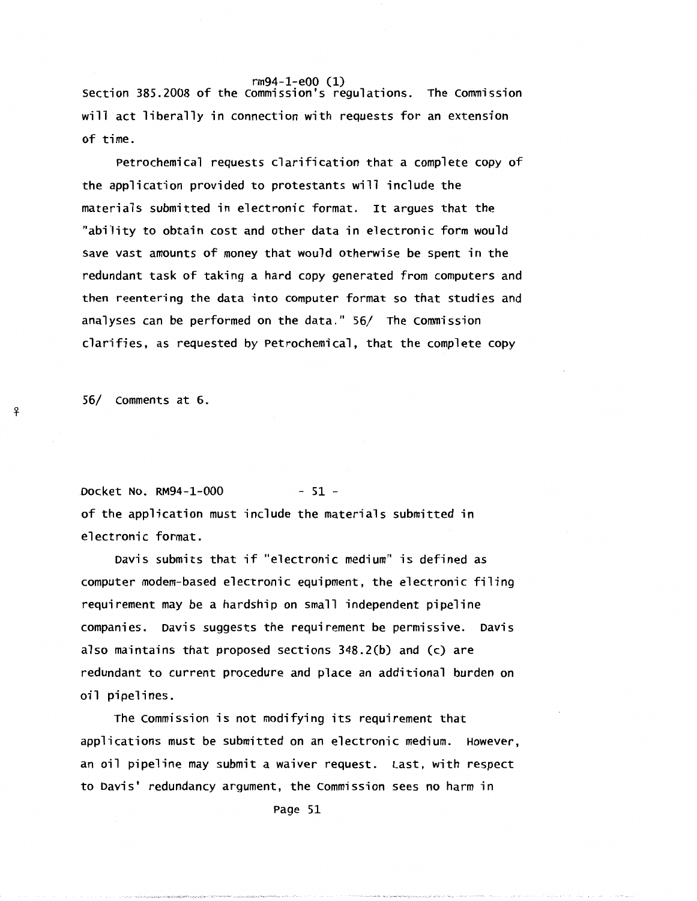Section 385.2008 of the Commission's regulations. The Commission will act liberally in connection with requests for an extension of time.

Petrochemical requests clarification that a complete copy of the application provided to protestants will include the materials submitted in electronic format. It argues that the "ability to obtain cost and other data in electronic form would save vast amounts of money that would otherwise be spent in the redundant task of taking a hard copy generated from computers and then reentering the data into computer format so that studies and analyses can be performed on the data." 56/ The Commission clarifies, as requested by Petrochemical, that the complete copy of the application must include the materials submitted in electronic format.

56/ Comments at 6.

Davis submits that if "electronic medium" is defined as computer modem-based electronic equipment, the electronic filing requirement may be a hardship on small independent pipeline companies. Davis suggests the requirement be permissive. Davis also maintains that proposed sections 348.2(b) and (c) are redundant to current procedure and place an additional burden on oil pipelines.

The Commission is not modifying its requirement that applications must be submitted on an electronic medium. However, an oil pipeline may submit a waiver request. Last, with respect to Davis' redundancy argument, the Commission sees no harm in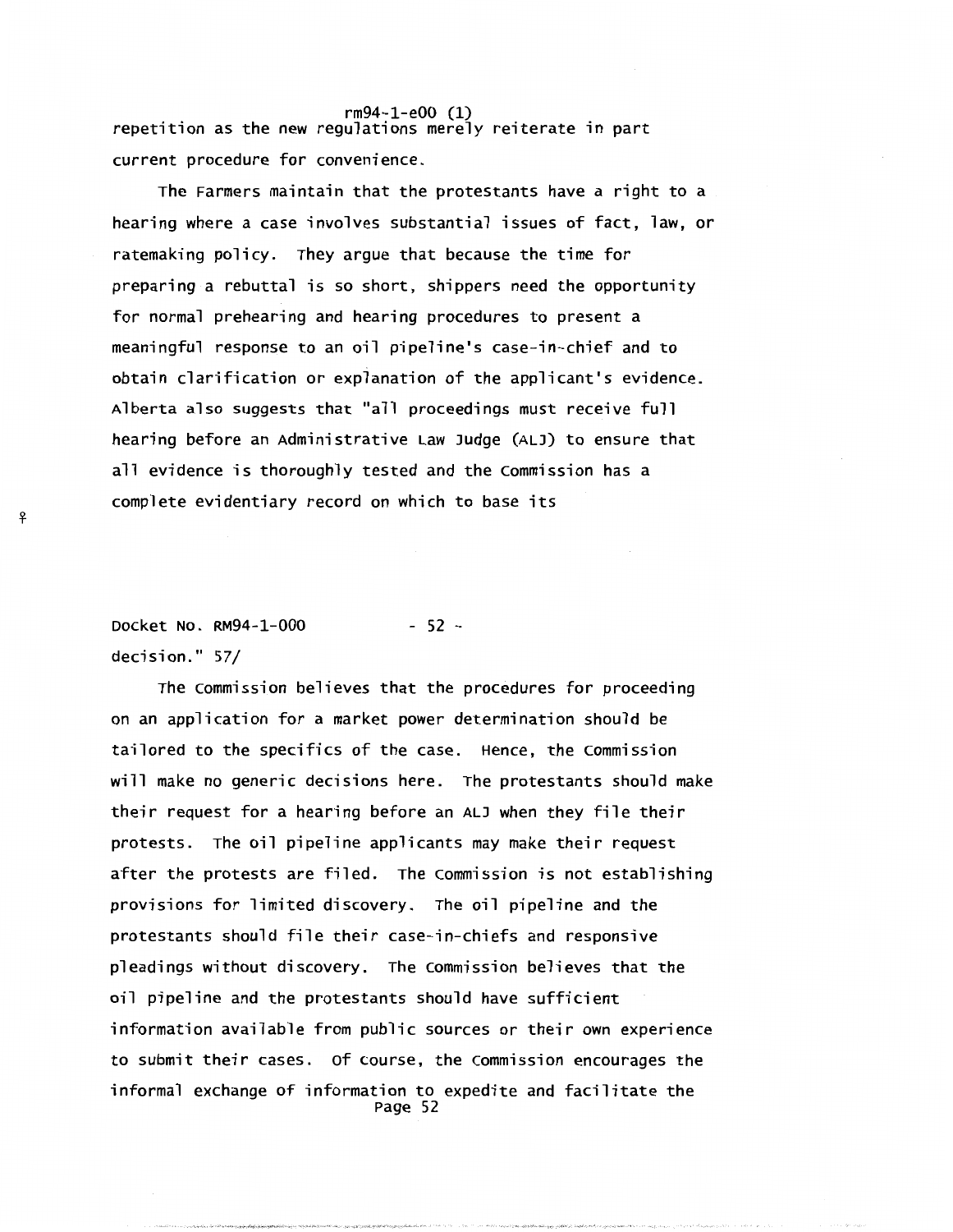repetition as the new regulations merely reiterate in part current procedure for convenience.

The Farmers maintain that the protestants have a right to a hearing where a case involves substantial issues of fact, law, or ratemaking policy. They argue that because the time for preparing a rebuttal is so short, shippers need the opportunity for normal prehearing and hearing procedures to present a meaningful response to an oil pipeline's case-in-chief and to obtain clarification or explanation of the applicant's evidence. Alberta also suggests that "all proceedings must receive full hearing before an Administrative Law Judge (ALJ) to ensure that all evidence is thoroughly tested and the Commission has a complete evidentiary record on which to base its decision." 57/

The Commission believes that the procedures for proceeding on an application for a market power determination should be tailored to the specifics of the case. Hence, the Commission will make no generic decisions here. The protestants should make their request for a hearing before an ALJ when they file their protests. The oil pipeline applicants may make their request after the protests are filed. The Commission is not establishing provisions for limited discovery. The oil pipeline and the protestants should file their case-in-chiefs and responsive pleadings without discovery. The Commission believes that the oil pipeline and the protestants should have sufficient information available from public sources or their own experience to submit their cases. Of course, the Commission encourages the informal exchange of information to expedite and facilitate the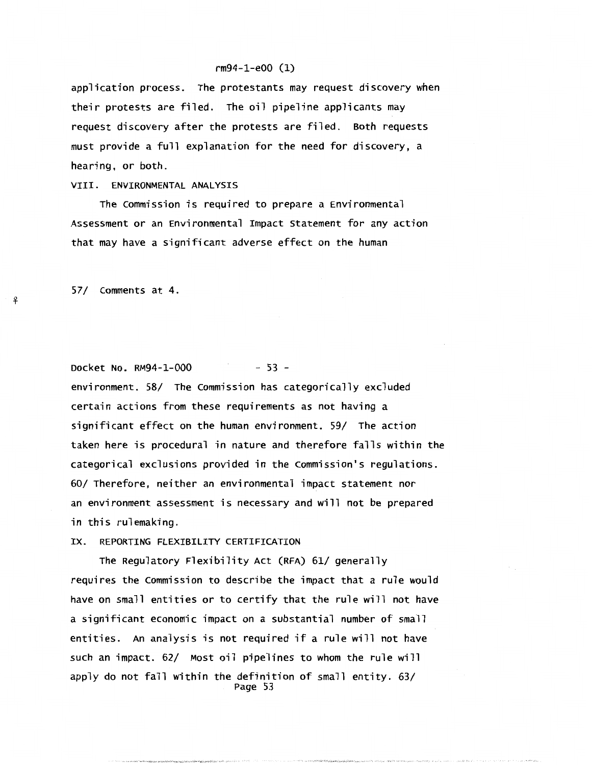application process. The protestants may request discovery when their protests are filed. The oil pipeline applicants may request discovery after the protests are filed. Both requests must provide a full explanation for the need for discovery, a hearing, or both.

## VIII. ENVIRONMENTAL ANALYSIS

The Commission is required to prepare a Environmental Assessment or an Environmental Impact Statement for any action that may have a significant adverse effect on the human

57/ Comments at 4.

environment. 58/ The Commission has categorically excluded certain actions from these requirements as not having a significant effect on the human environment. 59/ The action taken here is procedural in nature and therefore falls within the categorical exclusions provided in the Commission's regulations. 60/ Therefore, neither an environmental impact statement nor an environment assessment is necessary and will not be prepared in this rulemaking.

## IX. REPORTING FLEXIBILITY CERTIFICATION

The Regulatory Flexibility Act (RFA) 61/ generally requires the Commission to describe the impact that a rule would have on small entities or to certify that the rule will not have a significant economic impact on a substantial number of small entities. An analysis is not required if a rule will not have such an impact. 62/ Most oil pipelines to whom the rule will apply do not fall within the definition of small entity. 63/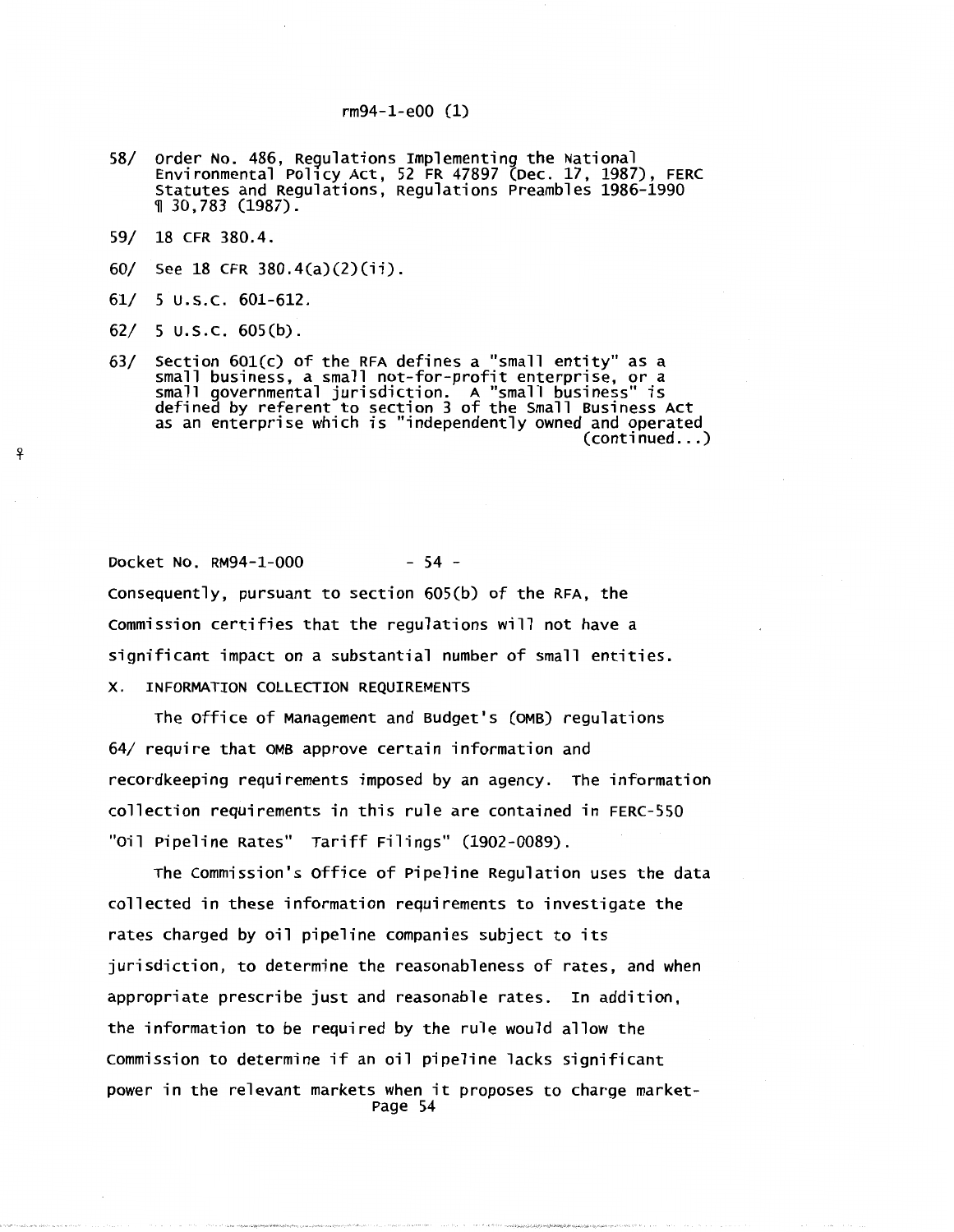58/ Order No. 486, Regulations Implementing the National Environmental Policy Act, 52 FR 47897 (Dec. 17, 1987), FERC Statutes and Regulations, Regulations Preambles 1986-1990 ¶ 30,783 (1987).

59/ 18 CFR 380.4.

60/ See 18 CFR 380.4(a)(2)(ii).

61/ 5 U.S.C. 601-612.

62/ 5 U.S.C. 605(b).

63/ Section 601(c) of the RFA defines a "small entity" as a small business, a small not-for-profit enterprise, or a small governmental jurisdiction. A "small business" is defined by referent to section 3 of the Small Business Act as an enterprise which is "independently owned and operated (continued...)

Consequently, pursuant to section 605(b) of the RFA, the Commission certifies that the regulations will not have a significant impact on a substantial number of small entities.

## X. INFORMATION COLLECTION REQUIREMENTS

The Office of Management and Budget's (OMB) regulations 64/ require that OMB approve certain information and recordkeeping requirements imposed by an agency. The information collection requirements in this rule are contained in FERC-550 "Oil Pipeline Rates" Tariff Filings" (1902-0089).

The Commission's Office of Pipeline Regulation uses the data collected in these information requirements to investigate the rates charged by oil pipeline companies subject to its jurisdiction, to determine the reasonableness of rates, and when appropriate prescribe just and reasonable rates. In addition, the information to be required by the rule would allow the Commission to determine if an oil pipeline lacks significant power in the relevant markets when it proposes to charge market-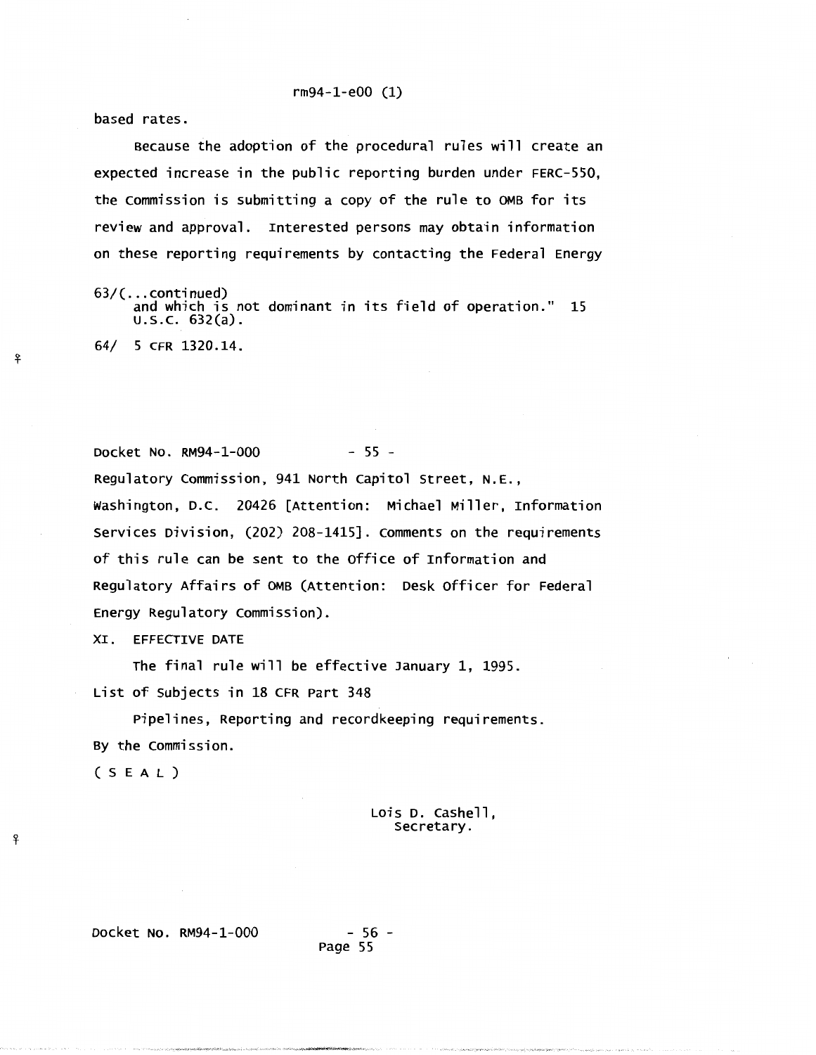based rates.

Because the adoption of the procedural rules will create an expected increase in the public reporting burden under FERC-550, the Commission is submitting a copy of the rule to OMB for its review and approval. Interested persons may obtain information on these reporting requirements by contacting the Federal Energy

63/(...continued) and which is not dominant in its field of operation." 15 U.S.C. 632(a).

64/ 5 CFR 1320.14.

Regulatory Commission, 941 North Capitol Street, N.E., Washington, D.C. 20426 [Attention: Michael Miller, Information Services Division, (202) 208-1415]. Comments on the requirements of this rule can be sent to the Office of Information and Regulatory Affairs of OMB (Attention: Desk Officer for Federal Energy Regulatory Commission).

## XI. EFFECTIVE DATE

The final rule will be effective January 1, 1995.

List of Subjects in 18 CFR Part 348

Pipelines, Reporting and recordkeeping requirements.

By the Commission.

( S E A L )

Lois D. Cashell,
Secretary.